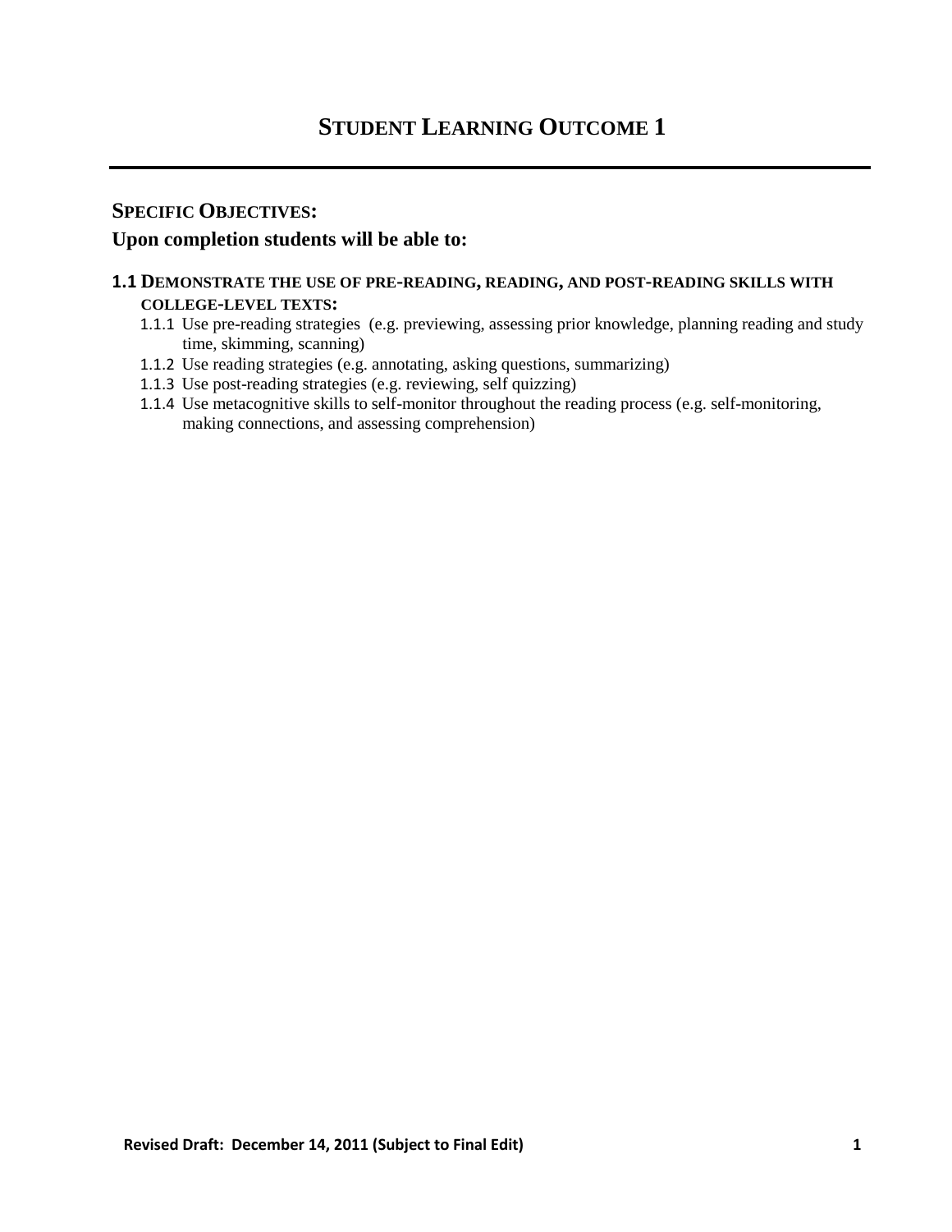# STUDENT LEARNING OUTCOME 1

## SPECIFIC OBJECTIVES:

**Upon completion students will be able to:**

### 1.1 DEMONSTRATE THE USE OF PRE-READING, READING, AND POST-READING SKILLS WITH COLLEGE-LEVEL TEXTS:

- 1.1.1 Use pre-reading strategies (e.g. previewing, assessing prior knowledge, planning reading and study time, skimming, scanning)
- 1.1.2 Use reading strategies (e.g. annotating, asking questions, summarizing)
- 1.1.3 Use post-reading strategies (e.g. reviewing, self quizzing)
- 1.1.4 Use metacognitive skills to self-monitor throughout the reading process (e.g. self-monitoring, making connections, and assessing comprehension)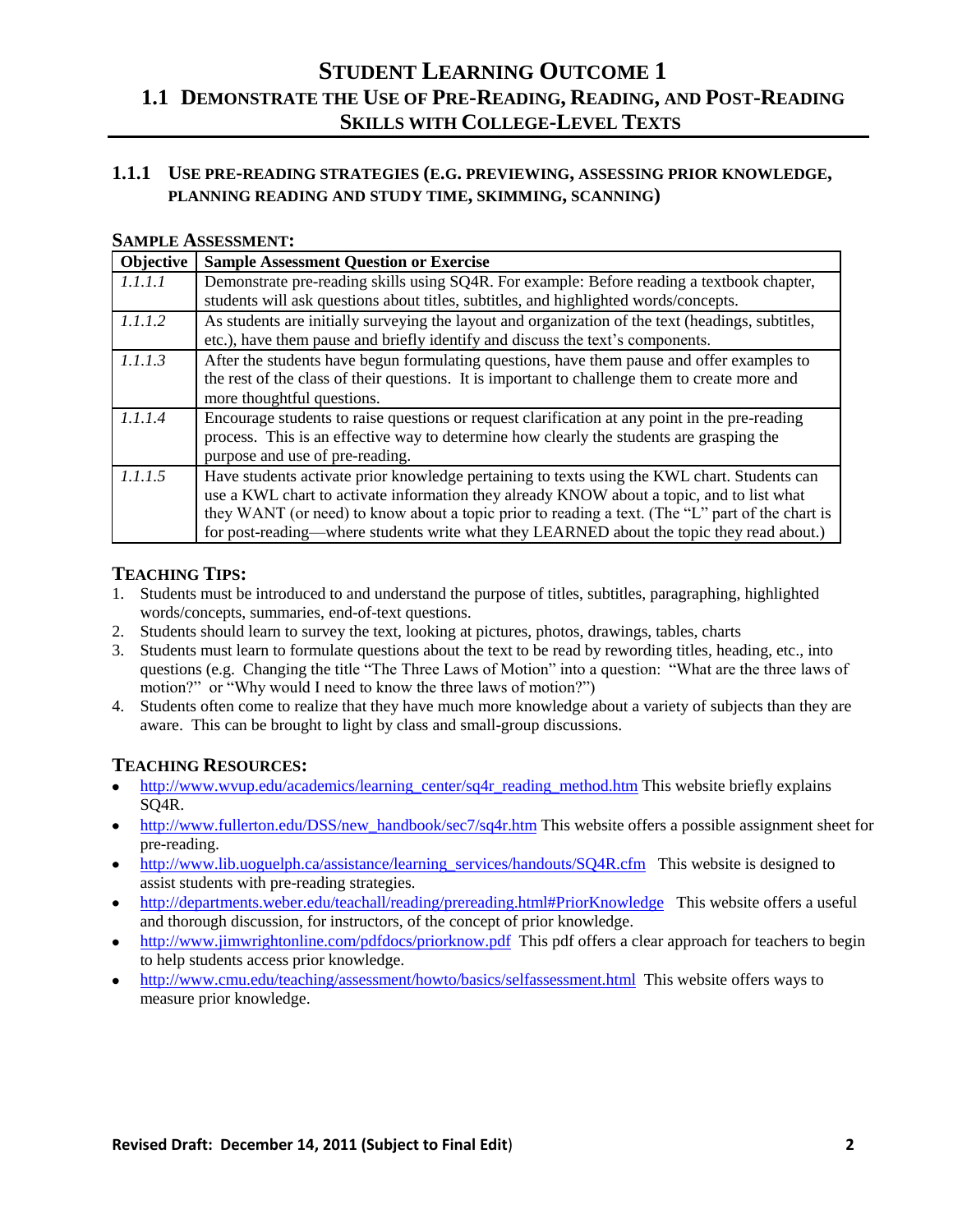# STUDENT LEARNING OUTCOME 1

## 1.1 DEMONSTRATE THE USE OF PRE-READING, READING, AND POST-READING SKILLS WITH COLLEGE-LEVEL TEXTS

### 1.1.1 USE PRE-READING STRATEGIES (E.G. PREVIEWING, ASSESSING PRIOR KNOWLEDGE, PLANNING READING AND STUDY TIME, SKIMMING, SCANNING)

**SAMPLE ASSESSMENT:**

| Objective | Sample Assessment Question or Exercise |
|---|---|
| *1.1.1.1* | Demonstrate pre-reading skills using SQ4R. For example: Before reading a textbook chapter, students will ask questions about titles, subtitles, and highlighted words/concepts. |
| *1.1.1.2* | As students are initially surveying the layout and organization of the text (headings, subtitles, etc.), have them pause and briefly identify and discuss the text's components. |
| *1.1.1.3* | After the students have begun formulating questions, have them pause and offer examples to the rest of the class of their questions. It is important to challenge them to create more and more thoughtful questions. |
| *1.1.1.4* | Encourage students to raise questions or request clarification at any point in the pre-reading process. This is an effective way to determine how clearly the students are grasping the purpose and use of pre-reading. |
| *1.1.1.5* | Have students activate prior knowledge pertaining to texts using the KWL chart. Students can use a KWL chart to activate information they already KNOW about a topic, and to list what they WANT (or need) to know about a topic prior to reading a text. (The "L" part of the chart is for post-reading—where students write what they LEARNED about the topic they read about.) |

**TEACHING TIPS:**

1. Students must be introduced to and understand the purpose of titles, subtitles, paragraphing, highlighted words/concepts, summaries, end-of-text questions.
2. Students should learn to survey the text, looking at pictures, photos, drawings, tables, charts
3. Students must learn to formulate questions about the text to be read by rewording titles, heading, etc., into questions (e.g. Changing the title "The Three Laws of Motion" into a question: "What are the three laws of motion?" or "Why would I need to know the three laws of motion?")
4. Students often come to realize that they have much more knowledge about a variety of subjects than they are aware. This can be brought to light by class and small-group discussions.

**TEACHING RESOURCES:**

- http://www.wvup.edu/academics/learning_center/sq4r_reading_method.htm This website briefly explains SQ4R.
- http://www.fullerton.edu/DSS/new_handbook/sec7/sq4r.htm This website offers a possible assignment sheet for pre-reading.
- http://www.lib.uoguelph.ca/assistance/learning_services/handouts/SQ4R.cfm This website is designed to assist students with pre-reading strategies.
- http://departments.weber.edu/teachall/reading/prereading.html#PriorKnowledge This website offers a useful and thorough discussion, for instructors, of the concept of prior knowledge.
- http://www.jimwrightonline.com/pdfdocs/priorknow.pdf This pdf offers a clear approach for teachers to begin to help students access prior knowledge.
- http://www.cmu.edu/teaching/assessment/howto/basics/selfassessment.html This website offers ways to measure prior knowledge.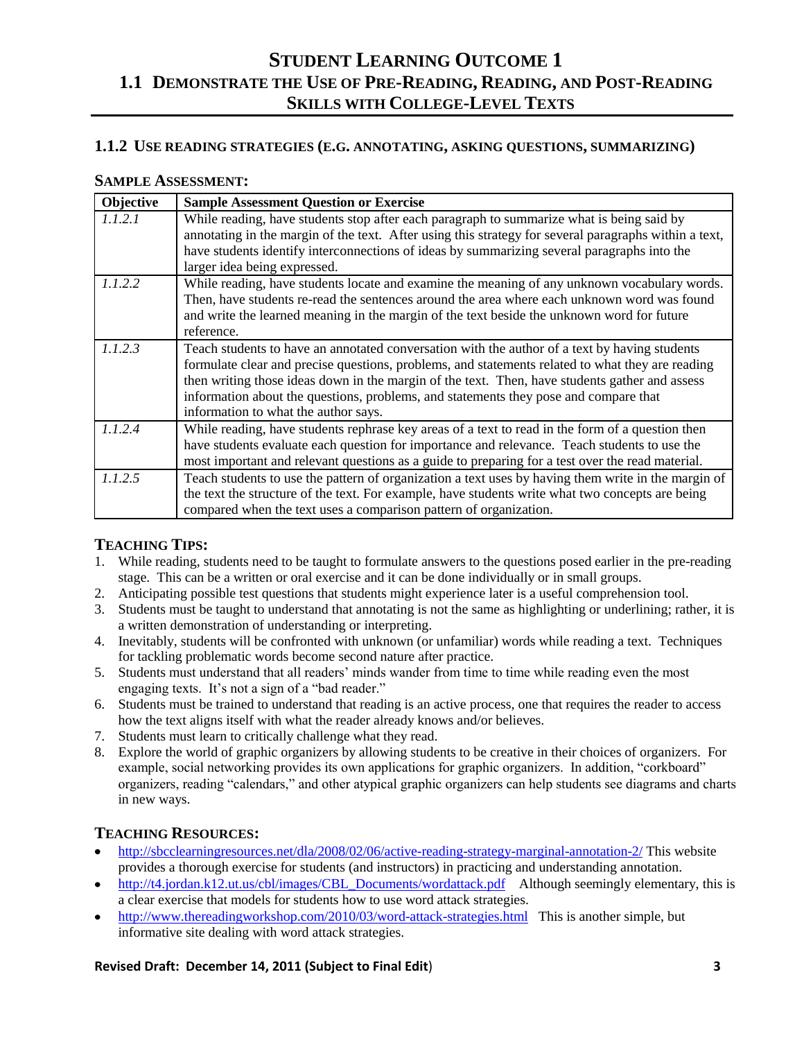# STUDENT LEARNING OUTCOME 1

## 1.1 DEMONSTRATE THE USE OF PRE-READING, READING, AND POST-READING SKILLS WITH COLLEGE-LEVEL TEXTS

### 1.1.2 USE READING STRATEGIES (E.G. ANNOTATING, ASKING QUESTIONS, SUMMARIZING)

**SAMPLE ASSESSMENT:**

| Objective | Sample Assessment Question or Exercise |
|---|---|
| *1.1.2.1* | While reading, have students stop after each paragraph to summarize what is being said by annotating in the margin of the text. After using this strategy for several paragraphs within a text, have students identify interconnections of ideas by summarizing several paragraphs into the larger idea being expressed. |
| *1.1.2.2* | While reading, have students locate and examine the meaning of any unknown vocabulary words. Then, have students re-read the sentences around the area where each unknown word was found and write the learned meaning in the margin of the text beside the unknown word for future reference. |
| *1.1.2.3* | Teach students to have an annotated conversation with the author of a text by having students formulate clear and precise questions, problems, and statements related to what they are reading then writing those ideas down in the margin of the text. Then, have students gather and assess information about the questions, problems, and statements they pose and compare that information to what the author says. |
| *1.1.2.4* | While reading, have students rephrase key areas of a text to read in the form of a question then have students evaluate each question for importance and relevance. Teach students to use the most important and relevant questions as a guide to preparing for a test over the read material. |
| *1.1.2.5* | Teach students to use the pattern of organization a text uses by having them write in the margin of the text the structure of the text. For example, have students write what two concepts are being compared when the text uses a comparison pattern of organization. |

**TEACHING TIPS:**

1. While reading, students need to be taught to formulate answers to the questions posed earlier in the pre-reading stage. This can be a written or oral exercise and it can be done individually or in small groups.
2. Anticipating possible test questions that students might experience later is a useful comprehension tool.
3. Students must be taught to understand that annotating is not the same as highlighting or underlining; rather, it is a written demonstration of understanding or interpreting.
4. Inevitably, students will be confronted with unknown (or unfamiliar) words while reading a text. Techniques for tackling problematic words become second nature after practice.
5. Students must understand that all readers' minds wander from time to time while reading even the most engaging texts. It's not a sign of a "bad reader."
6. Students must be trained to understand that reading is an active process, one that requires the reader to access how the text aligns itself with what the reader already knows and/or believes.
7. Students must learn to critically challenge what they read.
8. Explore the world of graphic organizers by allowing students to be creative in their choices of organizers. For example, social networking provides its own applications for graphic organizers. In addition, "corkboard" organizers, reading "calendars," and other atypical graphic organizers can help students see diagrams and charts in new ways.

**TEACHING RESOURCES:**

- http://sbcclearningresources.net/dla/2008/02/06/active-reading-strategy-marginal-annotation-2/ This website provides a thorough exercise for students (and instructors) in practicing and understanding annotation.
- http://t4.jordan.k12.ut.us/cbl/images/CBL_Documents/wordattack.pdf Although seemingly elementary, this is a clear exercise that models for students how to use word attack strategies.
- http://www.thereadingworkshop.com/2010/03/word-attack-strategies.html This is another simple, but informative site dealing with word attack strategies.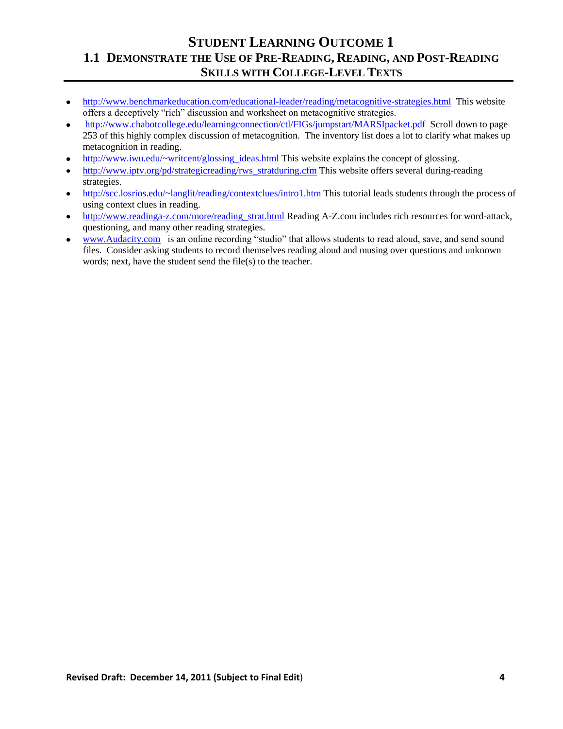# Student Learning Outcome 1

## 1.1 Demonstrate the Use of Pre-Reading, Reading, and Post-Reading Skills with College-Level Texts

- http://www.benchmarkeducation.com/educational-leader/reading/metacognitive-strategies.html This website offers a deceptively "rich" discussion and worksheet on metacognitive strategies.
- http://www.chabotcollege.edu/learningconnection/ctl/FIGs/jumpstart/MARSIpacket.pdf Scroll down to page 253 of this highly complex discussion of metacognition. The inventory list does a lot to clarify what makes up metacognition in reading.
- http://www.iwu.edu/~writcent/glossing_ideas.html This website explains the concept of glossing.
- http://www.iptv.org/pd/strategicreading/rws_stratduring.cfm This website offers several during-reading strategies.
- http://scc.losrios.edu/~langlit/reading/contextclues/intro1.htm This tutorial leads students through the process of using context clues in reading.
- http://www.readinga-z.com/more/reading_strat.html Reading A-Z.com includes rich resources for word-attack, questioning, and many other reading strategies.
- www.Audacity.com is an online recording "studio" that allows students to read aloud, save, and send sound files. Consider asking students to record themselves reading aloud and musing over questions and unknown words; next, have the student send the file(s) to the teacher.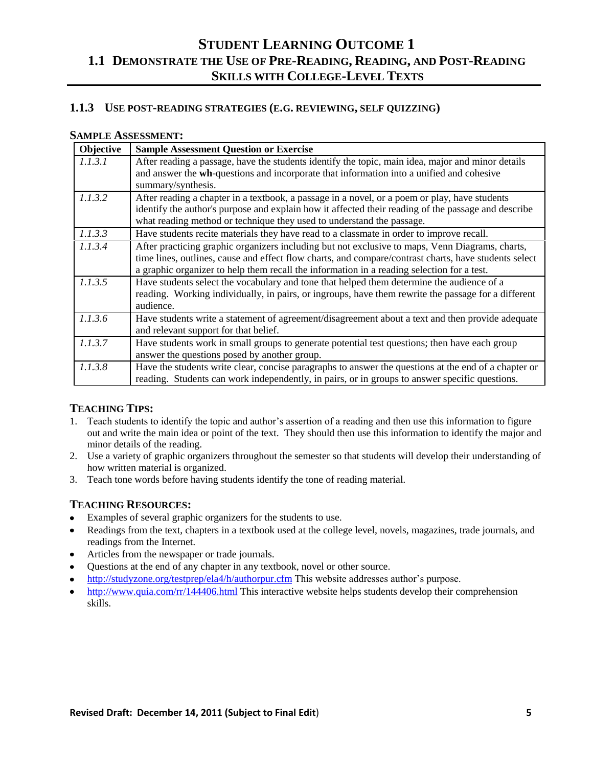# STUDENT LEARNING OUTCOME 1

## 1.1 DEMONSTRATE THE USE OF PRE-READING, READING, AND POST-READING SKILLS WITH COLLEGE-LEVEL TEXTS

### 1.1.3 USE POST-READING STRATEGIES (E.G. REVIEWING, SELF QUIZZING)

**SAMPLE ASSESSMENT:**

| Objective | Sample Assessment Question or Exercise |
|---|---|
| *1.1.3.1* | After reading a passage, have the students identify the topic, main idea, major and minor details and answer the **wh**-questions and incorporate that information into a unified and cohesive summary/synthesis. |
| *1.1.3.2* | After reading a chapter in a textbook, a passage in a novel, or a poem or play, have students identify the author's purpose and explain how it affected their reading of the passage and describe what reading method or technique they used to understand the passage. |
| *1.1.3.3* | Have students recite materials they have read to a classmate in order to improve recall. |
| *1.1.3.4* | After practicing graphic organizers including but not exclusive to maps, Venn Diagrams, charts, time lines, outlines, cause and effect flow charts, and compare/contrast charts, have students select a graphic organizer to help them recall the information in a reading selection for a test. |
| *1.1.3.5* | Have students select the vocabulary and tone that helped them determine the audience of a reading. Working individually, in pairs, or ingroups, have them rewrite the passage for a different audience. |
| *1.1.3.6* | Have students write a statement of agreement/disagreement about a text and then provide adequate and relevant support for that belief. |
| *1.1.3.7* | Have students work in small groups to generate potential test questions; then have each group answer the questions posed by another group. |
| *1.1.3.8* | Have the students write clear, concise paragraphs to answer the questions at the end of a chapter or reading. Students can work independently, in pairs, or in groups to answer specific questions. |

### TEACHING TIPS:

1. Teach students to identify the topic and author's assertion of a reading and then use this information to figure out and write the main idea or point of the text. They should then use this information to identify the major and minor details of the reading.
2. Use a variety of graphic organizers throughout the semester so that students will develop their understanding of how written material is organized.
3. Teach tone words before having students identify the tone of reading material.

### TEACHING RESOURCES:

- Examples of several graphic organizers for the students to use.
- Readings from the text, chapters in a textbook used at the college level, novels, magazines, trade journals, and readings from the Internet.
- Articles from the newspaper or trade journals.
- Questions at the end of any chapter in any textbook, novel or other source.
- http://studyzone.org/testprep/ela4/h/authorpur.cfm This website addresses author's purpose.
- http://www.quia.com/rr/144406.html This interactive website helps students develop their comprehension skills.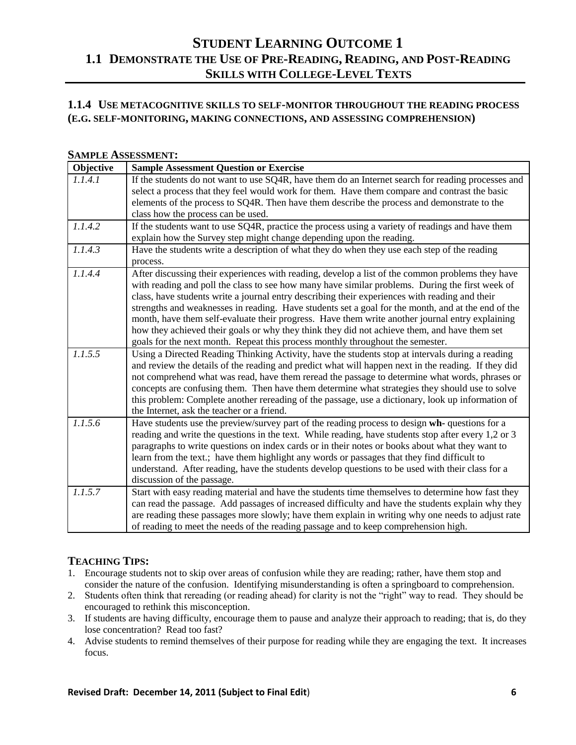# STUDENT LEARNING OUTCOME 1

## 1.1 DEMONSTRATE THE USE OF PRE-READING, READING, AND POST-READING SKILLS WITH COLLEGE-LEVEL TEXTS

### 1.1.4 USE METACOGNITIVE SKILLS TO SELF-MONITOR THROUGHOUT THE READING PROCESS (E.G. SELF-MONITORING, MAKING CONNECTIONS, AND ASSESSING COMPREHENSION)

**SAMPLE ASSESSMENT:**

| Objective | Sample Assessment Question or Exercise |
|---|---|
| *1.1.4.1* | If the students do not want to use SQ4R, have them do an Internet search for reading processes and select a process that they feel would work for them. Have them compare and contrast the basic elements of the process to SQ4R. Then have them describe the process and demonstrate to the class how the process can be used. |
| *1.1.4.2* | If the students want to use SQ4R, practice the process using a variety of readings and have them explain how the Survey step might change depending upon the reading. |
| *1.1.4.3* | Have the students write a description of what they do when they use each step of the reading process. |
| *1.1.4.4* | After discussing their experiences with reading, develop a list of the common problems they have with reading and poll the class to see how many have similar problems. During the first week of class, have students write a journal entry describing their experiences with reading and their strengths and weaknesses in reading. Have students set a goal for the month, and at the end of the month, have them self-evaluate their progress. Have them write another journal entry explaining how they achieved their goals or why they think they did not achieve them, and have them set goals for the next month. Repeat this process monthly throughout the semester. |
| *1.1.5.5* | Using a Directed Reading Thinking Activity, have the students stop at intervals during a reading and review the details of the reading and predict what will happen next in the reading. If they did not comprehend what was read, have them reread the passage to determine what words, phrases or concepts are confusing them. Then have them determine what strategies they should use to solve this problem: Complete another rereading of the passage, use a dictionary, look up information of the Internet, ask the teacher or a friend. |
| *1.1.5.6* | Have students use the preview/survey part of the reading process to design **wh-** questions for a reading and write the questions in the text. While reading, have students stop after every 1,2 or 3 paragraphs to write questions on index cards or in their notes or books about what they want to learn from the text.; have them highlight any words or passages that they find difficult to understand. After reading, have the students develop questions to be used with their class for a discussion of the passage. |
| *1.1.5.7* | Start with easy reading material and have the students time themselves to determine how fast they can read the passage. Add passages of increased difficulty and have the students explain why they are reading these passages more slowly; have them explain in writing why one needs to adjust rate of reading to meet the needs of the reading passage and to keep comprehension high. |

## TEACHING TIPS:

1. Encourage students not to skip over areas of confusion while they are reading; rather, have them stop and consider the nature of the confusion. Identifying misunderstanding is often a springboard to comprehension.
2. Students often think that rereading (or reading ahead) for clarity is not the "right" way to read. They should be encouraged to rethink this misconception.
3. If students are having difficulty, encourage them to pause and analyze their approach to reading; that is, do they lose concentration? Read too fast?
4. Advise students to remind themselves of their purpose for reading while they are engaging the text. It increases focus.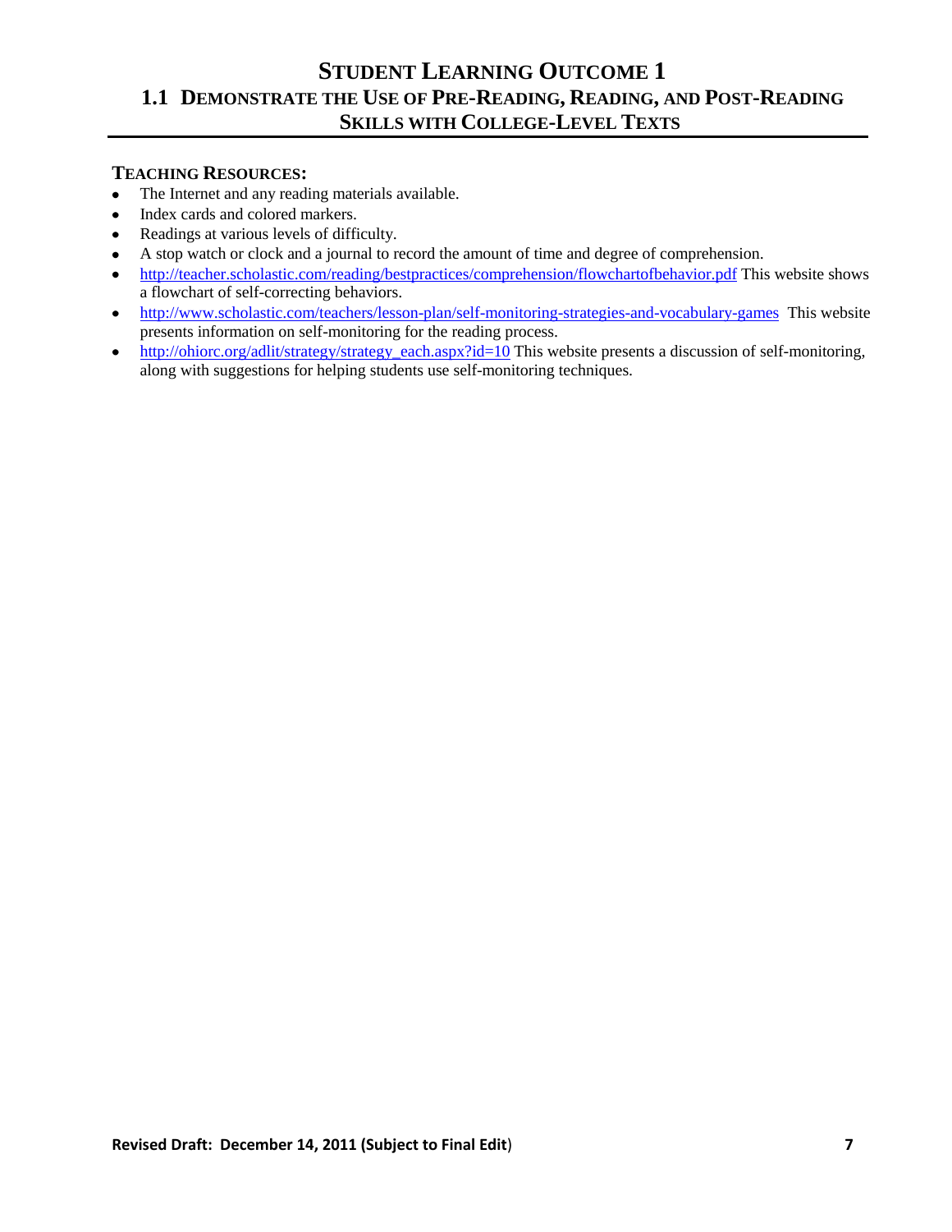# STUDENT LEARNING OUTCOME 1

## 1.1 DEMONSTRATE THE USE OF PRE-READING, READING, AND POST-READING SKILLS WITH COLLEGE-LEVEL TEXTS

### TEACHING RESOURCES:

- The Internet and any reading materials available.
- Index cards and colored markers.
- Readings at various levels of difficulty.
- A stop watch or clock and a journal to record the amount of time and degree of comprehension.
- http://teacher.scholastic.com/reading/bestpractices/comprehension/flowchartofbehavior.pdf This website shows a flowchart of self-correcting behaviors.
- http://www.scholastic.com/teachers/lesson-plan/self-monitoring-strategies-and-vocabulary-games This website presents information on self-monitoring for the reading process.
- http://ohiorc.org/adlit/strategy/strategy_each.aspx?id=10 This website presents a discussion of self-monitoring, along with suggestions for helping students use self-monitoring techniques.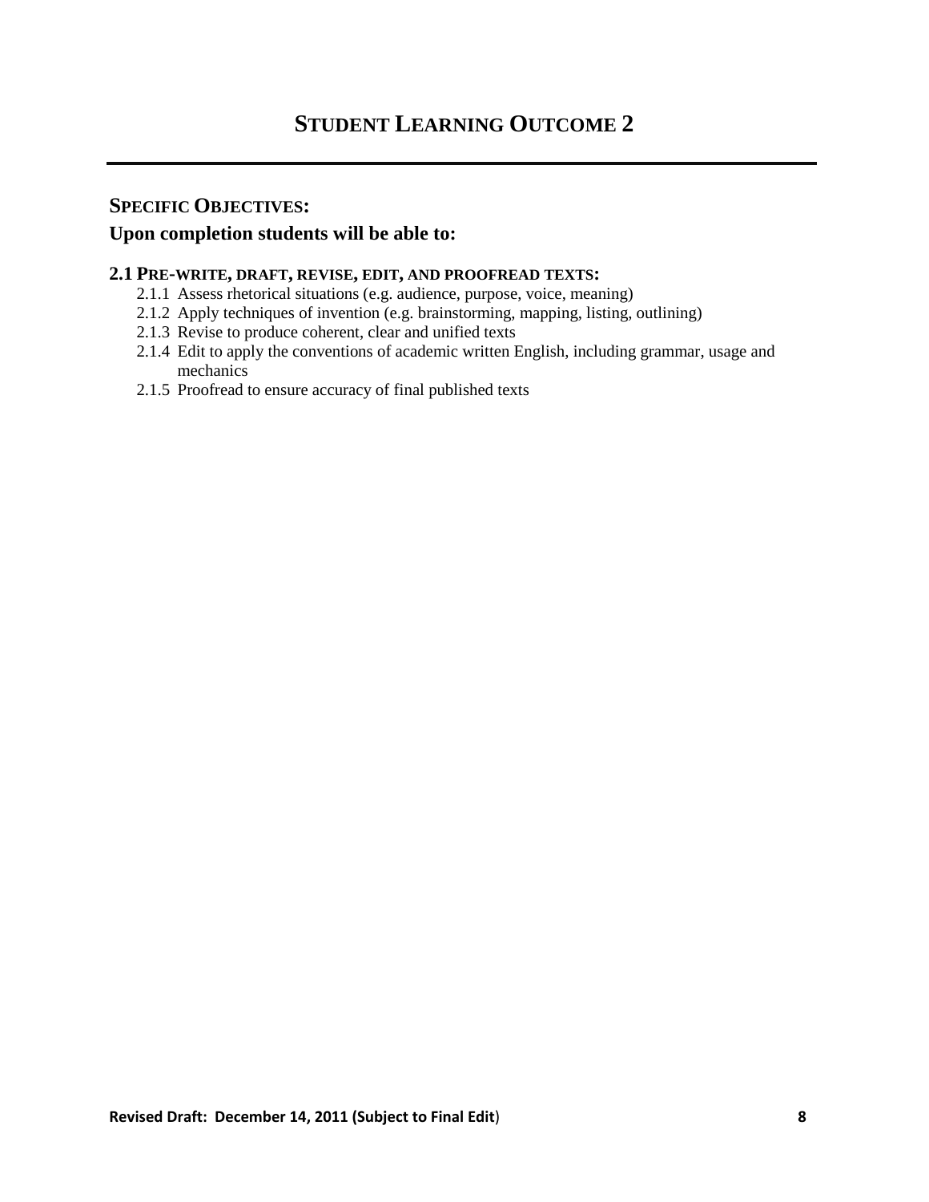# STUDENT LEARNING OUTCOME 2

---

## SPECIFIC OBJECTIVES:

### Upon completion students will be able to:

**2.1 PRE-WRITE, DRAFT, REVISE, EDIT, AND PROOFREAD TEXTS:**

- 2.1.1 Assess rhetorical situations (e.g. audience, purpose, voice, meaning)
- 2.1.2 Apply techniques of invention (e.g. brainstorming, mapping, listing, outlining)
- 2.1.3 Revise to produce coherent, clear and unified texts
- 2.1.4 Edit to apply the conventions of academic written English, including grammar, usage and mechanics
- 2.1.5 Proofread to ensure accuracy of final published texts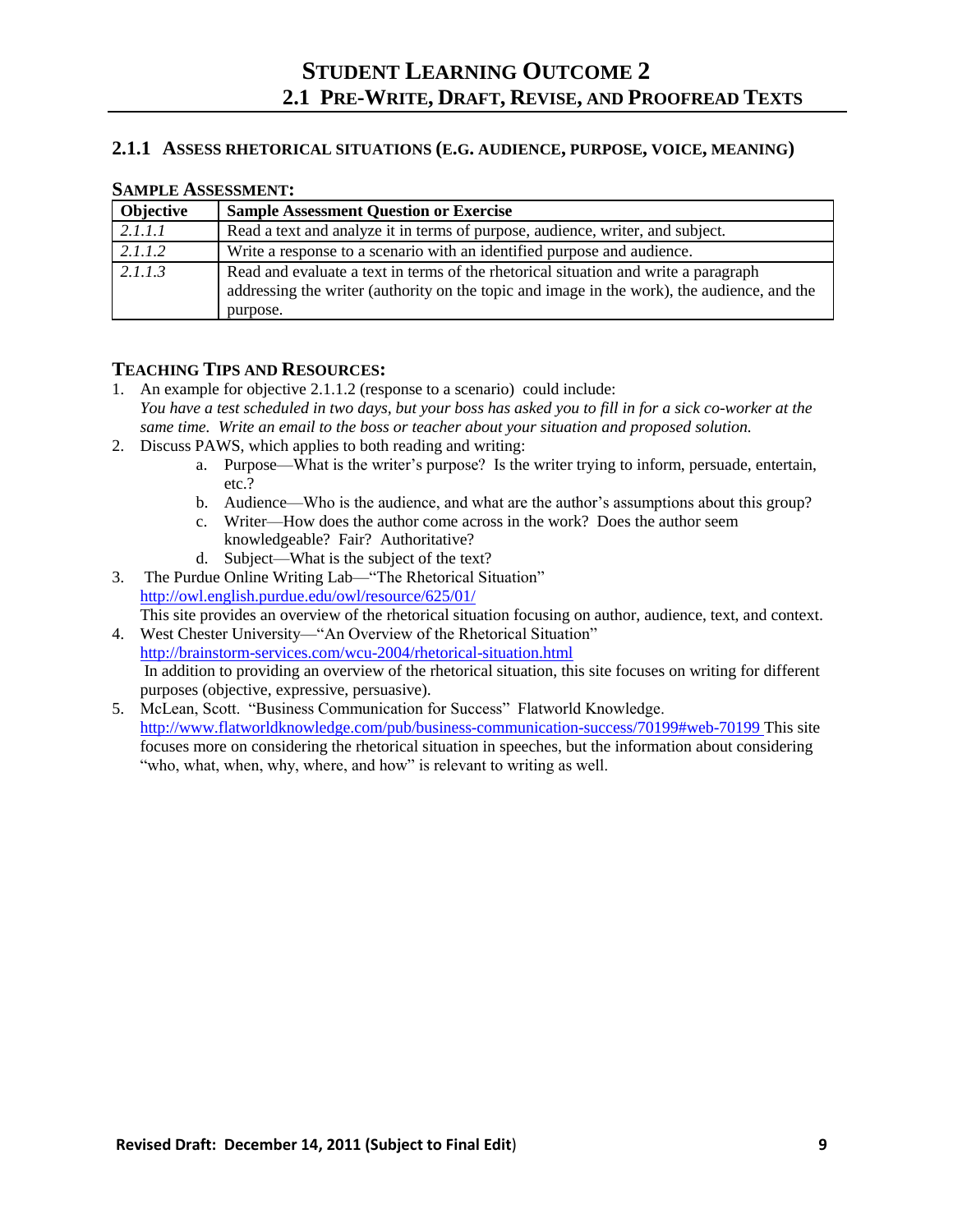# STUDENT LEARNING OUTCOME 2

## 2.1 PRE-WRITE, DRAFT, REVISE, AND PROOFREAD TEXTS

### 2.1.1 ASSESS RHETORICAL SITUATIONS (E.G. AUDIENCE, PURPOSE, VOICE, MEANING)

**SAMPLE ASSESSMENT:**

| Objective | Sample Assessment Question or Exercise |
|---|---|
| *2.1.1.1* | Read a text and analyze it in terms of purpose, audience, writer, and subject. |
| *2.1.1.2* | Write a response to a scenario with an identified purpose and audience. |
| *2.1.1.3* | Read and evaluate a text in terms of the rhetorical situation and write a paragraph addressing the writer (authority on the topic and image in the work), the audience, and the purpose. |

**TEACHING TIPS AND RESOURCES:**

1. An example for objective 2.1.1.2 (response to a scenario) could include:
   *You have a test scheduled in two days, but your boss has asked you to fill in for a sick co-worker at the same time. Write an email to the boss or teacher about your situation and proposed solution.*
2. Discuss PAWS, which applies to both reading and writing:
   a. Purpose—What is the writer's purpose? Is the writer trying to inform, persuade, entertain, etc.?
   b. Audience—Who is the audience, and what are the author's assumptions about this group?
   c. Writer—How does the author come across in the work? Does the author seem knowledgeable? Fair? Authoritative?
   d. Subject—What is the subject of the text?
3. The Purdue Online Writing Lab—"The Rhetorical Situation"
   http://owl.english.purdue.edu/owl/resource/625/01/
   This site provides an overview of the rhetorical situation focusing on author, audience, text, and context.
4. West Chester University—"An Overview of the Rhetorical Situation"
   http://brainstorm-services.com/wcu-2004/rhetorical-situation.html
   In addition to providing an overview of the rhetorical situation, this site focuses on writing for different purposes (objective, expressive, persuasive).
5. McLean, Scott. "Business Communication for Success" Flatworld Knowledge.
   http://www.flatworldknowledge.com/pub/business-communication-success/70199#web-70199 This site focuses more on considering the rhetorical situation in speeches, but the information about considering "who, what, when, why, where, and how" is relevant to writing as well.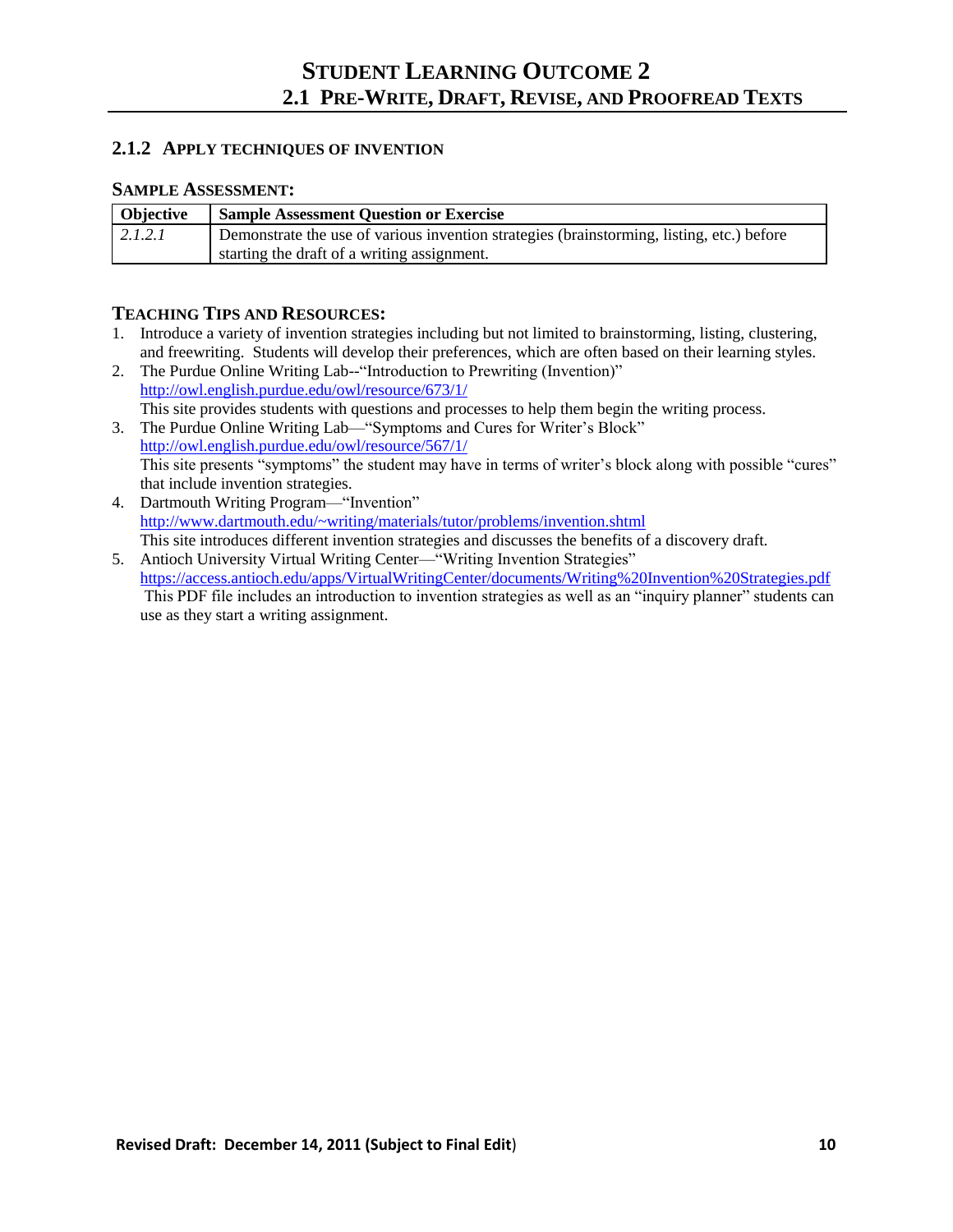# Student Learning Outcome 2

## 2.1 Pre-Write, Draft, Revise, and Proofread Texts

### 2.1.2 Apply Techniques of Invention

#### Sample Assessment:

| Objective | Sample Assessment Question or Exercise |
|---|---|
| *2.1.2.1* | Demonstrate the use of various invention strategies (brainstorming, listing, etc.) before starting the draft of a writing assignment. |

#### Teaching Tips and Resources:

1. Introduce a variety of invention strategies including but not limited to brainstorming, listing, clustering, and freewriting. Students will develop their preferences, which are often based on their learning styles.
2. The Purdue Online Writing Lab--"Introduction to Prewriting (Invention)"
   http://owl.english.purdue.edu/owl/resource/673/1/
   This site provides students with questions and processes to help them begin the writing process.
3. The Purdue Online Writing Lab—"Symptoms and Cures for Writer's Block"
   http://owl.english.purdue.edu/owl/resource/567/1/
   This site presents "symptoms" the student may have in terms of writer's block along with possible "cures" that include invention strategies.
4. Dartmouth Writing Program—"Invention"
   http://www.dartmouth.edu/~writing/materials/tutor/problems/invention.shtml
   This site introduces different invention strategies and discusses the benefits of a discovery draft.
5. Antioch University Virtual Writing Center—"Writing Invention Strategies"
   https://access.antioch.edu/apps/VirtualWritingCenter/documents/Writing%20Invention%20Strategies.pdf
   This PDF file includes an introduction to invention strategies as well as an "inquiry planner" students can use as they start a writing assignment.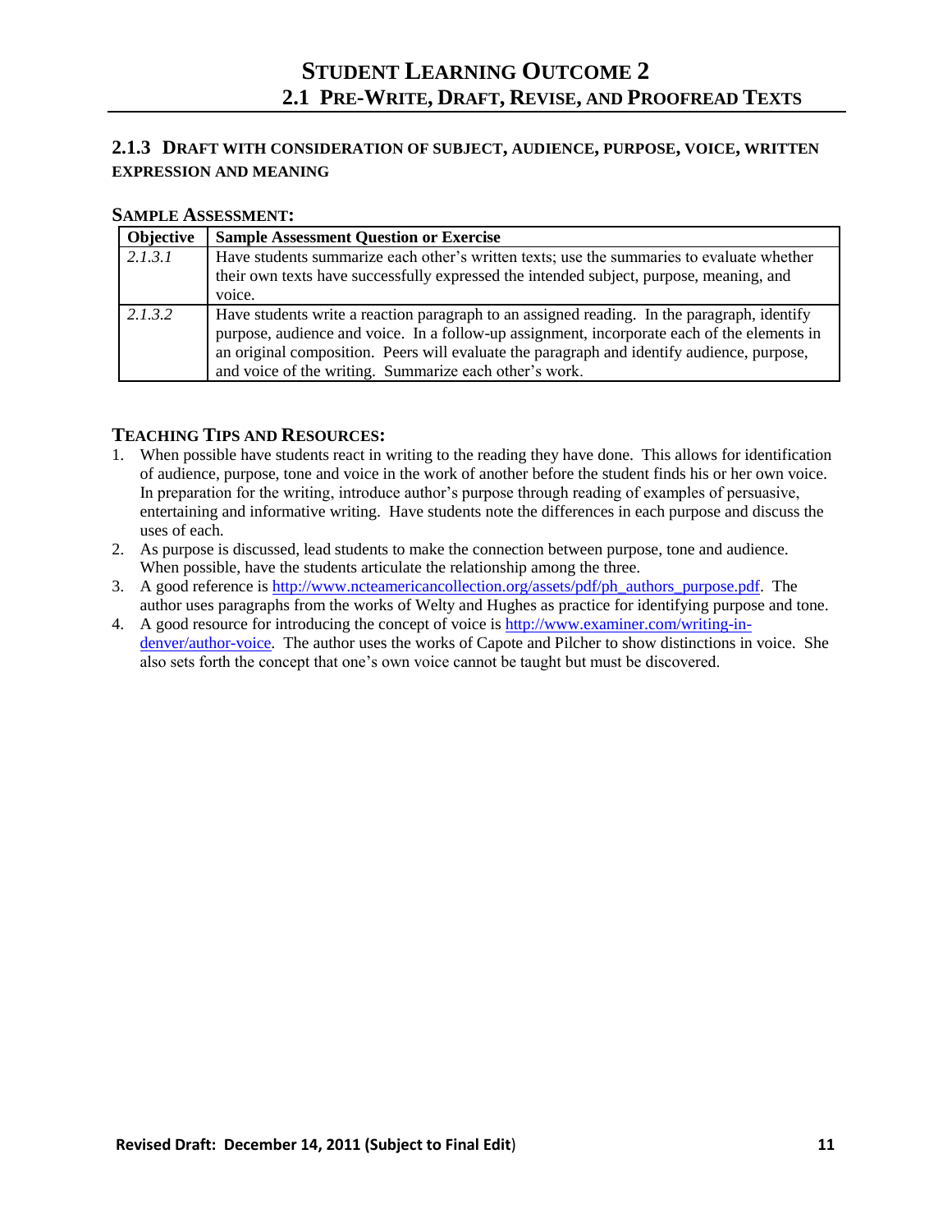# STUDENT LEARNING OUTCOME 2

## 2.1 PRE-WRITE, DRAFT, REVISE, AND PROOFREAD TEXTS

### 2.1.3 DRAFT WITH CONSIDERATION OF SUBJECT, AUDIENCE, PURPOSE, VOICE, WRITTEN EXPRESSION AND MEANING

**SAMPLE ASSESSMENT:**

| Objective | Sample Assessment Question or Exercise |
|---|---|
| *2.1.3.1* | Have students summarize each other's written texts; use the summaries to evaluate whether their own texts have successfully expressed the intended subject, purpose, meaning, and voice. |
| *2.1.3.2* | Have students write a reaction paragraph to an assigned reading. In the paragraph, identify purpose, audience and voice. In a follow-up assignment, incorporate each of the elements in an original composition. Peers will evaluate the paragraph and identify audience, purpose, and voice of the writing. Summarize each other's work. |

**TEACHING TIPS AND RESOURCES:**

1. When possible have students react in writing to the reading they have done. This allows for identification of audience, purpose, tone and voice in the work of another before the student finds his or her own voice. In preparation for the writing, introduce author's purpose through reading of examples of persuasive, entertaining and informative writing. Have students note the differences in each purpose and discuss the uses of each.
2. As purpose is discussed, lead students to make the connection between purpose, tone and audience. When possible, have the students articulate the relationship among the three.
3. A good reference is http://www.ncteamericancollection.org/assets/pdf/ph_authors_purpose.pdf. The author uses paragraphs from the works of Welty and Hughes as practice for identifying purpose and tone.
4. A good resource for introducing the concept of voice is http://www.examiner.com/writing-in-denver/author-voice. The author uses the works of Capote and Pilcher to show distinctions in voice. She also sets forth the concept that one's own voice cannot be taught but must be discovered.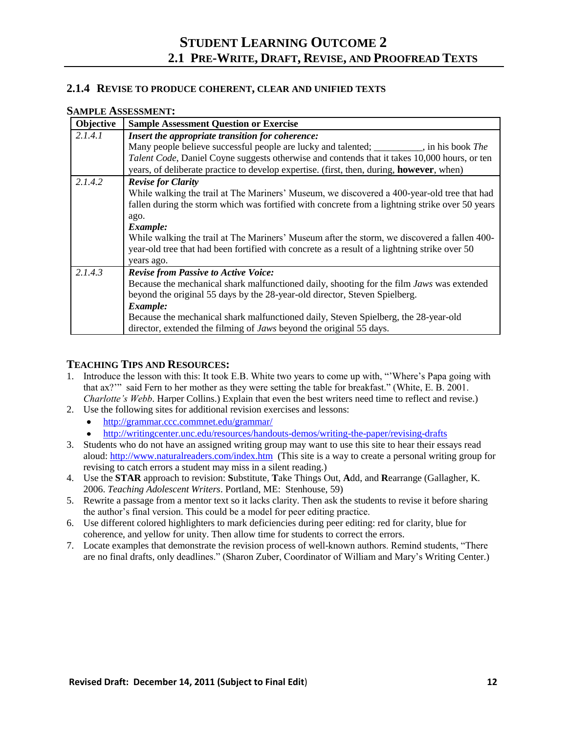# STUDENT LEARNING OUTCOME 2

## 2.1 PRE-WRITE, DRAFT, REVISE, AND PROOFREAD TEXTS

### 2.1.4 REVISE TO PRODUCE COHERENT, CLEAR AND UNIFIED TEXTS

**SAMPLE ASSESSMENT:**

| Objective | Sample Assessment Question or Exercise |
|---|---|
| *2.1.4.1* | ***Insert the appropriate transition for coherence:*** Many people believe successful people are lucky and talented; __________, in his book *The Talent Code*, Daniel Coyne suggests otherwise and contends that it takes 10,000 hours, or ten years, of deliberate practice to develop expertise. (first, then, during, **however**, when) |
| *2.1.4.2* | ***Revise for Clarity*** While walking the trail at The Mariners' Museum, we discovered a 400-year-old tree that had fallen during the storm which was fortified with concrete from a lightning strike over 50 years ago. ***Example:*** While walking the trail at The Mariners' Museum after the storm, we discovered a fallen 400-year-old tree that had been fortified with concrete as a result of a lightning strike over 50 years ago. |
| *2.1.4.3* | ***Revise from Passive to Active Voice:*** Because the mechanical shark malfunctioned daily, shooting for the film *Jaws* was extended beyond the original 55 days by the 28-year-old director, Steven Spielberg. ***Example:*** Because the mechanical shark malfunctioned daily, Steven Spielberg, the 28-year-old director, extended the filming of *Jaws* beyond the original 55 days. |

**TEACHING TIPS AND RESOURCES:**

1. Introduce the lesson with this: It took E.B. White two years to come up with, "'Where's Papa going with that ax?'" said Fern to her mother as they were setting the table for breakfast." (White, E. B. 2001. *Charlotte's Webb*. Harper Collins.) Explain that even the best writers need time to reflect and revise.)
2. Use the following sites for additional revision exercises and lessons:
   - http://grammar.ccc.commnet.edu/grammar/
   - http://writingcenter.unc.edu/resources/handouts-demos/writing-the-paper/revising-drafts
3. Students who do not have an assigned writing group may want to use this site to hear their essays read aloud: http://www.naturalreaders.com/index.htm (This site is a way to create a personal writing group for revising to catch errors a student may miss in a silent reading.)
4. Use the **STAR** approach to revision: **S**ubstitute, **T**ake Things Out, **A**dd, and **R**earrange (Gallagher, K. 2006. *Teaching Adolescent Writers*. Portland, ME: Stenhouse, 59)
5. Rewrite a passage from a mentor text so it lacks clarity. Then ask the students to revise it before sharing the author's final version. This could be a model for peer editing practice.
6. Use different colored highlighters to mark deficiencies during peer editing: red for clarity, blue for coherence, and yellow for unity. Then allow time for students to correct the errors.
7. Locate examples that demonstrate the revision process of well-known authors. Remind students, "There are no final drafts, only deadlines." (Sharon Zuber, Coordinator of William and Mary's Writing Center.)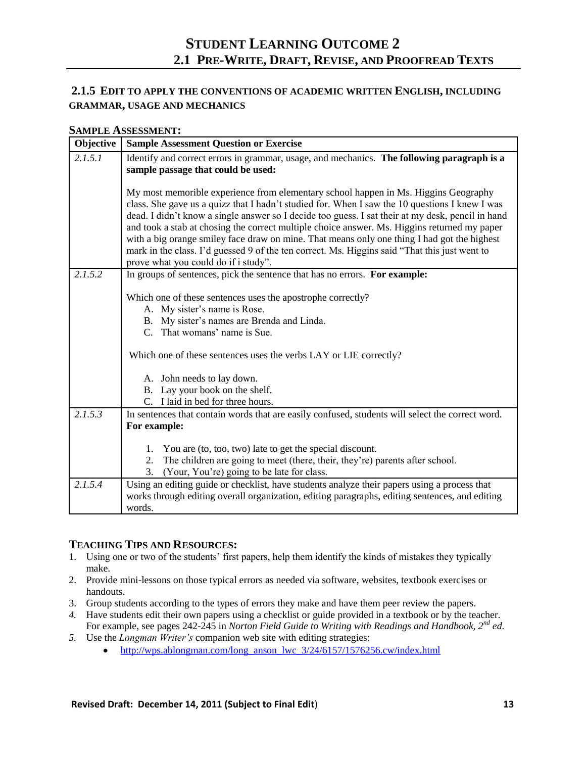# Student Learning Outcome 2

## 2.1 Pre-Write, Draft, Revise, and Proofread Texts

### 2.1.5 Edit to apply the conventions of academic written English, including grammar, usage and mechanics

**Sample Assessment:**

| Objective | Sample Assessment Question or Exercise |
|---|---|
| *2.1.5.1* | Identify and correct errors in grammar, usage, and mechanics. **The following paragraph is a sample passage that could be used:**<br><br>My most memorible experience from elementary school happen in Ms. Higgins Geography class. She gave us a quizz that I hadn't studied for. When I saw the 10 questions I knew I was dead. I didn't know a single answer so I decide too guess. I sat their at my desk, pencil in hand and took a stab at chosing the correct multiple choice answer. Ms. Higgins returned my paper with a big orange smiley face draw on mine. That means only one thing I had got the highest mark in the class. I'd guessed 9 of the ten correct. Ms. Higgins said "That this just went to prove what you could do if i study". |
| *2.1.5.2* | In groups of sentences, pick the sentence that has no errors. **For example:**<br><br>Which one of these sentences uses the apostrophe correctly?<br>A. My sister's name is Rose.<br>B. My sister's names are Brenda and Linda.<br>C. That womans' name is Sue.<br><br>Which one of these sentences uses the verbs LAY or LIE correctly?<br><br>A. John needs to lay down.<br>B. Lay your book on the shelf.<br>C. I laid in bed for three hours. |
| *2.1.5.3* | In sentences that contain words that are easily confused, students will select the correct word. **For example:**<br><br>1. You are (to, too, two) late to get the special discount.<br>2. The children are going to meet (there, their, they're) parents after school.<br>3. (Your, You're) going to be late for class. |
| *2.1.5.4* | Using an editing guide or checklist, have students analyze their papers using a process that works through editing overall organization, editing paragraphs, editing sentences, and editing words. |

**Teaching Tips and Resources:**

1. Using one or two of the students' first papers, help them identify the kinds of mistakes they typically make.
2. Provide mini-lessons on those typical errors as needed via software, websites, textbook exercises or handouts.
3. Group students according to the types of errors they make and have them peer review the papers.
4. Have students edit their own papers using a checklist or guide provided in a textbook or by the teacher. For example, see pages 242-245 in *Norton Field Guide to Writing with Readings and Handbook, 2nd ed.*
5. Use the *Longman Writer's* companion web site with editing strategies:
   - http://wps.ablongman.com/long_anson_lwc_3/24/6157/1576256.cw/index.html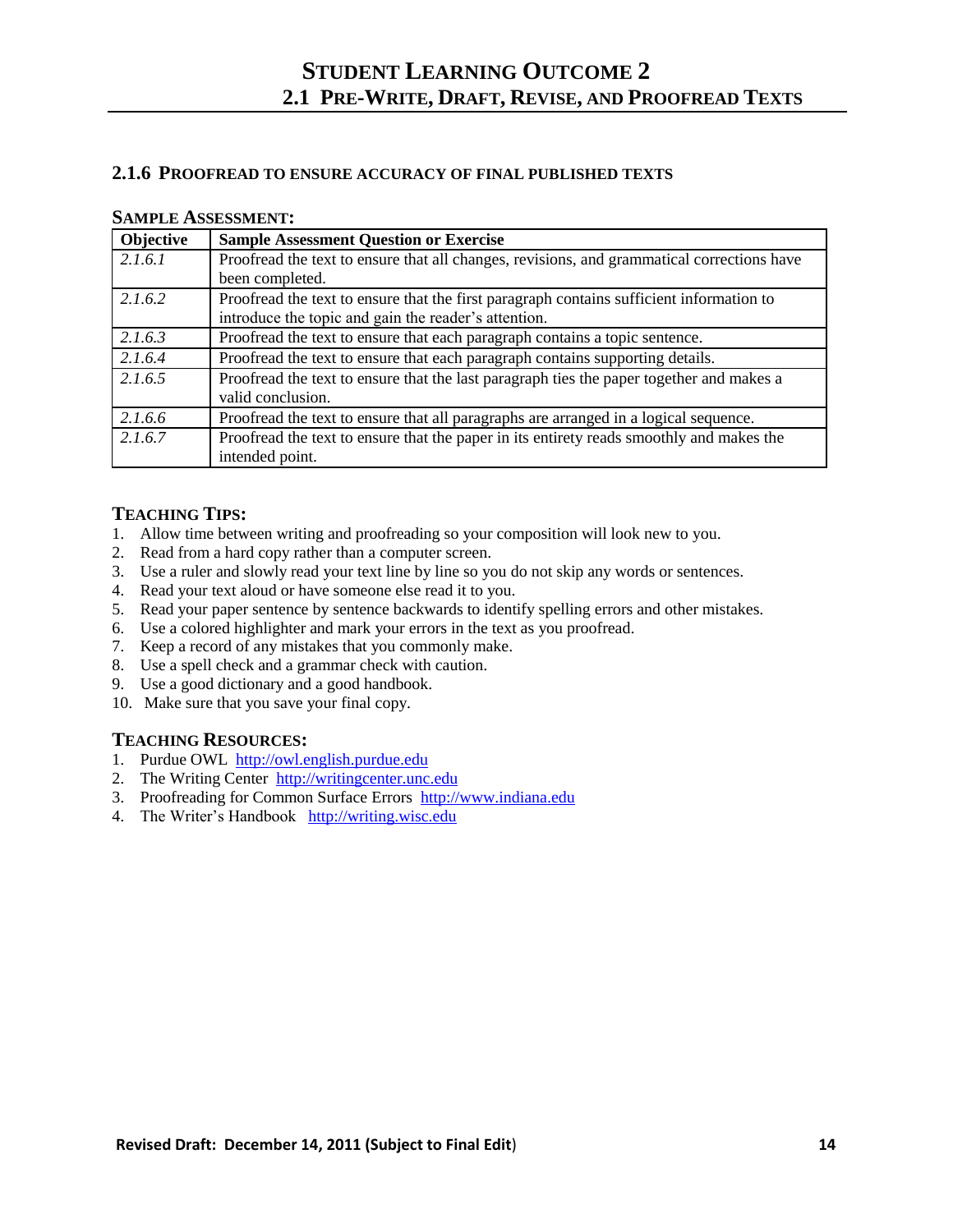# Student Learning Outcome 2

## 2.1 Pre-Write, Draft, Revise, and Proofread Texts

### 2.1.6 Proofread to Ensure Accuracy of Final Published Texts

**Sample Assessment:**

| Objective | Sample Assessment Question or Exercise |
|---|---|
| *2.1.6.1* | Proofread the text to ensure that all changes, revisions, and grammatical corrections have been completed. |
| *2.1.6.2* | Proofread the text to ensure that the first paragraph contains sufficient information to introduce the topic and gain the reader's attention. |
| *2.1.6.3* | Proofread the text to ensure that each paragraph contains a topic sentence. |
| *2.1.6.4* | Proofread the text to ensure that each paragraph contains supporting details. |
| *2.1.6.5* | Proofread the text to ensure that the last paragraph ties the paper together and makes a valid conclusion. |
| *2.1.6.6* | Proofread the text to ensure that all paragraphs are arranged in a logical sequence. |
| *2.1.6.7* | Proofread the text to ensure that the paper in its entirety reads smoothly and makes the intended point. |

**Teaching Tips:**

1. Allow time between writing and proofreading so your composition will look new to you.
2. Read from a hard copy rather than a computer screen.
3. Use a ruler and slowly read your text line by line so you do not skip any words or sentences.
4. Read your text aloud or have someone else read it to you.
5. Read your paper sentence by sentence backwards to identify spelling errors and other mistakes.
6. Use a colored highlighter and mark your errors in the text as you proofread.
7. Keep a record of any mistakes that you commonly make.
8. Use a spell check and a grammar check with caution.
9. Use a good dictionary and a good handbook.
10. Make sure that you save your final copy.

**Teaching Resources:**

1. Purdue OWL [http://owl.english.purdue.edu](http://owl.english.purdue.edu)
2. The Writing Center [http://writingcenter.unc.edu](http://writingcenter.unc.edu)
3. Proofreading for Common Surface Errors [http://www.indiana.edu](http://www.indiana.edu)
4. The Writer's Handbook [http://writing.wisc.edu](http://writing.wisc.edu)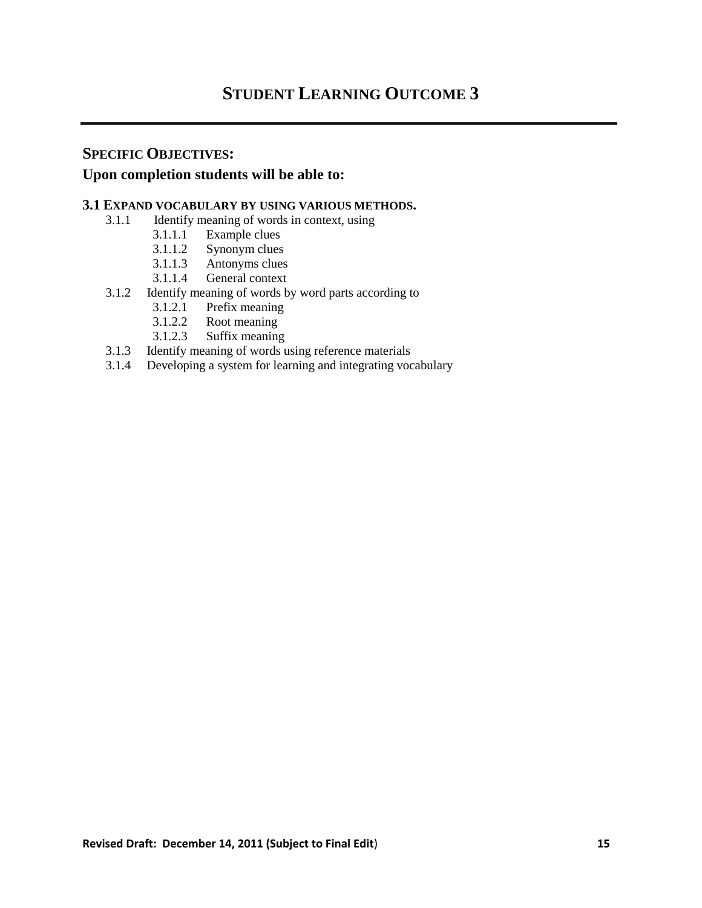# STUDENT LEARNING OUTCOME 3

## SPECIFIC OBJECTIVES:

### Upon completion students will be able to:

**3.1 EXPAND VOCABULARY BY USING VARIOUS METHODS.**

- 3.1.1 Identify meaning of words in context, using
  - 3.1.1.1 Example clues
  - 3.1.1.2 Synonym clues
  - 3.1.1.3 Antonyms clues
  - 3.1.1.4 General context
- 3.1.2 Identify meaning of words by word parts according to
  - 3.1.2.1 Prefix meaning
  - 3.1.2.2 Root meaning
  - 3.1.2.3 Suffix meaning
- 3.1.3 Identify meaning of words using reference materials
- 3.1.4 Developing a system for learning and integrating vocabulary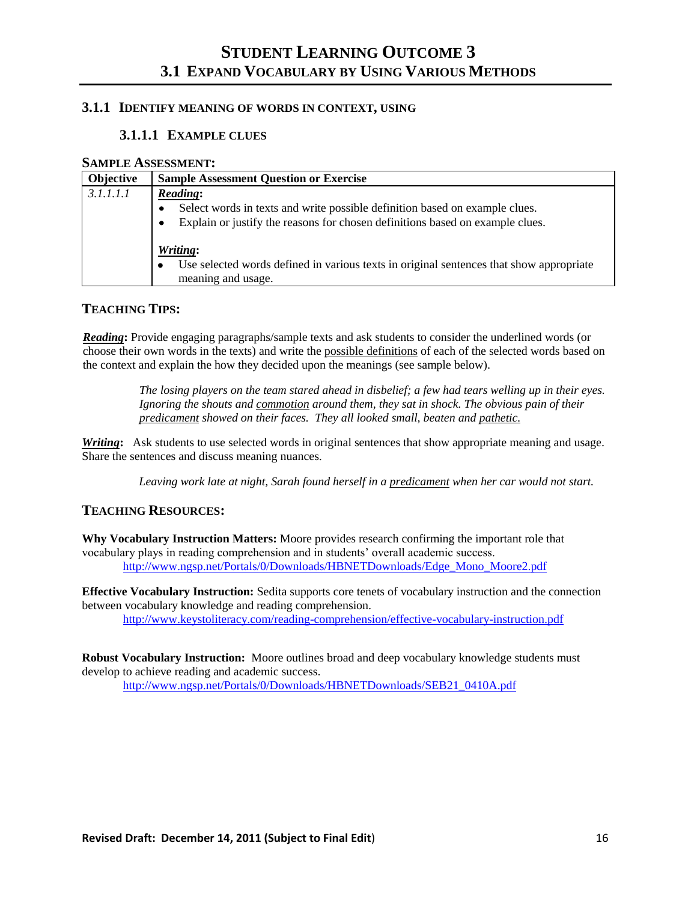# STUDENT LEARNING OUTCOME 3

## 3.1 EXPAND VOCABULARY BY USING VARIOUS METHODS

### 3.1.1 IDENTIFY MEANING OF WORDS IN CONTEXT, USING

#### 3.1.1.1 EXAMPLE CLUES

**SAMPLE ASSESSMENT:**

| Objective | Sample Assessment Question or Exercise |
|---|---|
| *3.1.1.1.1* | ***Reading*:**<br>• Select words in texts and write possible definition based on example clues.<br>• Explain or justify the reasons for chosen definitions based on example clues.<br><br>***Writing*:**<br>• Use selected words defined in various texts in original sentences that show appropriate meaning and usage. |

**TEACHING TIPS:**

***Reading*:** Provide engaging paragraphs/sample texts and ask students to consider the underlined words (or choose their own words in the texts) and write the possible definitions of each of the selected words based on the context and explain the how they decided upon the meanings (see sample below).

> *The losing players on the team stared ahead in disbelief; a few had tears welling up in their eyes. Ignoring the shouts and commotion around them, they sat in shock. The obvious pain of their predicament showed on their faces. They all looked small, beaten and pathetic.*

***Writing*:** Ask students to use selected words in original sentences that show appropriate meaning and usage. Share the sentences and discuss meaning nuances.

> *Leaving work late at night, Sarah found herself in a predicament when her car would not start.*

**TEACHING RESOURCES:**

**Why Vocabulary Instruction Matters:** Moore provides research confirming the important role that vocabulary plays in reading comprehension and in students' overall academic success.
http://www.ngsp.net/Portals/0/Downloads/HBNETDownloads/Edge_Mono_Moore2.pdf

**Effective Vocabulary Instruction:** Sedita supports core tenets of vocabulary instruction and the connection between vocabulary knowledge and reading comprehension.
http://www.keystoliteracy.com/reading-comprehension/effective-vocabulary-instruction.pdf

**Robust Vocabulary Instruction:** Moore outlines broad and deep vocabulary knowledge students must develop to achieve reading and academic success.
http://www.ngsp.net/Portals/0/Downloads/HBNETDownloads/SEB21_0410A.pdf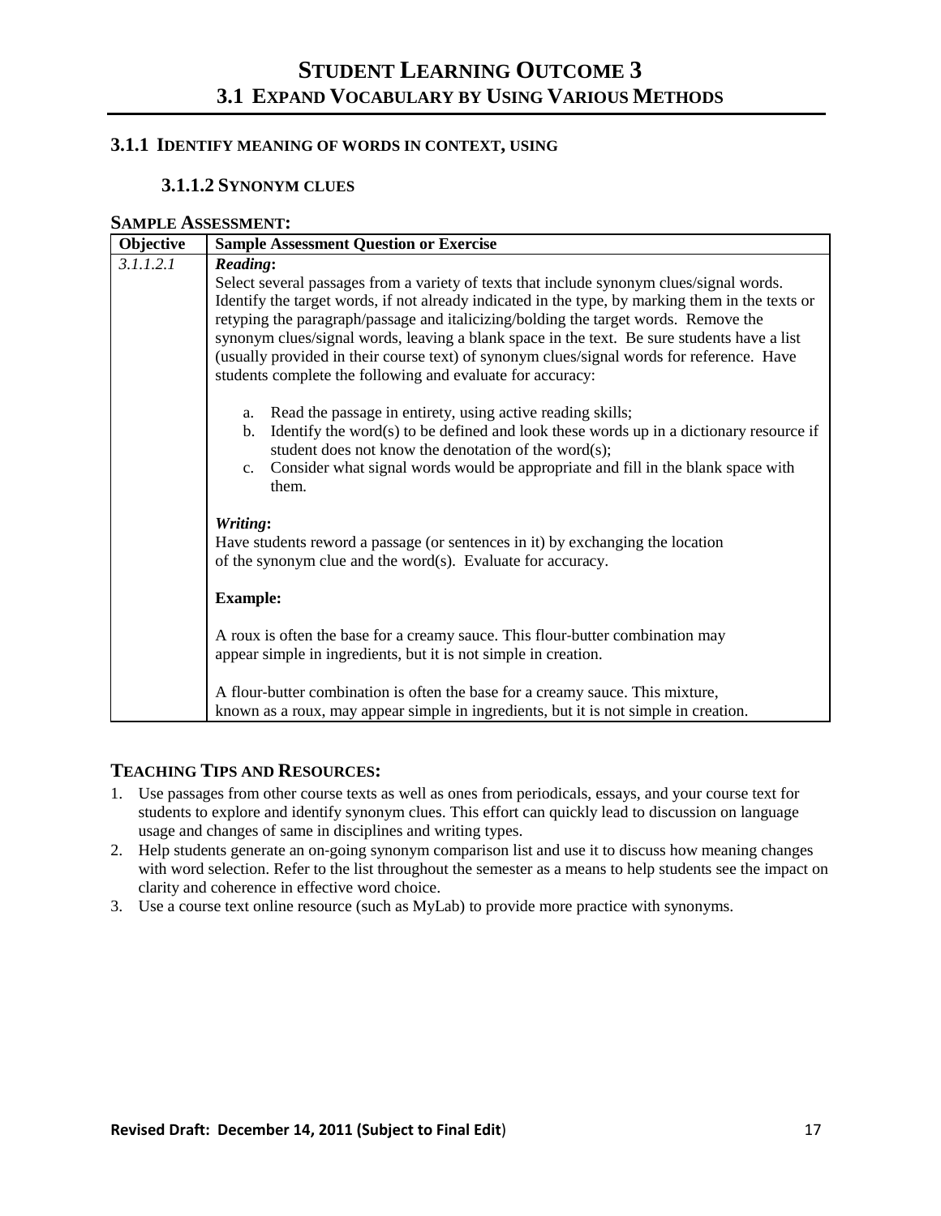# STUDENT LEARNING OUTCOME 3
## 3.1 EXPAND VOCABULARY BY USING VARIOUS METHODS

### 3.1.1 IDENTIFY MEANING OF WORDS IN CONTEXT, USING

#### 3.1.1.2 SYNONYM CLUES

**SAMPLE ASSESSMENT:**

| Objective | Sample Assessment Question or Exercise |
|---|---|
| *3.1.1.2.1* | ***Reading*:**<br>Select several passages from a variety of texts that include synonym clues/signal words. Identify the target words, if not already indicated in the type, by marking them in the texts or retyping the paragraph/passage and italicizing/bolding the target words. Remove the synonym clues/signal words, leaving a blank space in the text. Be sure students have a list (usually provided in their course text) of synonym clues/signal words for reference. Have students complete the following and evaluate for accuracy:<br><br>a. Read the passage in entirety, using active reading skills;<br>b. Identify the word(s) to be defined and look these words up in a dictionary resource if student does not know the denotation of the word(s);<br>c. Consider what signal words would be appropriate and fill in the blank space with them.<br><br>***Writing*:**<br>Have students reword a passage (or sentences in it) by exchanging the location of the synonym clue and the word(s). Evaluate for accuracy.<br><br>**Example:**<br><br>A roux is often the base for a creamy sauce. This flour-butter combination may appear simple in ingredients, but it is not simple in creation.<br><br>A flour-butter combination is often the base for a creamy sauce. This mixture, known as a roux, may appear simple in ingredients, but it is not simple in creation. |

**TEACHING TIPS AND RESOURCES:**

1. Use passages from other course texts as well as ones from periodicals, essays, and your course text for students to explore and identify synonym clues. This effort can quickly lead to discussion on language usage and changes of same in disciplines and writing types.
2. Help students generate an on-going synonym comparison list and use it to discuss how meaning changes with word selection. Refer to the list throughout the semester as a means to help students see the impact on clarity and coherence in effective word choice.
3. Use a course text online resource (such as MyLab) to provide more practice with synonyms.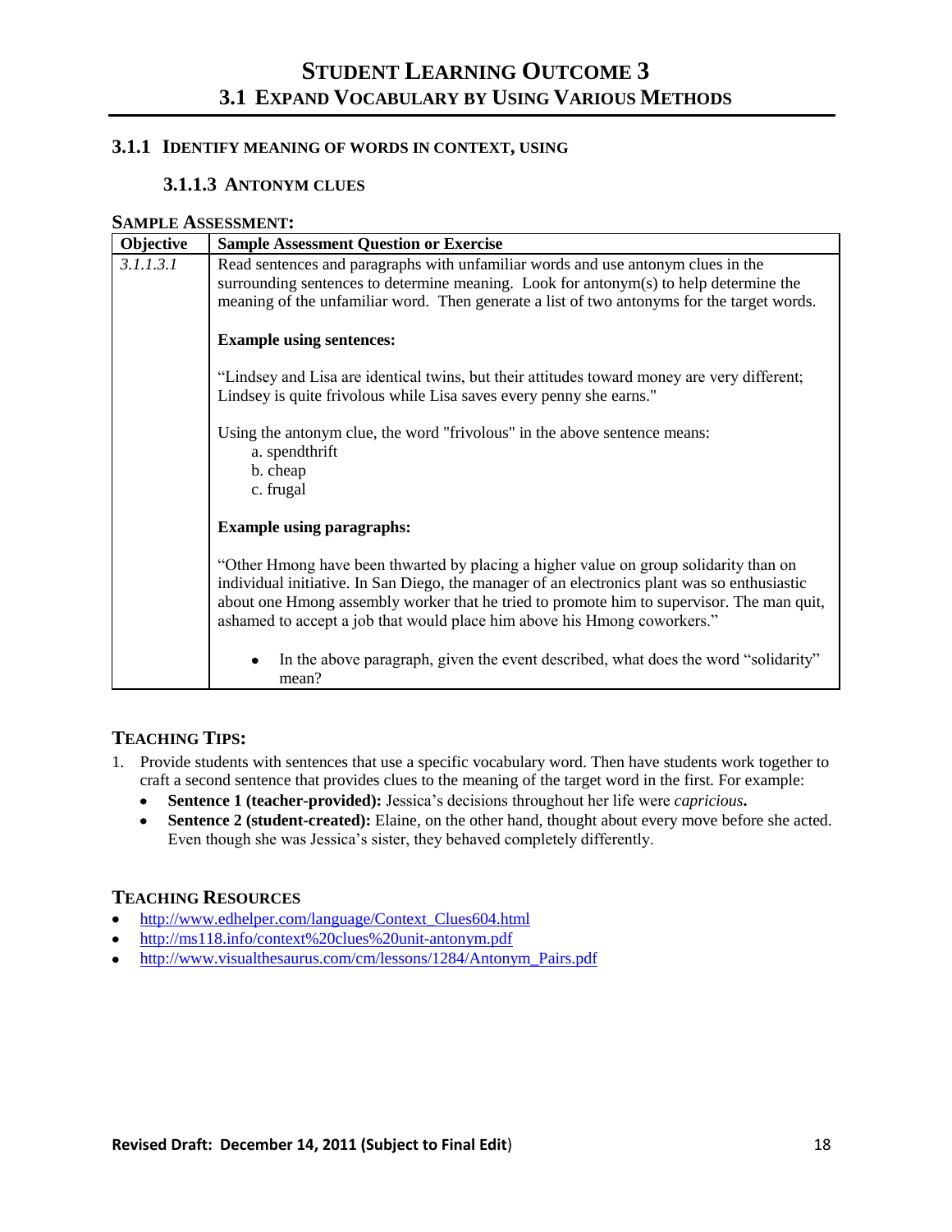# STUDENT LEARNING OUTCOME 3
## 3.1 EXPAND VOCABULARY BY USING VARIOUS METHODS

### 3.1.1 IDENTIFY MEANING OF WORDS IN CONTEXT, USING

#### 3.1.1.3 ANTONYM CLUES

**SAMPLE ASSESSMENT:**

| Objective | Sample Assessment Question or Exercise |
|---|---|
| *3.1.1.3.1* | Read sentences and paragraphs with unfamiliar words and use antonym clues in the surrounding sentences to determine meaning. Look for antonym(s) to help determine the meaning of the unfamiliar word. Then generate a list of two antonyms for the target words.<br><br>**Example using sentences:**<br><br>"Lindsey and Lisa are identical twins, but their attitudes toward money are very different; Lindsey is quite frivolous while Lisa saves every penny she earns."<br><br>Using the antonym clue, the word "frivolous" in the above sentence means:<br>a. spendthrift<br>b. cheap<br>c. frugal<br><br>**Example using paragraphs:**<br><br>"Other Hmong have been thwarted by placing a higher value on group solidarity than on individual initiative. In San Diego, the manager of an electronics plant was so enthusiastic about one Hmong assembly worker that he tried to promote him to supervisor. The man quit, ashamed to accept a job that would place him above his Hmong coworkers."<br><br>• In the above paragraph, given the event described, what does the word "solidarity" mean? |

**TEACHING TIPS:**

1. Provide students with sentences that use a specific vocabulary word. Then have students work together to craft a second sentence that provides clues to the meaning of the target word in the first. For example:
   - **Sentence 1 (teacher-provided):** Jessica's decisions throughout her life were *capricious***.**
   - **Sentence 2 (student-created):** Elaine, on the other hand, thought about every move before she acted. Even though she was Jessica's sister, they behaved completely differently.

**TEACHING RESOURCES**

- http://www.edhelper.com/language/Context_Clues604.html
- http://ms118.info/context%20clues%20unit-antonym.pdf
- http://www.visualthesaurus.com/cm/lessons/1284/Antonym_Pairs.pdf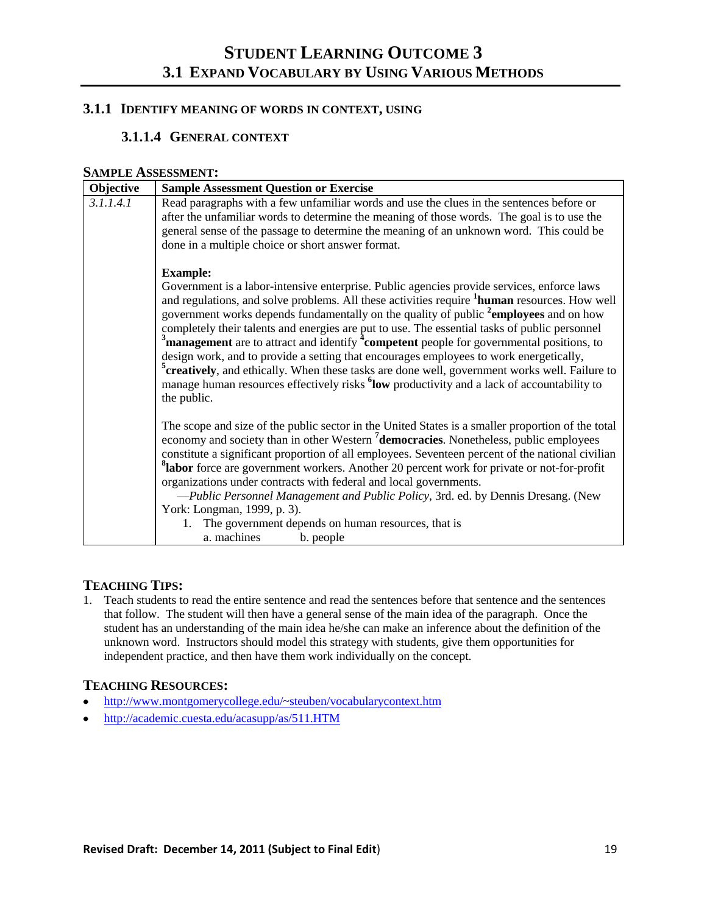# STUDENT LEARNING OUTCOME 3
## 3.1 EXPAND VOCABULARY BY USING VARIOUS METHODS

### 3.1.1 IDENTIFY MEANING OF WORDS IN CONTEXT, USING

#### 3.1.1.4 GENERAL CONTEXT

**SAMPLE ASSESSMENT:**

| Objective | Sample Assessment Question or Exercise |
|---|---|
| *3.1.1.4.1* | Read paragraphs with a few unfamiliar words and use the clues in the sentences before or after the unfamiliar words to determine the meaning of those words. The goal is to use the general sense of the passage to determine the meaning of an unknown word. This could be done in a multiple choice or short answer format.<br><br>**Example:**<br>Government is a labor-intensive enterprise. Public agencies provide services, enforce laws and regulations, and solve problems. All these activities require [1]**human** resources. How well government works depends fundamentally on the quality of public [2]**employees** and on how completely their talents and energies are put to use. The essential tasks of public personnel [3]**management** are to attract and identify [4]**competent** people for governmental positions, to design work, and to provide a setting that encourages employees to work energetically, [5]**creatively**, and ethically. When these tasks are done well, government works well. Failure to manage human resources effectively risks [6]**low** productivity and a lack of accountability to the public.<br><br>The scope and size of the public sector in the United States is a smaller proportion of the total economy and society than in other Western [7]**democracies**. Nonetheless, public employees constitute a significant proportion of all employees. Seventeen percent of the national civilian [8]**labor** force are government workers. Another 20 percent work for private or not-for-profit organizations under contracts with federal and local governments.<br>—*Public Personnel Management and Public Policy*, 3rd. ed. by Dennis Dresang. (New York: Longman, 1999, p. 3).<br>1. The government depends on human resources, that is<br>a. machines b. people |

## TEACHING TIPS:

1. Teach students to read the entire sentence and read the sentences before that sentence and the sentences that follow. The student will then have a general sense of the main idea of the paragraph. Once the student has an understanding of the main idea he/she can make an inference about the definition of the unknown word. Instructors should model this strategy with students, give them opportunities for independent practice, and then have them work individually on the concept.

## TEACHING RESOURCES:

- http://www.montgomerycollege.edu/~steuben/vocabularycontext.htm
- http://academic.cuesta.edu/acasupp/as/511.HTM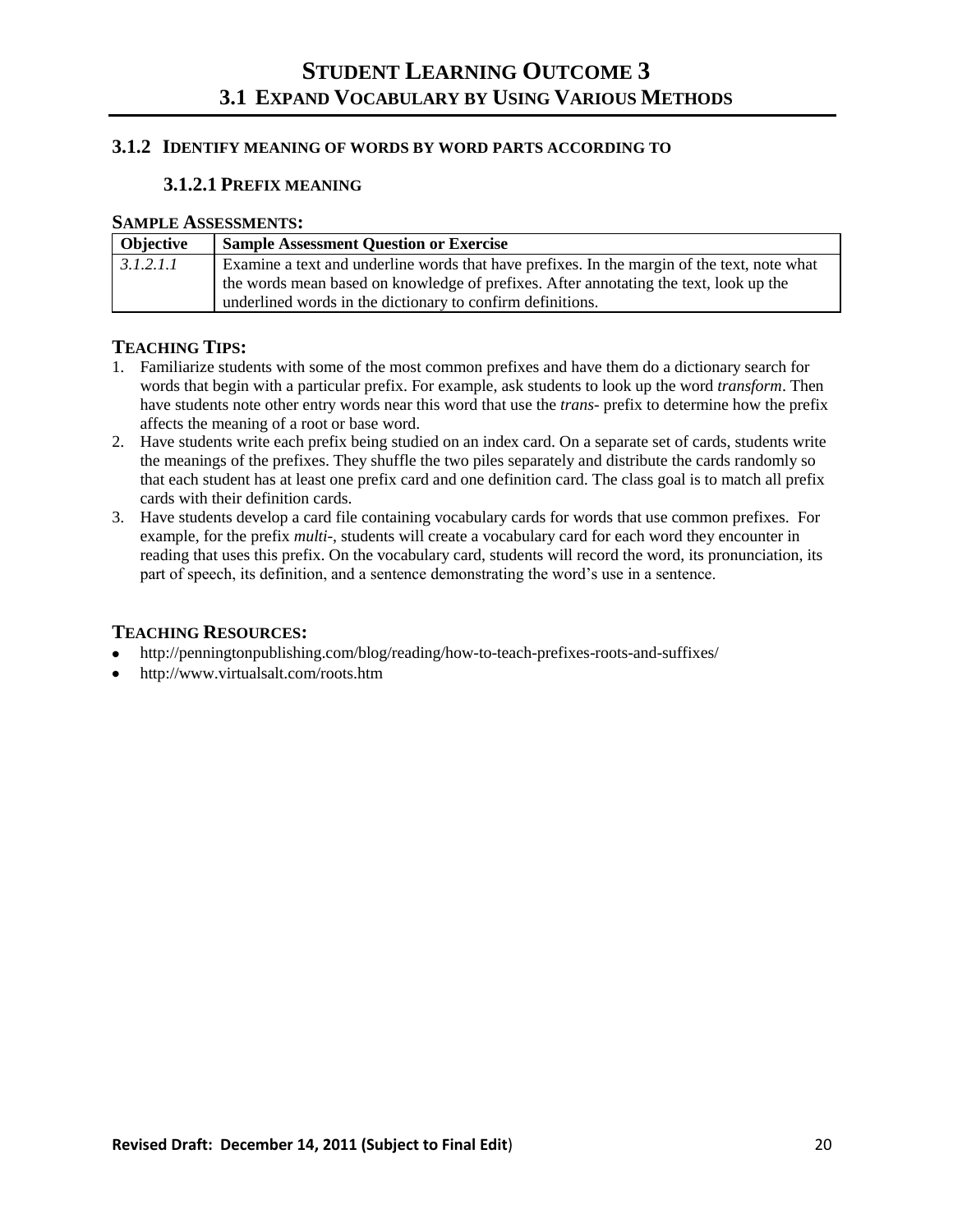# STUDENT LEARNING OUTCOME 3

## 3.1 EXPAND VOCABULARY BY USING VARIOUS METHODS

### 3.1.2 IDENTIFY MEANING OF WORDS BY WORD PARTS ACCORDING TO

#### 3.1.2.1 PREFIX MEANING

**SAMPLE ASSESSMENTS:**

| Objective | Sample Assessment Question or Exercise |
|---|---|
| *3.1.2.1.1* | Examine a text and underline words that have prefixes. In the margin of the text, note what the words mean based on knowledge of prefixes. After annotating the text, look up the underlined words in the dictionary to confirm definitions. |

**TEACHING TIPS:**

1. Familiarize students with some of the most common prefixes and have them do a dictionary search for words that begin with a particular prefix. For example, ask students to look up the word *transform*. Then have students note other entry words near this word that use the *trans-* prefix to determine how the prefix affects the meaning of a root or base word.
2. Have students write each prefix being studied on an index card. On a separate set of cards, students write the meanings of the prefixes. They shuffle the two piles separately and distribute the cards randomly so that each student has at least one prefix card and one definition card. The class goal is to match all prefix cards with their definition cards.
3. Have students develop a card file containing vocabulary cards for words that use common prefixes. For example, for the prefix *multi-*, students will create a vocabulary card for each word they encounter in reading that uses this prefix. On the vocabulary card, students will record the word, its pronunciation, its part of speech, its definition, and a sentence demonstrating the word's use in a sentence.

**TEACHING RESOURCES:**

- http://penningtonpublishing.com/blog/reading/how-to-teach-prefixes-roots-and-suffixes/
- http://www.virtualsalt.com/roots.htm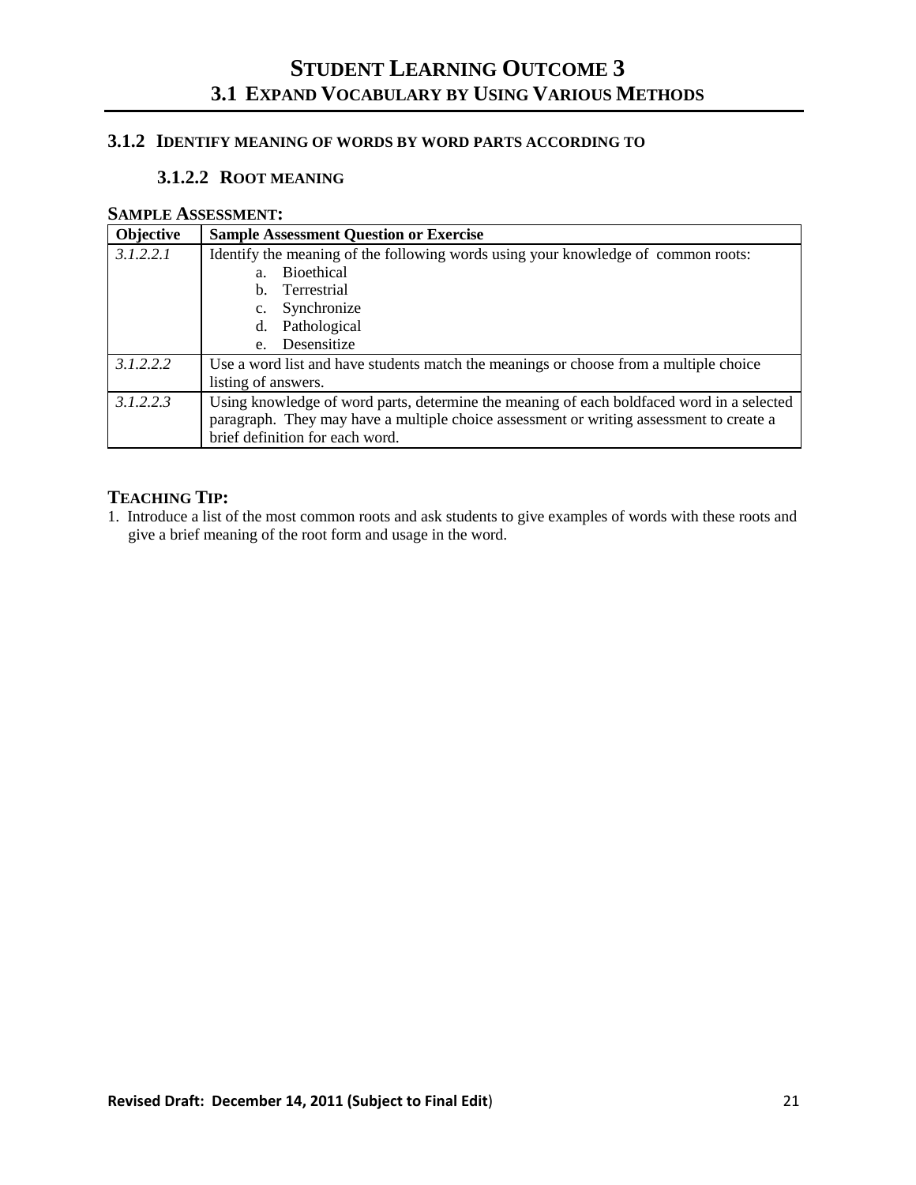# STUDENT LEARNING OUTCOME 3

## 3.1 EXPAND VOCABULARY BY USING VARIOUS METHODS

### 3.1.2 IDENTIFY MEANING OF WORDS BY WORD PARTS ACCORDING TO

#### 3.1.2.2 ROOT MEANING

**SAMPLE ASSESSMENT:**

| Objective | Sample Assessment Question or Exercise |
|---|---|
| *3.1.2.2.1* | Identify the meaning of the following words using your knowledge of common roots:<br>a. Bioethical<br>b. Terrestrial<br>c. Synchronize<br>d. Pathological<br>e. Desensitize |
| *3.1.2.2.2* | Use a word list and have students match the meanings or choose from a multiple choice listing of answers. |
| *3.1.2.2.3* | Using knowledge of word parts, determine the meaning of each boldfaced word in a selected paragraph. They may have a multiple choice assessment or writing assessment to create a brief definition for each word. |

**TEACHING TIP:**

1. Introduce a list of the most common roots and ask students to give examples of words with these roots and give a brief meaning of the root form and usage in the word.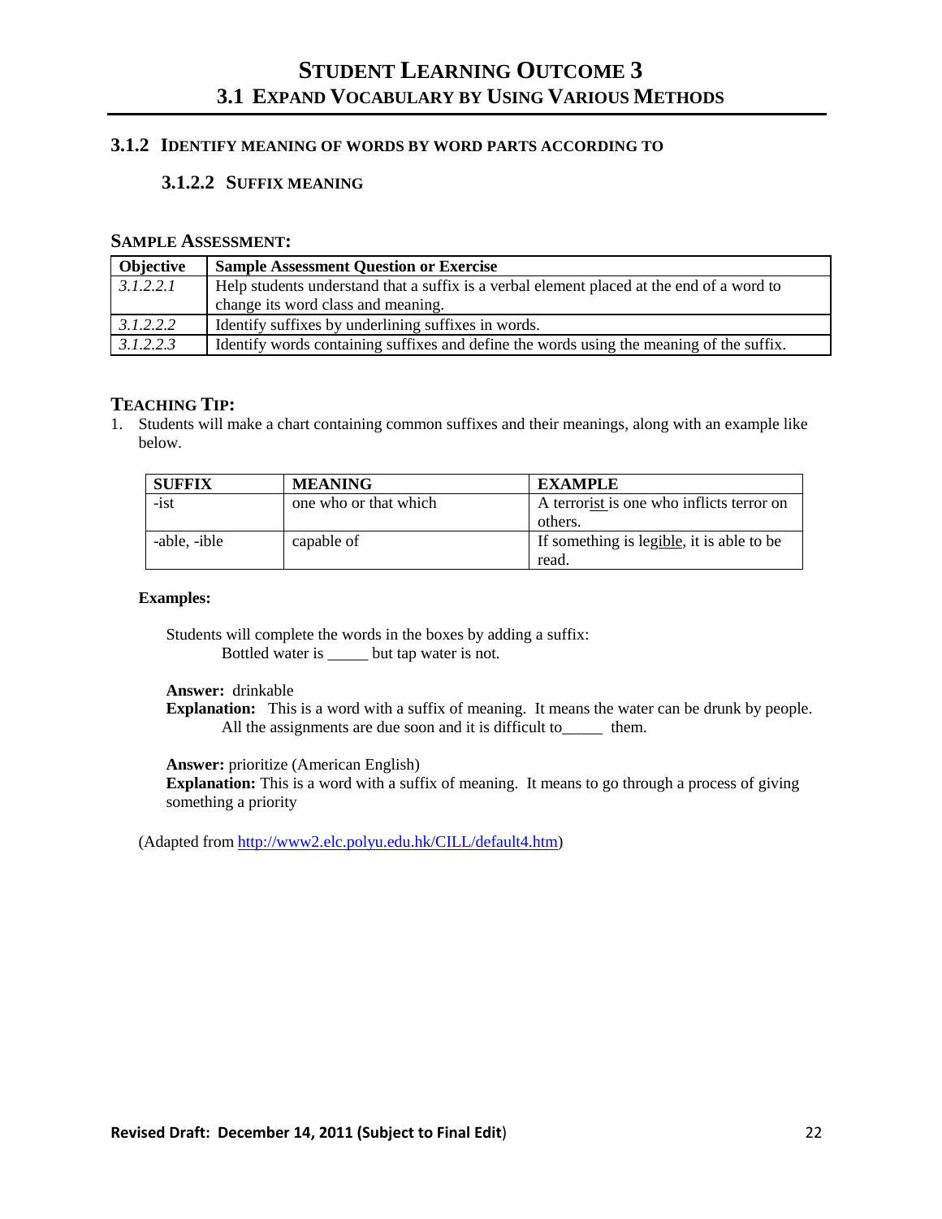# STUDENT LEARNING OUTCOME 3
## 3.1 EXPAND VOCABULARY BY USING VARIOUS METHODS

### 3.1.2 IDENTIFY MEANING OF WORDS BY WORD PARTS ACCORDING TO

#### 3.1.2.2 SUFFIX MEANING

**SAMPLE ASSESSMENT:**

| Objective | Sample Assessment Question or Exercise |
|---|---|
| *3.1.2.2.1* | Help students understand that a suffix is a verbal element placed at the end of a word to change its word class and meaning. |
| *3.1.2.2.2* | Identify suffixes by underlining suffixes in words. |
| *3.1.2.2.3* | Identify words containing suffixes and define the words using the meaning of the suffix. |

**TEACHING TIP:**

1. Students will make a chart containing common suffixes and their meanings, along with an example like below.

| SUFFIX | MEANING | EXAMPLE |
|---|---|---|
| -ist | one who or that which | A terrorist is one who inflicts terror on others. |
| -able, -ible | capable of | If something is legible, it is able to be read. |

**Examples:**

Students will complete the words in the boxes by adding a suffix:
Bottled water is _____ but tap water is not.

**Answer:** drinkable
**Explanation:** This is a word with a suffix of meaning. It means the water can be drunk by people.
All the assignments are due soon and it is difficult to_____ them.

**Answer:** prioritize (American English)
**Explanation:** This is a word with a suffix of meaning. It means to go through a process of giving something a priority

(Adapted from http://www2.elc.polyu.edu.hk/CILL/default4.htm)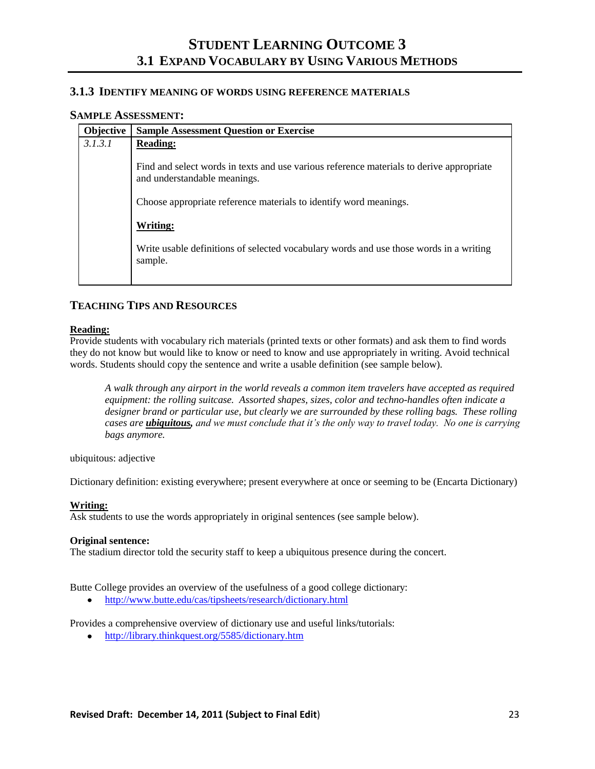# Student Learning Outcome 3

## 3.1 Expand Vocabulary by Using Various Methods

### 3.1.3 Identify meaning of words using reference materials

**Sample Assessment:**

| Objective | Sample Assessment Question or Exercise |
|---|---|
| *3.1.3.1* | **Reading:**<br><br>Find and select words in texts and use various reference materials to derive appropriate and understandable meanings.<br><br>Choose appropriate reference materials to identify word meanings.<br><br>**Writing:**<br><br>Write usable definitions of selected vocabulary words and use those words in a writing sample. |

### Teaching Tips and Resources

**Reading:**

Provide students with vocabulary rich materials (printed texts or other formats) and ask them to find words they do not know but would like to know or need to know and use appropriately in writing. Avoid technical words. Students should copy the sentence and write a usable definition (see sample below).

> *A walk through any airport in the world reveals a common item travelers have accepted as required equipment: the rolling suitcase. Assorted shapes, sizes, color and techno-handles often indicate a designer brand or particular use, but clearly we are surrounded by these rolling bags. These rolling cases are* ***ubiquitous,*** *and we must conclude that it's the only way to travel today. No one is carrying bags anymore.*

ubiquitous: adjective

Dictionary definition: existing everywhere; present everywhere at once or seeming to be (Encarta Dictionary)

**Writing:**

Ask students to use the words appropriately in original sentences (see sample below).

**Original sentence:**

The stadium director told the security staff to keep a ubiquitous presence during the concert.

Butte College provides an overview of the usefulness of a good college dictionary:

- http://www.butte.edu/cas/tipsheets/research/dictionary.html

Provides a comprehensive overview of dictionary use and useful links/tutorials:

- http://library.thinkquest.org/5585/dictionary.htm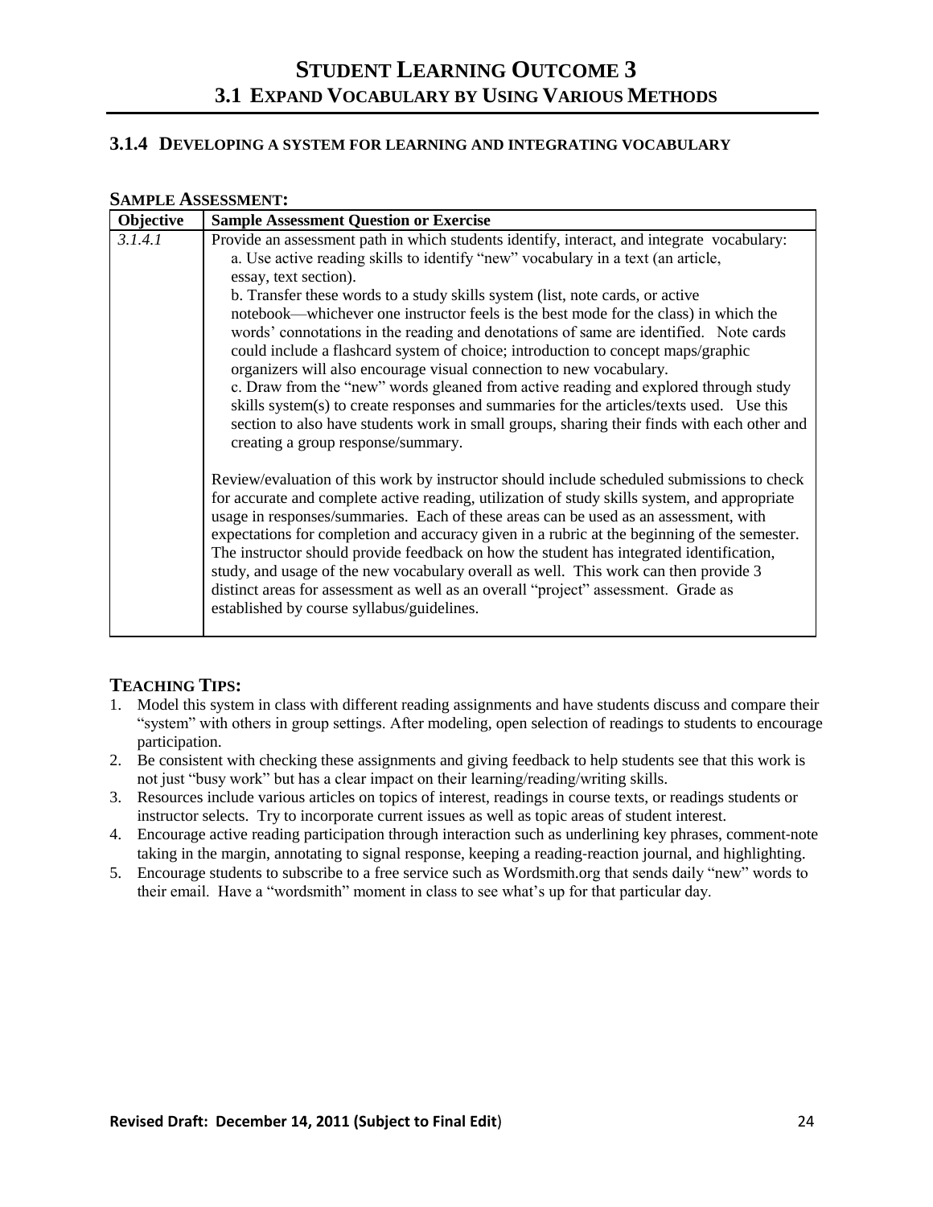# STUDENT LEARNING OUTCOME 3
## 3.1 EXPAND VOCABULARY BY USING VARIOUS METHODS

### 3.1.4 DEVELOPING A SYSTEM FOR LEARNING AND INTEGRATING VOCABULARY

**SAMPLE ASSESSMENT:**

| Objective | Sample Assessment Question or Exercise |
|---|---|
| *3.1.4.1* | Provide an assessment path in which students identify, interact, and integrate vocabulary:<br>a. Use active reading skills to identify "new" vocabulary in a text (an article, essay, text section).<br>b. Transfer these words to a study skills system (list, note cards, or active notebook—whichever one instructor feels is the best mode for the class) in which the words' connotations in the reading and denotations of same are identified. Note cards could include a flashcard system of choice; introduction to concept maps/graphic organizers will also encourage visual connection to new vocabulary.<br>c. Draw from the "new" words gleaned from active reading and explored through study skills system(s) to create responses and summaries for the articles/texts used. Use this section to also have students work in small groups, sharing their finds with each other and creating a group response/summary.<br><br>Review/evaluation of this work by instructor should include scheduled submissions to check for accurate and complete active reading, utilization of study skills system, and appropriate usage in responses/summaries. Each of these areas can be used as an assessment, with expectations for completion and accuracy given in a rubric at the beginning of the semester. The instructor should provide feedback on how the student has integrated identification, study, and usage of the new vocabulary overall as well. This work can then provide 3 distinct areas for assessment as well as an overall "project" assessment. Grade as established by course syllabus/guidelines. |

## TEACHING TIPS:

1. Model this system in class with different reading assignments and have students discuss and compare their "system" with others in group settings. After modeling, open selection of readings to students to encourage participation.
2. Be consistent with checking these assignments and giving feedback to help students see that this work is not just "busy work" but has a clear impact on their learning/reading/writing skills.
3. Resources include various articles on topics of interest, readings in course texts, or readings students or instructor selects. Try to incorporate current issues as well as topic areas of student interest.
4. Encourage active reading participation through interaction such as underlining key phrases, comment-note taking in the margin, annotating to signal response, keeping a reading-reaction journal, and highlighting.
5. Encourage students to subscribe to a free service such as Wordsmith.org that sends daily "new" words to their email. Have a "wordsmith" moment in class to see what's up for that particular day.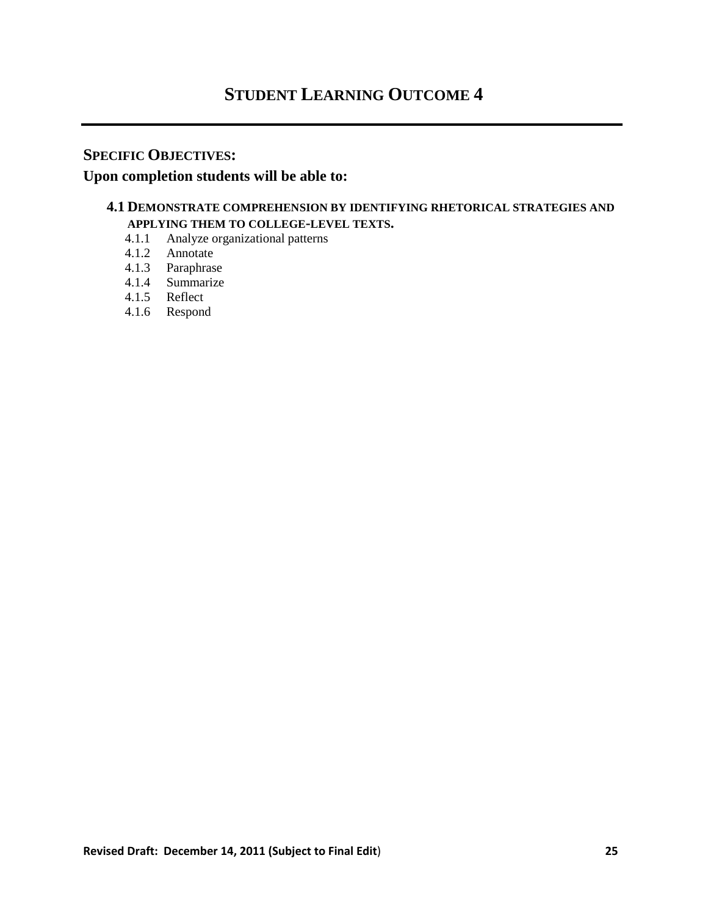# STUDENT LEARNING OUTCOME 4

---

**SPECIFIC OBJECTIVES:**

**Upon completion students will be able to:**

### 4.1 DEMONSTRATE COMPREHENSION BY IDENTIFYING RHETORICAL STRATEGIES AND APPLYING THEM TO COLLEGE-LEVEL TEXTS.

4.1.1 Analyze organizational patterns
4.1.2 Annotate
4.1.3 Paraphrase
4.1.4 Summarize
4.1.5 Reflect
4.1.6 Respond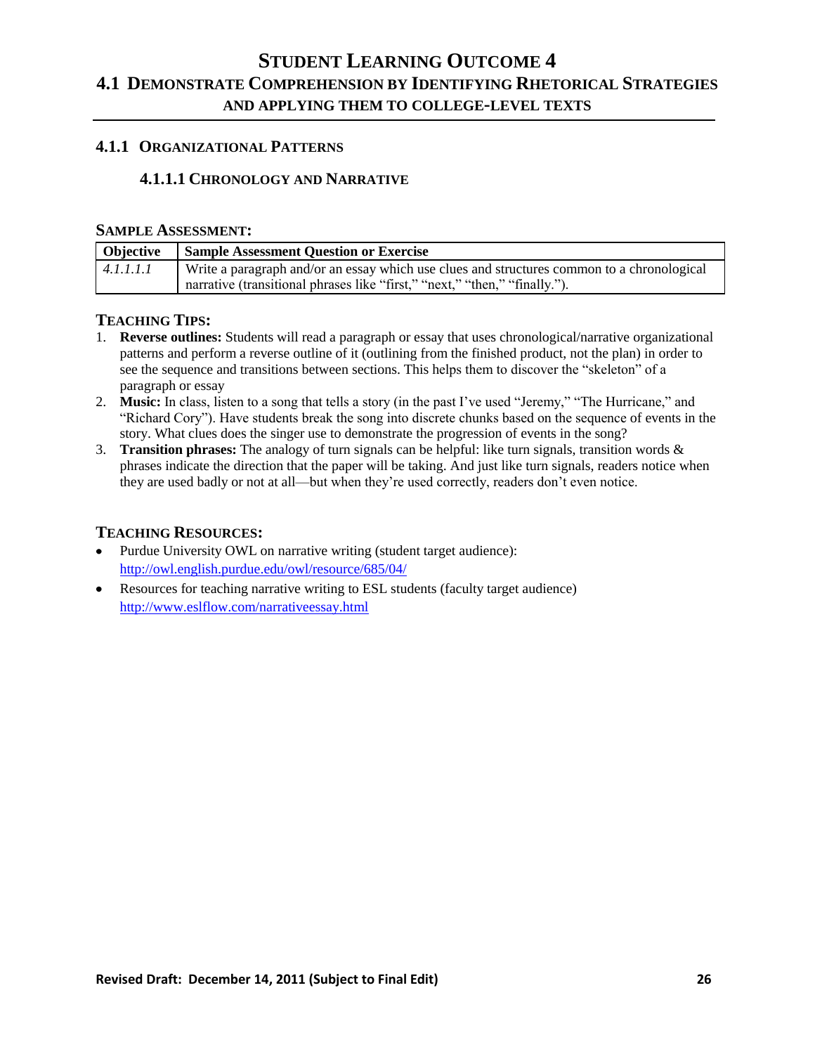# Student Learning Outcome 4

## 4.1 Demonstrate Comprehension by Identifying Rhetorical Strategies and Applying Them to College-Level Texts

### 4.1.1 Organizational Patterns

#### 4.1.1.1 Chronology and Narrative

**Sample Assessment:**

| Objective | Sample Assessment Question or Exercise |
|---|---|
| *4.1.1.1.1* | Write a paragraph and/or an essay which use clues and structures common to a chronological narrative (transitional phrases like "first," "next," "then," "finally."). |

**Teaching Tips:**

1. **Reverse outlines:** Students will read a paragraph or essay that uses chronological/narrative organizational patterns and perform a reverse outline of it (outlining from the finished product, not the plan) in order to see the sequence and transitions between sections. This helps them to discover the "skeleton" of a paragraph or essay
2. **Music:** In class, listen to a song that tells a story (in the past I've used "Jeremy," "The Hurricane," and "Richard Cory"). Have students break the song into discrete chunks based on the sequence of events in the story. What clues does the singer use to demonstrate the progression of events in the song?
3. **Transition phrases:** The analogy of turn signals can be helpful: like turn signals, transition words & phrases indicate the direction that the paper will be taking. And just like turn signals, readers notice when they are used badly or not at all—but when they're used correctly, readers don't even notice.

**Teaching Resources:**

- Purdue University OWL on narrative writing (student target audience): http://owl.english.purdue.edu/owl/resource/685/04/
- Resources for teaching narrative writing to ESL students (faculty target audience) http://www.eslflow.com/narrativeessay.html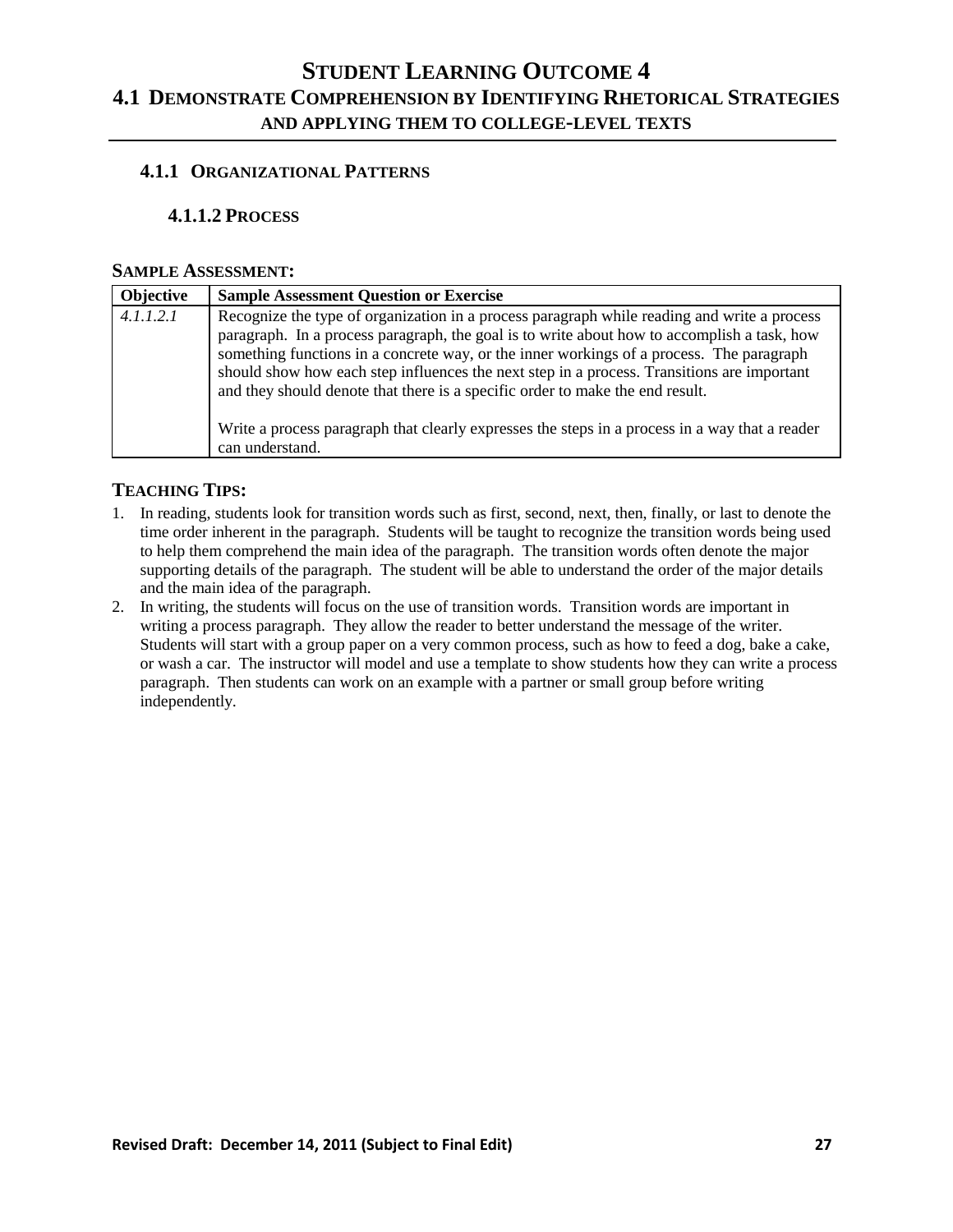# STUDENT LEARNING OUTCOME 4

## 4.1 DEMONSTRATE COMPREHENSION BY IDENTIFYING RHETORICAL STRATEGIES AND APPLYING THEM TO COLLEGE-LEVEL TEXTS

### 4.1.1 ORGANIZATIONAL PATTERNS

#### 4.1.1.2 PROCESS

**SAMPLE ASSESSMENT:**

| Objective | Sample Assessment Question or Exercise |
|---|---|
| *4.1.1.2.1* | Recognize the type of organization in a process paragraph while reading and write a process paragraph. In a process paragraph, the goal is to write about how to accomplish a task, how something functions in a concrete way, or the inner workings of a process. The paragraph should show how each step influences the next step in a process. Transitions are important and they should denote that there is a specific order to make the end result.<br><br>Write a process paragraph that clearly expresses the steps in a process in a way that a reader can understand. |

**TEACHING TIPS:**

1. In reading, students look for transition words such as first, second, next, then, finally, or last to denote the time order inherent in the paragraph. Students will be taught to recognize the transition words being used to help them comprehend the main idea of the paragraph. The transition words often denote the major supporting details of the paragraph. The student will be able to understand the order of the major details and the main idea of the paragraph.
2. In writing, the students will focus on the use of transition words. Transition words are important in writing a process paragraph. They allow the reader to better understand the message of the writer. Students will start with a group paper on a very common process, such as how to feed a dog, bake a cake, or wash a car. The instructor will model and use a template to show students how they can write a process paragraph. Then students can work on an example with a partner or small group before writing independently.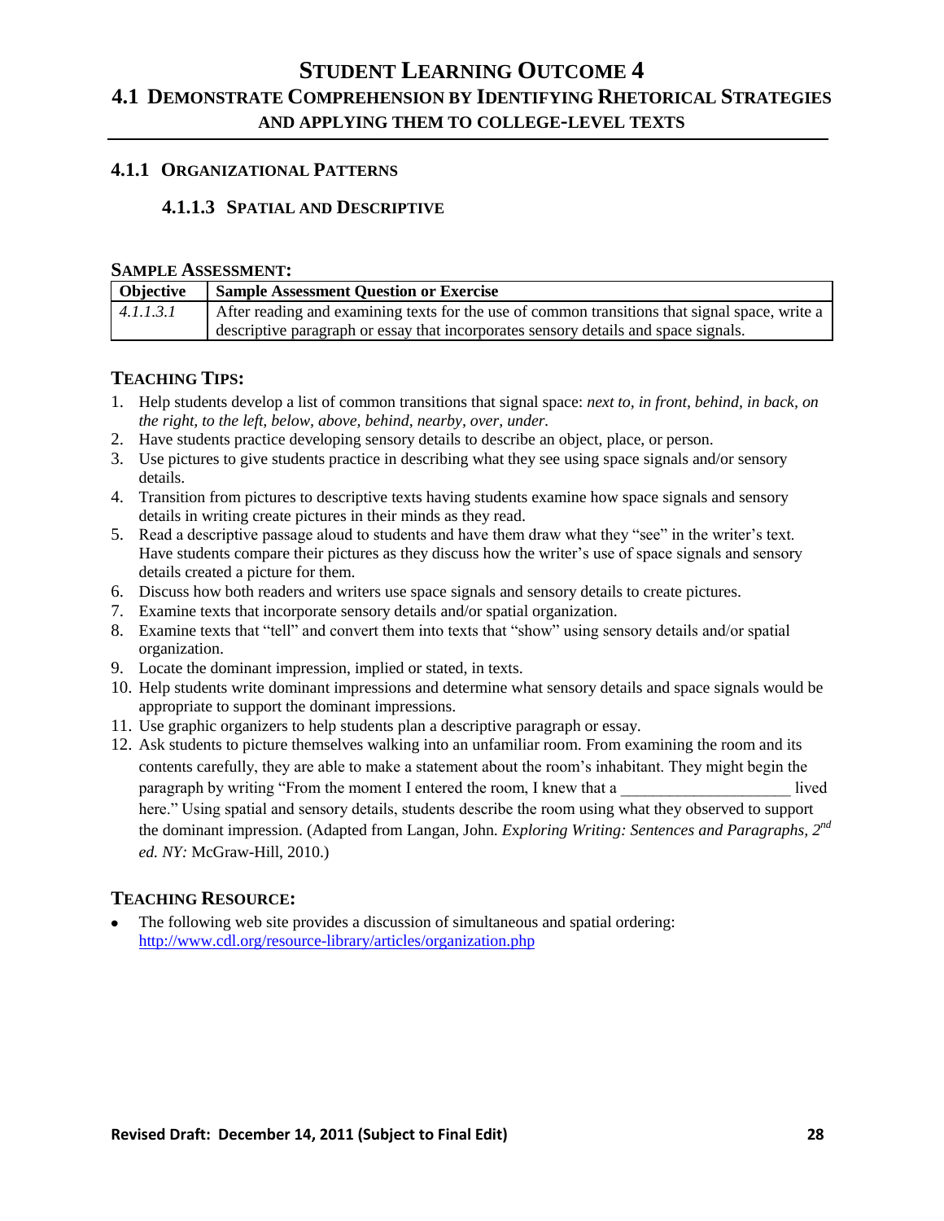# Student Learning Outcome 4

## 4.1 Demonstrate Comprehension by Identifying Rhetorical Strategies and Applying Them to College-Level Texts

### 4.1.1 Organizational Patterns

#### 4.1.1.3 Spatial and Descriptive

**Sample Assessment:**

| Objective | Sample Assessment Question or Exercise |
|---|---|
| *4.1.1.3.1* | After reading and examining texts for the use of common transitions that signal space, write a descriptive paragraph or essay that incorporates sensory details and space signals. |

**Teaching Tips:**

1. Help students develop a list of common transitions that signal space: *next to, in front, behind, in back, on the right, to the left, below, above, behind, nearby, over, under.*
2. Have students practice developing sensory details to describe an object, place, or person.
3. Use pictures to give students practice in describing what they see using space signals and/or sensory details.
4. Transition from pictures to descriptive texts having students examine how space signals and sensory details in writing create pictures in their minds as they read.
5. Read a descriptive passage aloud to students and have them draw what they "see" in the writer's text. Have students compare their pictures as they discuss how the writer's use of space signals and sensory details created a picture for them.
6. Discuss how both readers and writers use space signals and sensory details to create pictures.
7. Examine texts that incorporate sensory details and/or spatial organization.
8. Examine texts that "tell" and convert them into texts that "show" using sensory details and/or spatial organization.
9. Locate the dominant impression, implied or stated, in texts.
10. Help students write dominant impressions and determine what sensory details and space signals would be appropriate to support the dominant impressions.
11. Use graphic organizers to help students plan a descriptive paragraph or essay.
12. Ask students to picture themselves walking into an unfamiliar room. From examining the room and its contents carefully, they are able to make a statement about the room's inhabitant. They might begin the paragraph by writing "From the moment I entered the room, I knew that a ____________________ lived here." Using spatial and sensory details, students describe the room using what they observed to support the dominant impression. (Adapted from Langan, John. *Exploring Writing: Sentences and Paragraphs, 2nd ed. NY:* McGraw-Hill, 2010.)

**Teaching Resource:**

- The following web site provides a discussion of simultaneous and spatial ordering: http://www.cdl.org/resource-library/articles/organization.php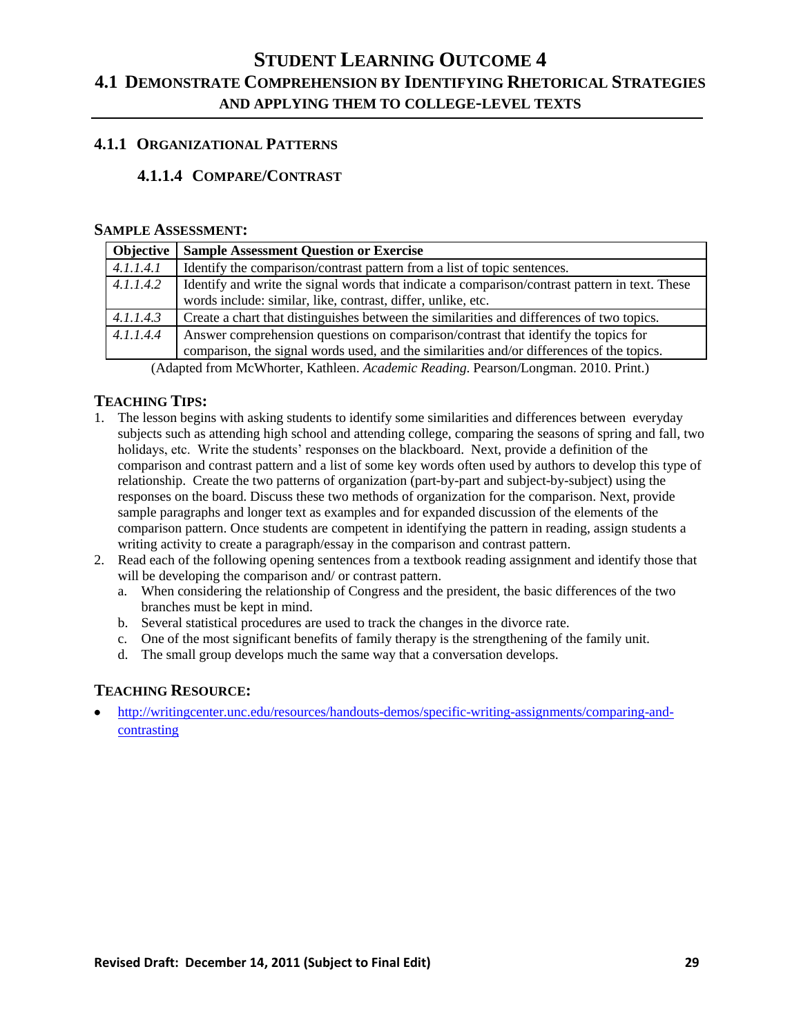# Student Learning Outcome 4

## 4.1 Demonstrate Comprehension by Identifying Rhetorical Strategies and Applying Them to College-Level Texts

### 4.1.1 Organizational Patterns

#### 4.1.1.4 Compare/Contrast

**Sample Assessment:**

| Objective | Sample Assessment Question or Exercise |
|---|---|
| *4.1.1.4.1* | Identify the comparison/contrast pattern from a list of topic sentences. |
| *4.1.1.4.2* | Identify and write the signal words that indicate a comparison/contrast pattern in text. These words include: similar, like, contrast, differ, unlike, etc. |
| *4.1.1.4.3* | Create a chart that distinguishes between the similarities and differences of two topics. |
| *4.1.1.4.4* | Answer comprehension questions on comparison/contrast that identify the topics for comparison, the signal words used, and the similarities and/or differences of the topics. |

(Adapted from McWhorter, Kathleen. *Academic Reading.* Pearson/Longman. 2010. Print.)

**Teaching Tips:**

1. The lesson begins with asking students to identify some similarities and differences between everyday subjects such as attending high school and attending college, comparing the seasons of spring and fall, two holidays, etc. Write the students' responses on the blackboard. Next, provide a definition of the comparison and contrast pattern and a list of some key words often used by authors to develop this type of relationship. Create the two patterns of organization (part-by-part and subject-by-subject) using the responses on the board. Discuss these two methods of organization for the comparison. Next, provide sample paragraphs and longer text as examples and for expanded discussion of the elements of the comparison pattern. Once students are competent in identifying the pattern in reading, assign students a writing activity to create a paragraph/essay in the comparison and contrast pattern.
2. Read each of the following opening sentences from a textbook reading assignment and identify those that will be developing the comparison and/ or contrast pattern.
   a. When considering the relationship of Congress and the president, the basic differences of the two branches must be kept in mind.
   b. Several statistical procedures are used to track the changes in the divorce rate.
   c. One of the most significant benefits of family therapy is the strengthening of the family unit.
   d. The small group develops much the same way that a conversation develops.

**Teaching Resource:**

- http://writingcenter.unc.edu/resources/handouts-demos/specific-writing-assignments/comparing-and-contrasting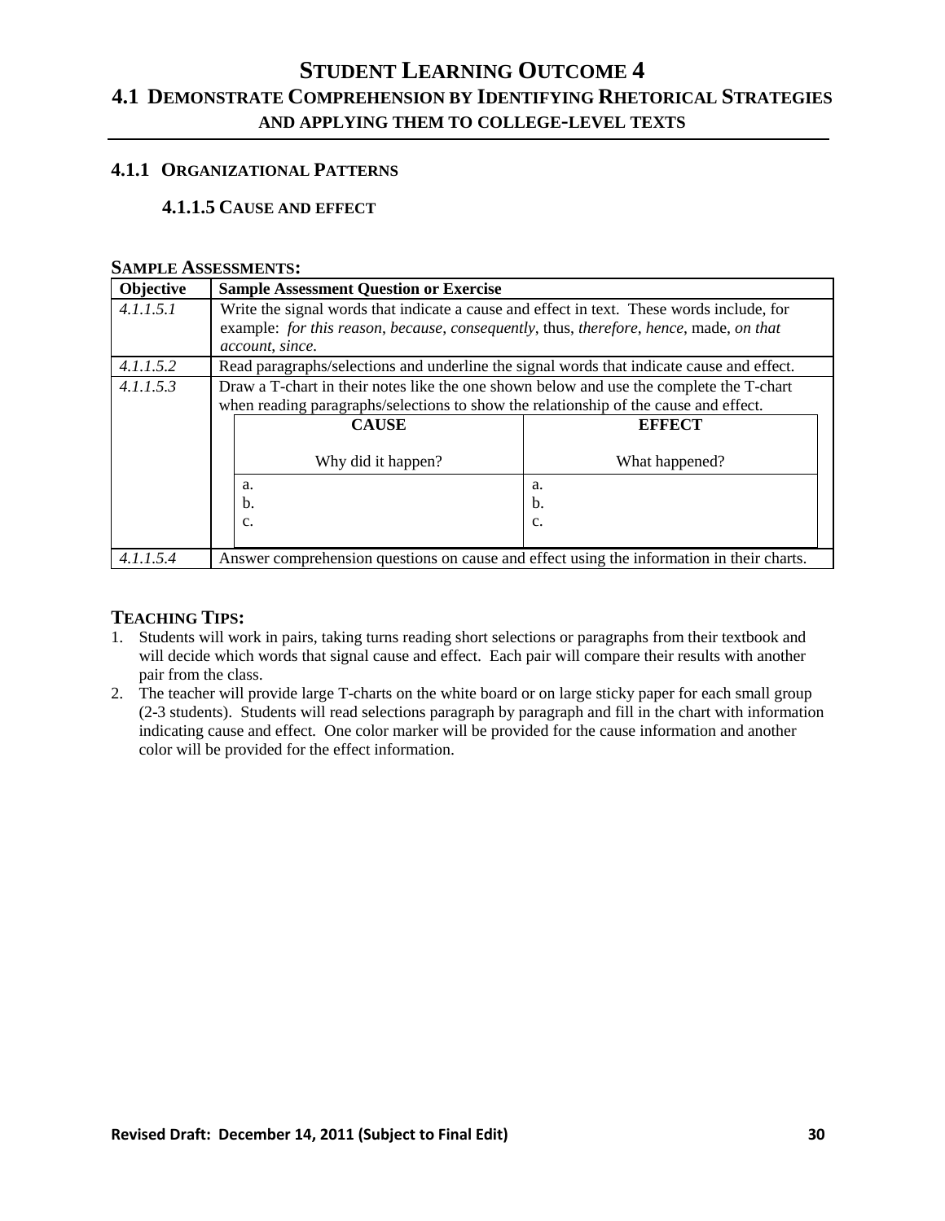# STUDENT LEARNING OUTCOME 4

## 4.1 DEMONSTRATE COMPREHENSION BY IDENTIFYING RHETORICAL STRATEGIES AND APPLYING THEM TO COLLEGE-LEVEL TEXTS

### 4.1.1 ORGANIZATIONAL PATTERNS

#### 4.1.1.5 CAUSE AND EFFECT

**SAMPLE ASSESSMENTS:**

| Objective | Sample Assessment Question or Exercise |
|---|---|
| *4.1.1.5.1* | Write the signal words that indicate a cause and effect in text. These words include, for example: *for this reason*, *because*, *consequently*, thus, *therefore*, *hence*, made, *on that account*, *since*. |
| *4.1.1.5.2* | Read paragraphs/selections and underline the signal words that indicate cause and effect. |
| *4.1.1.5.3* | Draw a T-chart in their notes like the one shown below and use the complete the T-chart when reading paragraphs/selections to show the relationship of the cause and effect. |
| *4.1.1.5.4* | Answer comprehension questions on cause and effect using the information in their charts. |

| **CAUSE**<br><br>Why did it happen? | **EFFECT**<br><br>What happened? |
|---|---|
| a.<br>b.<br>c. | a.<br>b.<br>c. |

**TEACHING TIPS:**

1. Students will work in pairs, taking turns reading short selections or paragraphs from their textbook and will decide which words that signal cause and effect. Each pair will compare their results with another pair from the class.
2. The teacher will provide large T-charts on the white board or on large sticky paper for each small group (2-3 students). Students will read selections paragraph by paragraph and fill in the chart with information indicating cause and effect. One color marker will be provided for the cause information and another color will be provided for the effect information.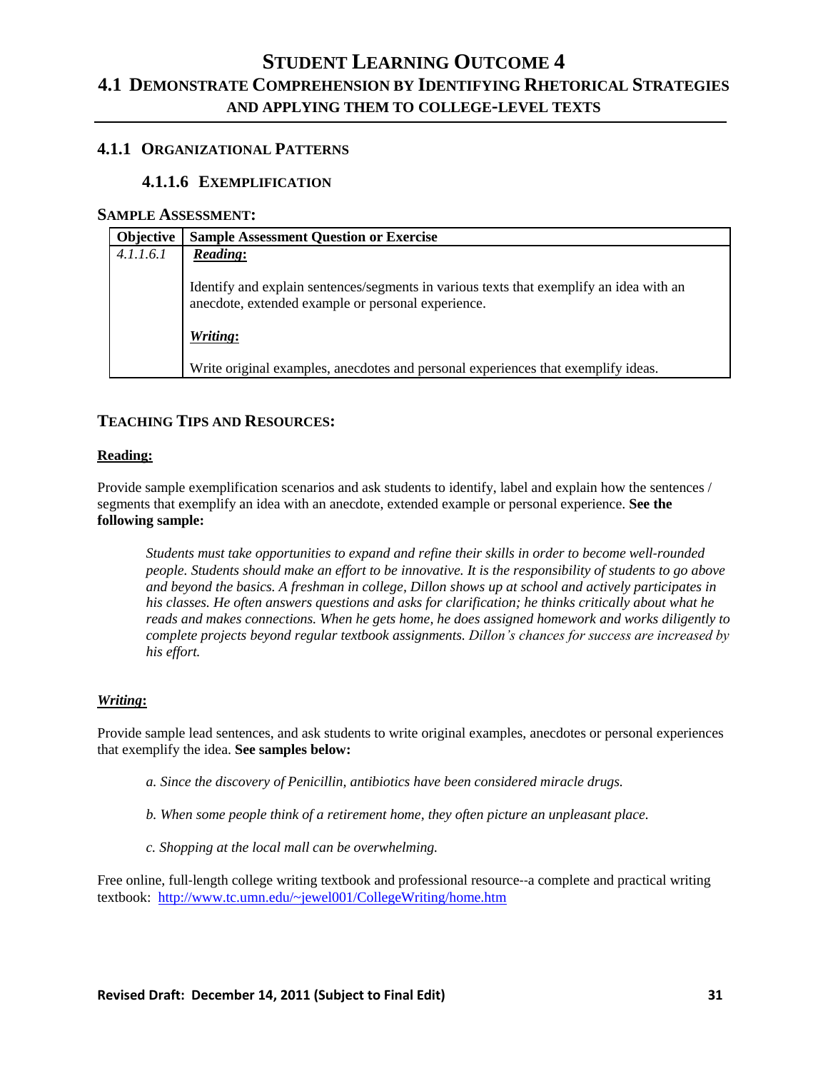# Student Learning Outcome 4

## 4.1 Demonstrate Comprehension by Identifying Rhetorical Strategies and Applying Them to College-Level Texts

### 4.1.1 Organizational Patterns

#### 4.1.1.6 Exemplification

**Sample Assessment:**

| Objective | Sample Assessment Question or Exercise |
|---|---|
| *4.1.1.6.1* | ***Reading*:**<br><br>Identify and explain sentences/segments in various texts that exemplify an idea with an anecdote, extended example or personal experience.<br><br>***Writing*:**<br><br>Write original examples, anecdotes and personal experiences that exemplify ideas. |

**Teaching Tips and Resources:**

**Reading:**

Provide sample exemplification scenarios and ask students to identify, label and explain how the sentences / segments that exemplify an idea with an anecdote, extended example or personal experience. **See the following sample:**

> *Students must take opportunities to expand and refine their skills in order to become well-rounded people. Students should make an effort to be innovative. It is the responsibility of students to go above and beyond the basics. A freshman in college, Dillon shows up at school and actively participates in his classes. He often answers questions and asks for clarification; he thinks critically about what he reads and makes connections. When he gets home, he does assigned homework and works diligently to complete projects beyond regular textbook assignments. Dillon's chances for success are increased by his effort.*

***Writing*:**

Provide sample lead sentences, and ask students to write original examples, anecdotes or personal experiences that exemplify the idea. **See samples below:**

*a. Since the discovery of Penicillin, antibiotics have been considered miracle drugs.*

*b. When some people think of a retirement home, they often picture an unpleasant place.*

*c. Shopping at the local mall can be overwhelming.*

Free online, full-length college writing textbook and professional resource--a complete and practical writing textbook: http://www.tc.umn.edu/~jewel001/CollegeWriting/home.htm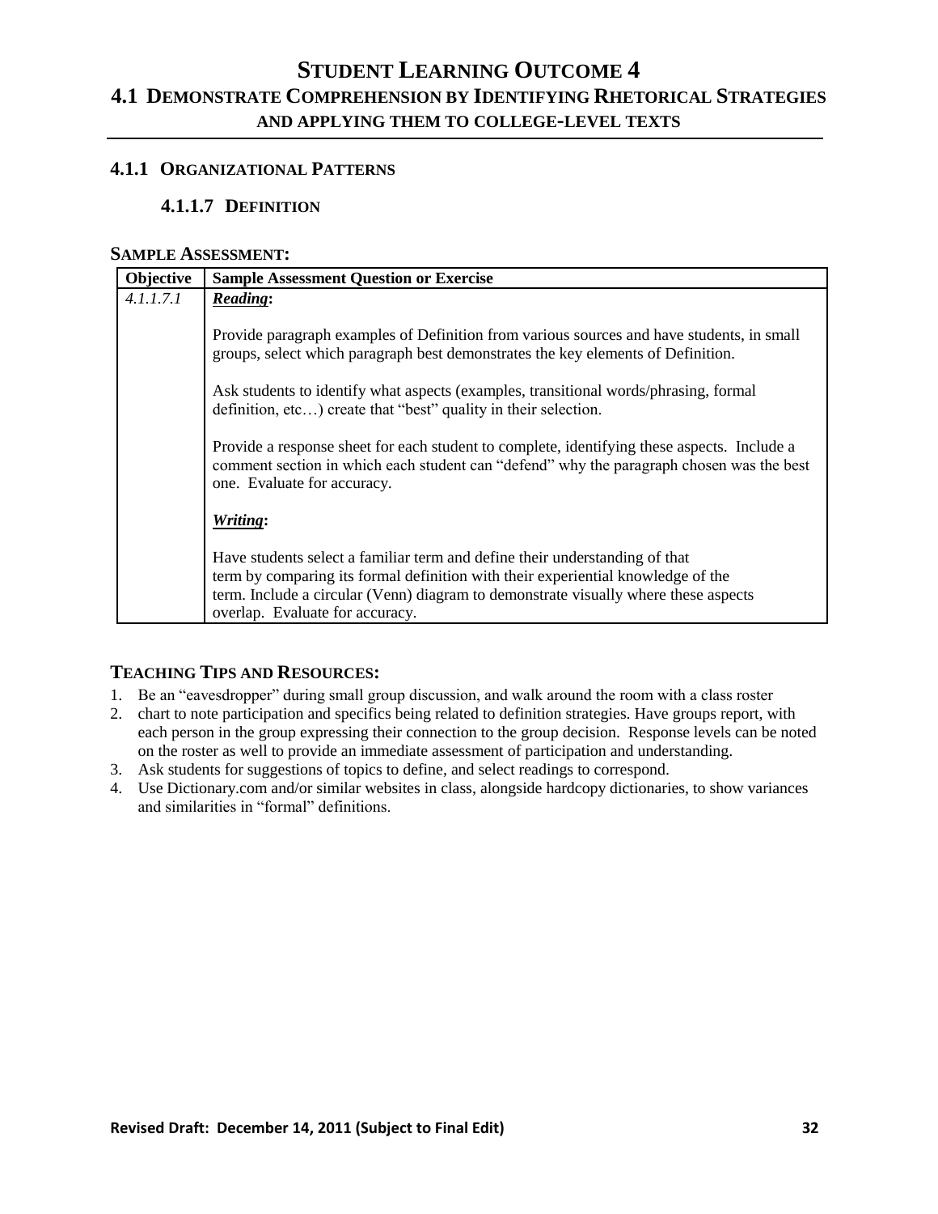# STUDENT LEARNING OUTCOME 4

## 4.1 DEMONSTRATE COMPREHENSION BY IDENTIFYING RHETORICAL STRATEGIES AND APPLYING THEM TO COLLEGE-LEVEL TEXTS

### 4.1.1 ORGANIZATIONAL PATTERNS

#### 4.1.1.7 DEFINITION

**SAMPLE ASSESSMENT:**

| Objective | Sample Assessment Question or Exercise |
|---|---|
| *4.1.1.7.1* | ***Reading*:**<br><br>Provide paragraph examples of Definition from various sources and have students, in small groups, select which paragraph best demonstrates the key elements of Definition.<br><br>Ask students to identify what aspects (examples, transitional words/phrasing, formal definition, etc…) create that "best" quality in their selection.<br><br>Provide a response sheet for each student to complete, identifying these aspects. Include a comment section in which each student can "defend" why the paragraph chosen was the best one. Evaluate for accuracy.<br><br>***Writing*:**<br><br>Have students select a familiar term and define their understanding of that term by comparing its formal definition with their experiential knowledge of the term. Include a circular (Venn) diagram to demonstrate visually where these aspects overlap. Evaluate for accuracy. |

**TEACHING TIPS AND RESOURCES:**

1. Be an "eavesdropper" during small group discussion, and walk around the room with a class roster
2. chart to note participation and specifics being related to definition strategies. Have groups report, with each person in the group expressing their connection to the group decision. Response levels can be noted on the roster as well to provide an immediate assessment of participation and understanding.
3. Ask students for suggestions of topics to define, and select readings to correspond.
4. Use Dictionary.com and/or similar websites in class, alongside hardcopy dictionaries, to show variances and similarities in "formal" definitions.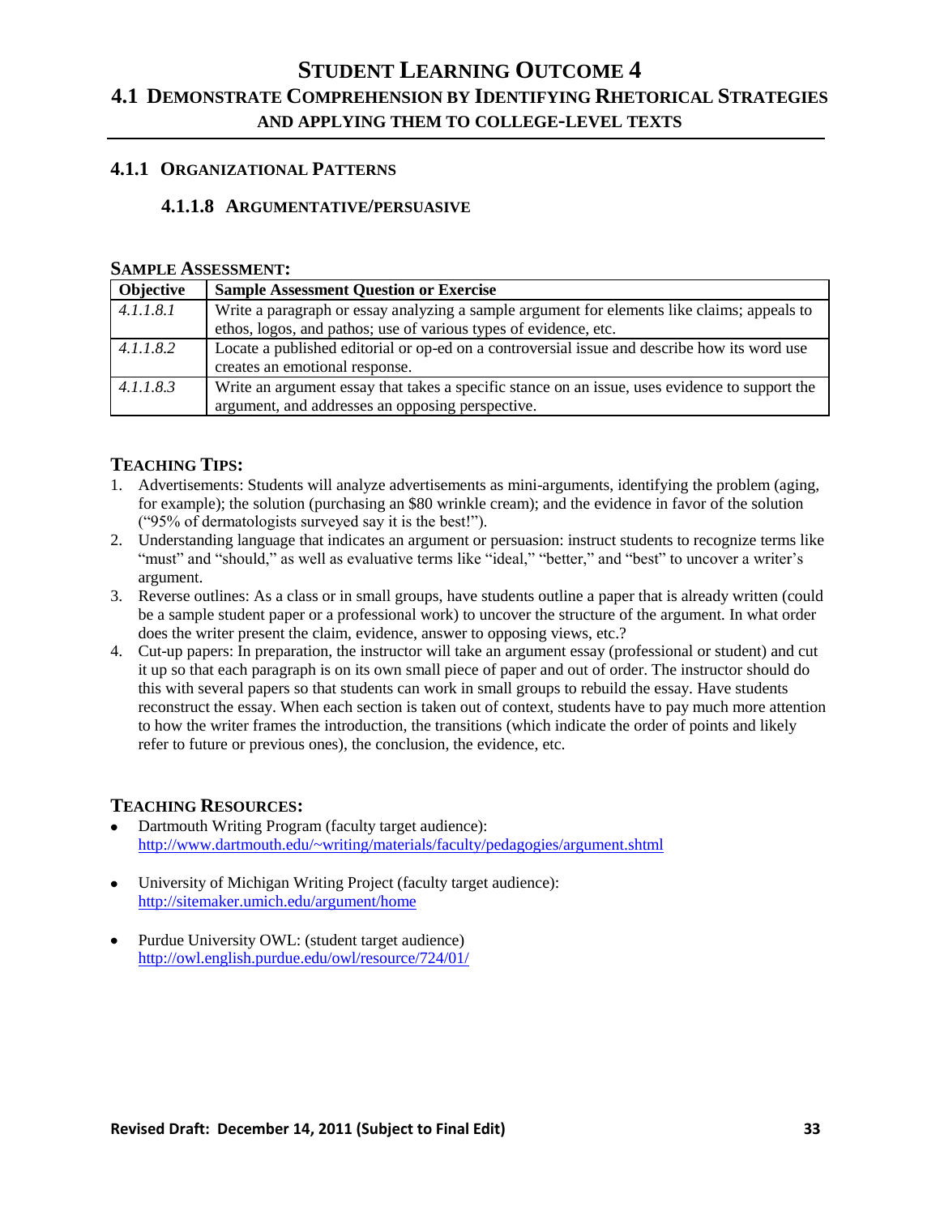# Student Learning Outcome 4

## 4.1 Demonstrate Comprehension by Identifying Rhetorical Strategies and Applying Them to College-Level Texts

### 4.1.1 Organizational Patterns

#### 4.1.1.8 Argumentative/persuasive

**Sample Assessment:**

| Objective | Sample Assessment Question or Exercise |
|---|---|
| *4.1.1.8.1* | Write a paragraph or essay analyzing a sample argument for elements like claims; appeals to ethos, logos, and pathos; use of various types of evidence, etc. |
| *4.1.1.8.2* | Locate a published editorial or op-ed on a controversial issue and describe how its word use creates an emotional response. |
| *4.1.1.8.3* | Write an argument essay that takes a specific stance on an issue, uses evidence to support the argument, and addresses an opposing perspective. |

**Teaching Tips:**

1. Advertisements: Students will analyze advertisements as mini-arguments, identifying the problem (aging, for example); the solution (purchasing an $80 wrinkle cream); and the evidence in favor of the solution ("95% of dermatologists surveyed say it is the best!").
2. Understanding language that indicates an argument or persuasion: instruct students to recognize terms like "must" and "should," as well as evaluative terms like "ideal," "better," and "best" to uncover a writer's argument.
3. Reverse outlines: As a class or in small groups, have students outline a paper that is already written (could be a sample student paper or a professional work) to uncover the structure of the argument. In what order does the writer present the claim, evidence, answer to opposing views, etc.?
4. Cut-up papers: In preparation, the instructor will take an argument essay (professional or student) and cut it up so that each paragraph is on its own small piece of paper and out of order. The instructor should do this with several papers so that students can work in small groups to rebuild the essay. Have students reconstruct the essay. When each section is taken out of context, students have to pay much more attention to how the writer frames the introduction, the transitions (which indicate the order of points and likely refer to future or previous ones), the conclusion, the evidence, etc.

**Teaching Resources:**

- Dartmouth Writing Program (faculty target audience): http://www.dartmouth.edu/~writing/materials/faculty/pedagogies/argument.shtml
- University of Michigan Writing Project (faculty target audience): http://sitemaker.umich.edu/argument/home
- Purdue University OWL: (student target audience) http://owl.english.purdue.edu/owl/resource/724/01/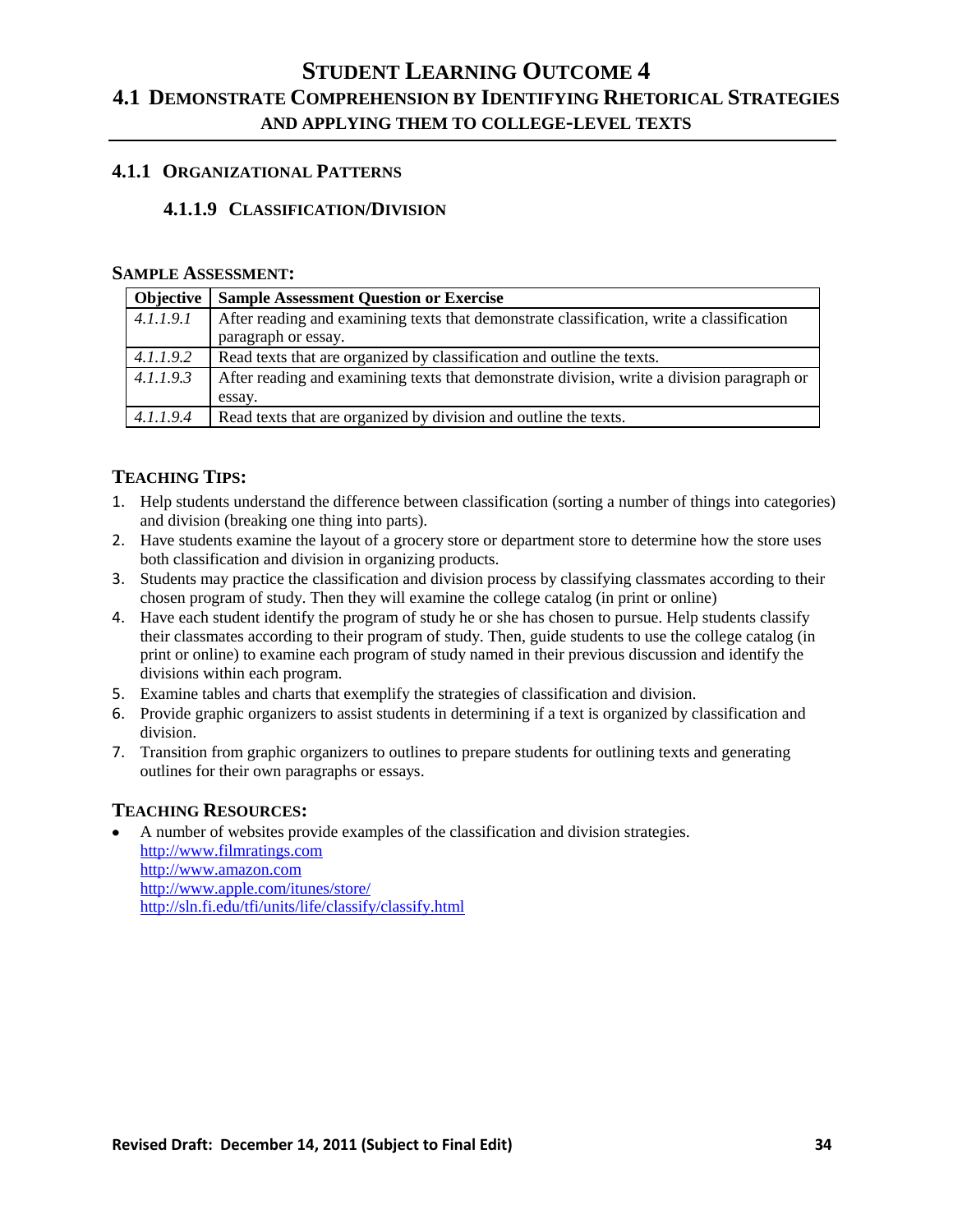# Student Learning Outcome 4

## 4.1 Demonstrate Comprehension by Identifying Rhetorical Strategies and Applying Them to College-Level Texts

### 4.1.1 Organizational Patterns

#### 4.1.1.9 Classification/Division

**Sample Assessment:**

| Objective | Sample Assessment Question or Exercise |
|---|---|
| *4.1.1.9.1* | After reading and examining texts that demonstrate classification, write a classification paragraph or essay. |
| *4.1.1.9.2* | Read texts that are organized by classification and outline the texts. |
| *4.1.1.9.3* | After reading and examining texts that demonstrate division, write a division paragraph or essay. |
| *4.1.1.9.4* | Read texts that are organized by division and outline the texts. |

**Teaching Tips:**

1. Help students understand the difference between classification (sorting a number of things into categories) and division (breaking one thing into parts).
2. Have students examine the layout of a grocery store or department store to determine how the store uses both classification and division in organizing products.
3. Students may practice the classification and division process by classifying classmates according to their chosen program of study. Then they will examine the college catalog (in print or online)
4. Have each student identify the program of study he or she has chosen to pursue. Help students classify their classmates according to their program of study. Then, guide students to use the college catalog (in print or online) to examine each program of study named in their previous discussion and identify the divisions within each program.
5. Examine tables and charts that exemplify the strategies of classification and division.
6. Provide graphic organizers to assist students in determining if a text is organized by classification and division.
7. Transition from graphic organizers to outlines to prepare students for outlining texts and generating outlines for their own paragraphs or essays.

**Teaching Resources:**

- A number of websites provide examples of the classification and division strategies.
  http://www.filmratings.com
  http://www.amazon.com
  http://www.apple.com/itunes/store/
  http://sln.fi.edu/tfi/units/life/classify/classify.html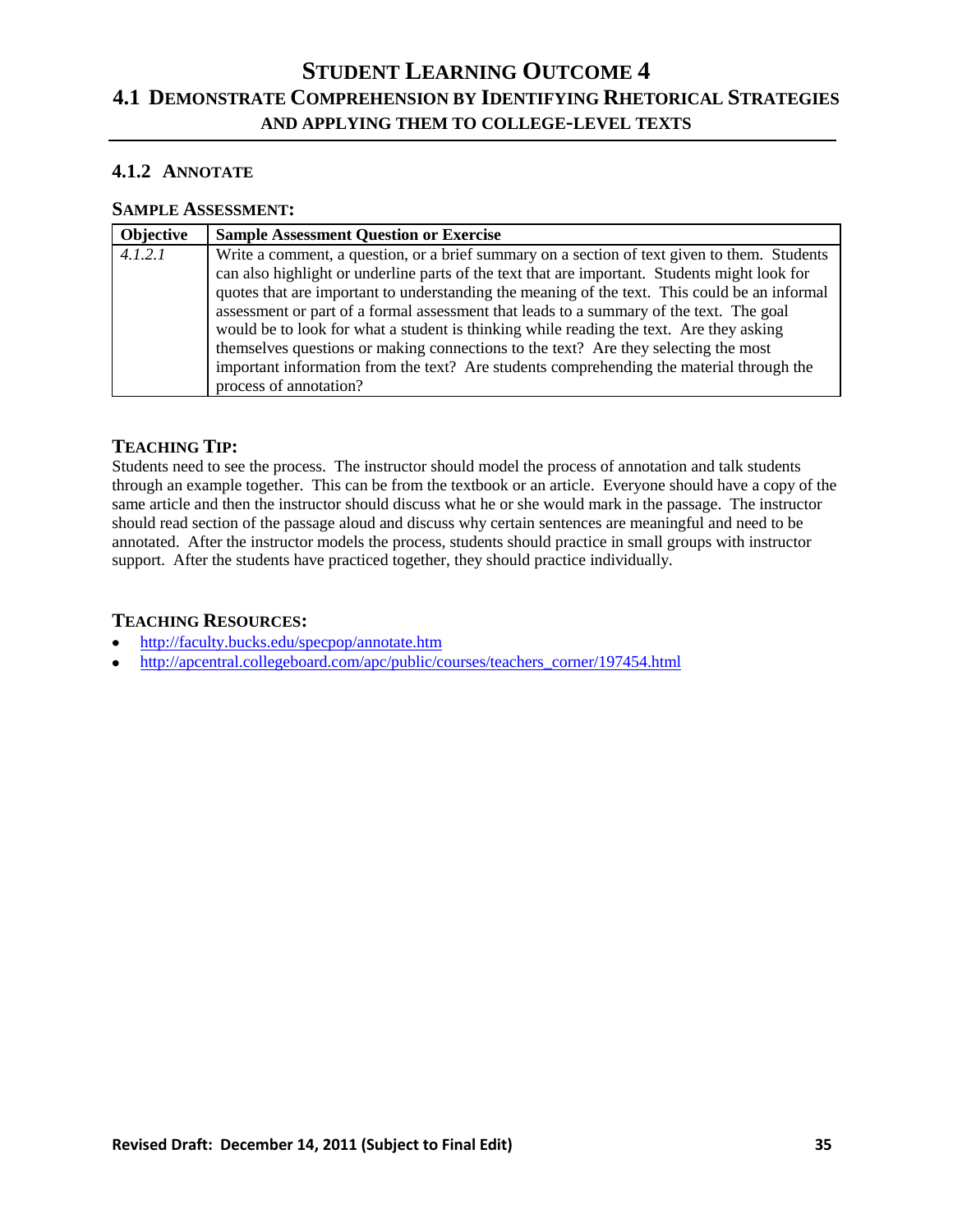# STUDENT LEARNING OUTCOME 4

## 4.1 DEMONSTRATE COMPREHENSION BY IDENTIFYING RHETORICAL STRATEGIES AND APPLYING THEM TO COLLEGE-LEVEL TEXTS

### 4.1.2 ANNOTATE

**SAMPLE ASSESSMENT:**

| Objective | Sample Assessment Question or Exercise |
|---|---|
| *4.1.2.1* | Write a comment, a question, or a brief summary on a section of text given to them. Students can also highlight or underline parts of the text that are important. Students might look for quotes that are important to understanding the meaning of the text. This could be an informal assessment or part of a formal assessment that leads to a summary of the text. The goal would be to look for what a student is thinking while reading the text. Are they asking themselves questions or making connections to the text? Are they selecting the most important information from the text? Are students comprehending the material through the process of annotation? |

**TEACHING TIP:**

Students need to see the process. The instructor should model the process of annotation and talk students through an example together. This can be from the textbook or an article. Everyone should have a copy of the same article and then the instructor should discuss what he or she would mark in the passage. The instructor should read section of the passage aloud and discuss why certain sentences are meaningful and need to be annotated. After the instructor models the process, students should practice in small groups with instructor support. After the students have practiced together, they should practice individually.

**TEACHING RESOURCES:**

- http://faculty.bucks.edu/specpop/annotate.htm
- http://apcentral.collegeboard.com/apc/public/courses/teachers_corner/197454.html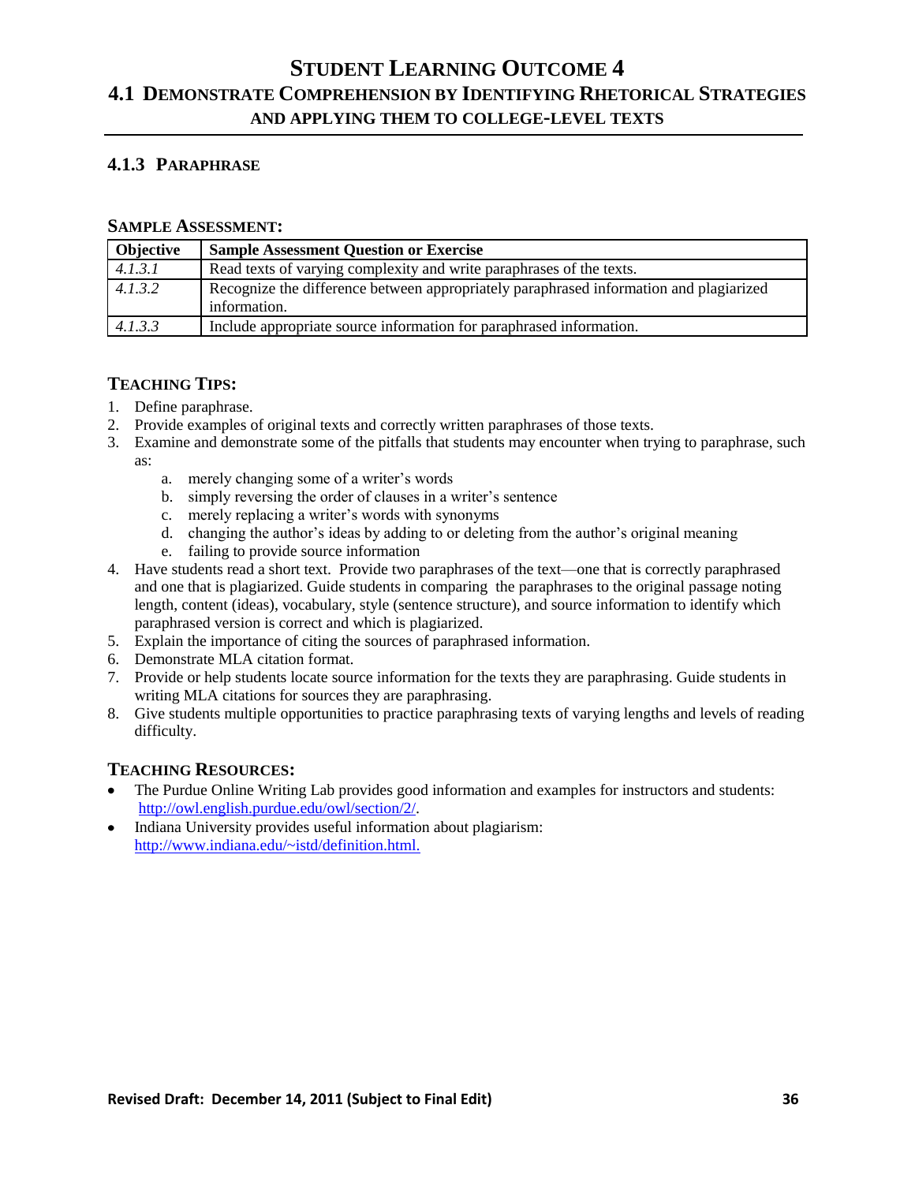# Student Learning Outcome 4

## 4.1 Demonstrate Comprehension by Identifying Rhetorical Strategies and Applying Them to College-Level Texts

### 4.1.3 Paraphrase

**Sample Assessment:**

| Objective | Sample Assessment Question or Exercise |
|---|---|
| *4.1.3.1* | Read texts of varying complexity and write paraphrases of the texts. |
| *4.1.3.2* | Recognize the difference between appropriately paraphrased information and plagiarized information. |
| *4.1.3.3* | Include appropriate source information for paraphrased information. |

**Teaching Tips:**

1. Define paraphrase.
2. Provide examples of original texts and correctly written paraphrases of those texts.
3. Examine and demonstrate some of the pitfalls that students may encounter when trying to paraphrase, such as:
   a. merely changing some of a writer's words
   b. simply reversing the order of clauses in a writer's sentence
   c. merely replacing a writer's words with synonyms
   d. changing the author's ideas by adding to or deleting from the author's original meaning
   e. failing to provide source information
4. Have students read a short text. Provide two paraphrases of the text—one that is correctly paraphrased and one that is plagiarized. Guide students in comparing the paraphrases to the original passage noting length, content (ideas), vocabulary, style (sentence structure), and source information to identify which paraphrased version is correct and which is plagiarized.
5. Explain the importance of citing the sources of paraphrased information.
6. Demonstrate MLA citation format.
7. Provide or help students locate source information for the texts they are paraphrasing. Guide students in writing MLA citations for sources they are paraphrasing.
8. Give students multiple opportunities to practice paraphrasing texts of varying lengths and levels of reading difficulty.

**Teaching Resources:**

- The Purdue Online Writing Lab provides good information and examples for instructors and students: http://owl.english.purdue.edu/owl/section/2/.
- Indiana University provides useful information about plagiarism: http://www.indiana.edu/~istd/definition.html.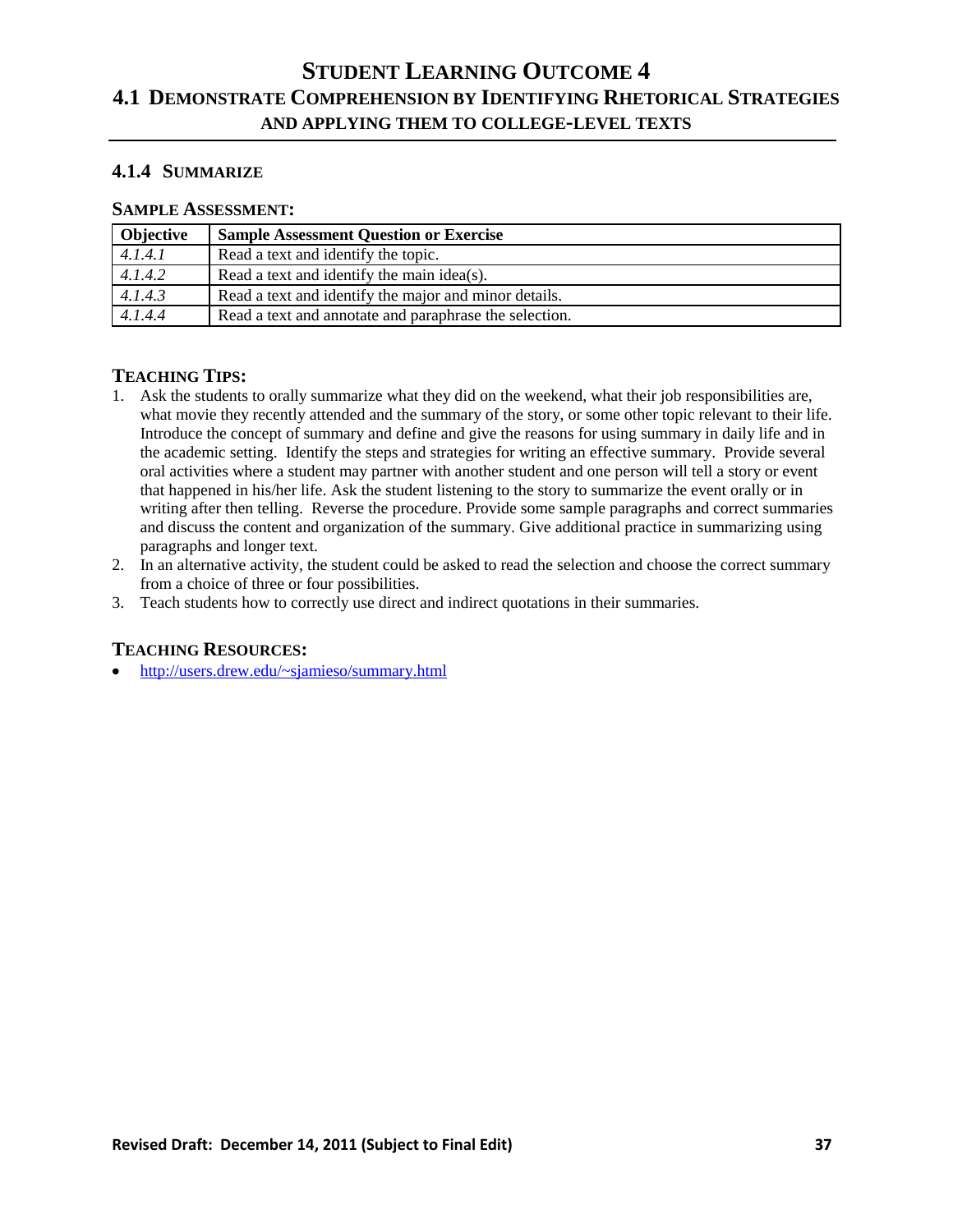# STUDENT LEARNING OUTCOME 4

## 4.1 DEMONSTRATE COMPREHENSION BY IDENTIFYING RHETORICAL STRATEGIES AND APPLYING THEM TO COLLEGE-LEVEL TEXTS

### 4.1.4 SUMMARIZE

**SAMPLE ASSESSMENT:**

| Objective | Sample Assessment Question or Exercise |
|---|---|
| *4.1.4.1* | Read a text and identify the topic. |
| *4.1.4.2* | Read a text and identify the main idea(s). |
| *4.1.4.3* | Read a text and identify the major and minor details. |
| *4.1.4.4* | Read a text and annotate and paraphrase the selection. |

**TEACHING TIPS:**

1. Ask the students to orally summarize what they did on the weekend, what their job responsibilities are, what movie they recently attended and the summary of the story, or some other topic relevant to their life. Introduce the concept of summary and define and give the reasons for using summary in daily life and in the academic setting. Identify the steps and strategies for writing an effective summary. Provide several oral activities where a student may partner with another student and one person will tell a story or event that happened in his/her life. Ask the student listening to the story to summarize the event orally or in writing after then telling. Reverse the procedure. Provide some sample paragraphs and correct summaries and discuss the content and organization of the summary. Give additional practice in summarizing using paragraphs and longer text.
2. In an alternative activity, the student could be asked to read the selection and choose the correct summary from a choice of three or four possibilities.
3. Teach students how to correctly use direct and indirect quotations in their summaries.

**TEACHING RESOURCES:**

- http://users.drew.edu/~sjamieso/summary.html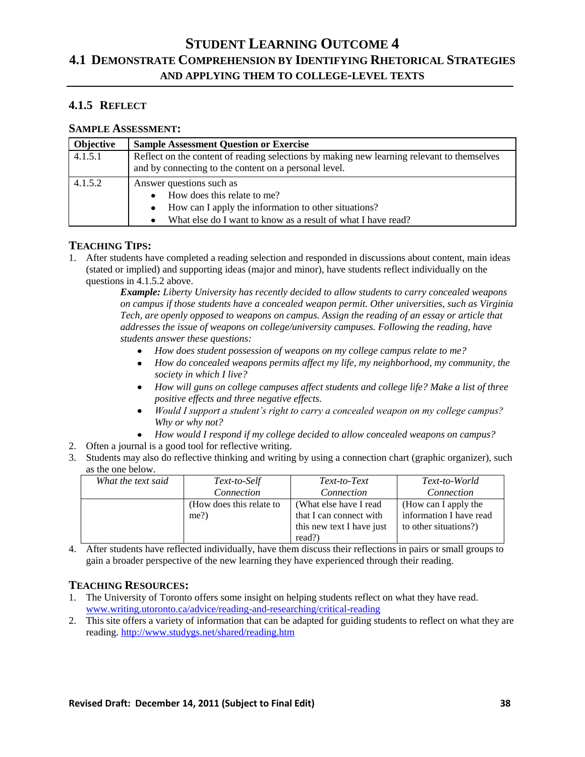# Student Learning Outcome 4

## 4.1 Demonstrate Comprehension by Identifying Rhetorical Strategies and Applying Them to College-Level Texts

### 4.1.5 Reflect

**Sample Assessment:**

| Objective | Sample Assessment Question or Exercise |
|---|---|
| 4.1.5.1 | Reflect on the content of reading selections by making new learning relevant to themselves and by connecting to the content on a personal level. |
| 4.1.5.2 | Answer questions such as<br>• How does this relate to me?<br>• How can I apply the information to other situations?<br>• What else do I want to know as a result of what I have read? |

**Teaching Tips:**

1. After students have completed a reading selection and responded in discussions about content, main ideas (stated or implied) and supporting ideas (major and minor), have students reflect individually on the questions in 4.1.5.2 above.

   ***Example:*** *Liberty University has recently decided to allow students to carry concealed weapons on campus if those students have a concealed weapon permit. Other universities, such as Virginia Tech, are openly opposed to weapons on campus. Assign the reading of an essay or article that addresses the issue of weapons on college/university campuses. Following the reading, have students answer these questions:*

   - *How does student possession of weapons on my college campus relate to me?*
   - *How do concealed weapons permits affect my life, my neighborhood, my community, the society in which I live?*
   - *How will guns on college campuses affect students and college life? Make a list of three positive effects and three negative effects.*
   - *Would I support a student's right to carry a concealed weapon on my college campus? Why or why not?*
   - *How would I respond if my college decided to allow concealed weapons on campus?*

2. Often a journal is a good tool for reflective writing.
3. Students may also do reflective thinking and writing by using a connection chart (graphic organizer), such as the one below.

| *What the text said* | *Text-to-Self Connection* | *Text-to-Text Connection* | *Text-to-World Connection* |
|---|---|---|---|
| | (How does this relate to me?) | (What else have I read that I can connect with this new text I have just read?) | (How can I apply the information I have read to other situations?) |

4. After students have reflected individually, have them discuss their reflections in pairs or small groups to gain a broader perspective of the new learning they have experienced through their reading.

**Teaching Resources:**

1. The University of Toronto offers some insight on helping students reflect on what they have read. www.writing.utoronto.ca/advice/reading-and-researching/critical-reading
2. This site offers a variety of information that can be adapted for guiding students to reflect on what they are reading. http://www.studygs.net/shared/reading.htm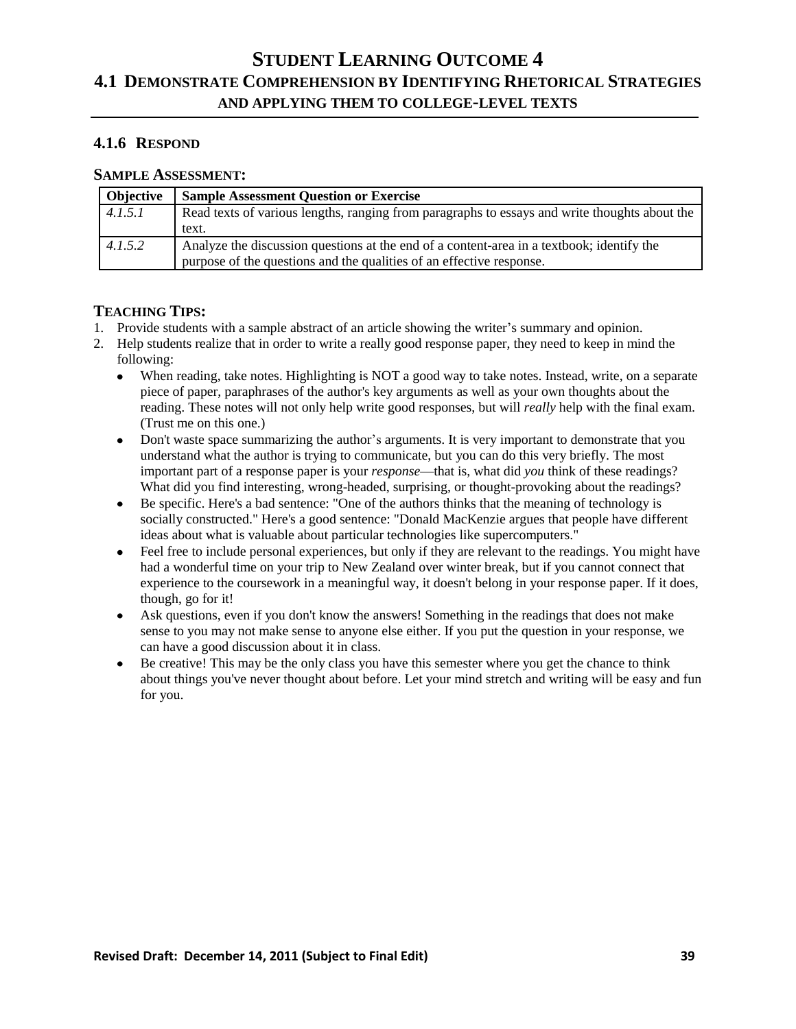# STUDENT LEARNING OUTCOME 4

## 4.1 DEMONSTRATE COMPREHENSION BY IDENTIFYING RHETORICAL STRATEGIES AND APPLYING THEM TO COLLEGE-LEVEL TEXTS

### 4.1.6 RESPOND

#### SAMPLE ASSESSMENT:

| Objective | Sample Assessment Question or Exercise |
| --- | --- |
| *4.1.5.1* | Read texts of various lengths, ranging from paragraphs to essays and write thoughts about the text. |
| *4.1.5.2* | Analyze the discussion questions at the end of a content-area in a textbook; identify the purpose of the questions and the qualities of an effective response. |

#### TEACHING TIPS:

1. Provide students with a sample abstract of an article showing the writer's summary and opinion.
2. Help students realize that in order to write a really good response paper, they need to keep in mind the following:
   - When reading, take notes. Highlighting is NOT a good way to take notes. Instead, write, on a separate piece of paper, paraphrases of the author's key arguments as well as your own thoughts about the reading. These notes will not only help write good responses, but will *really* help with the final exam. (Trust me on this one.)
   - Don't waste space summarizing the author's arguments. It is very important to demonstrate that you understand what the author is trying to communicate, but you can do this very briefly. The most important part of a response paper is your *response*—that is, what did *you* think of these readings? What did you find interesting, wrong-headed, surprising, or thought-provoking about the readings?
   - Be specific. Here's a bad sentence: "One of the authors thinks that the meaning of technology is socially constructed." Here's a good sentence: "Donald MacKenzie argues that people have different ideas about what is valuable about particular technologies like supercomputers."
   - Feel free to include personal experiences, but only if they are relevant to the readings. You might have had a wonderful time on your trip to New Zealand over winter break, but if you cannot connect that experience to the coursework in a meaningful way, it doesn't belong in your response paper. If it does, though, go for it!
   - Ask questions, even if you don't know the answers! Something in the readings that does not make sense to you may not make sense to anyone else either. If you put the question in your response, we can have a good discussion about it in class.
   - Be creative! This may be the only class you have this semester where you get the chance to think about things you've never thought about before. Let your mind stretch and writing will be easy and fun for you.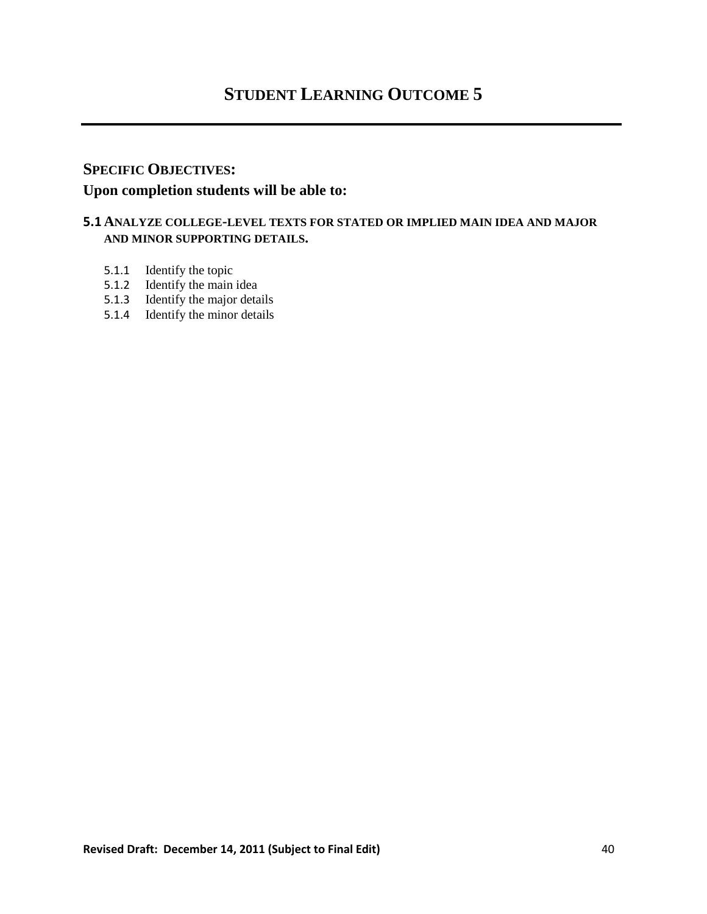# STUDENT LEARNING OUTCOME 5

---

## SPECIFIC OBJECTIVES:

**Upon completion students will be able to:**

### 5.1 ANALYZE COLLEGE-LEVEL TEXTS FOR STATED OR IMPLIED MAIN IDEA AND MAJOR AND MINOR SUPPORTING DETAILS.

- 5.1.1 Identify the topic
- 5.1.2 Identify the main idea
- 5.1.3 Identify the major details
- 5.1.4 Identify the minor details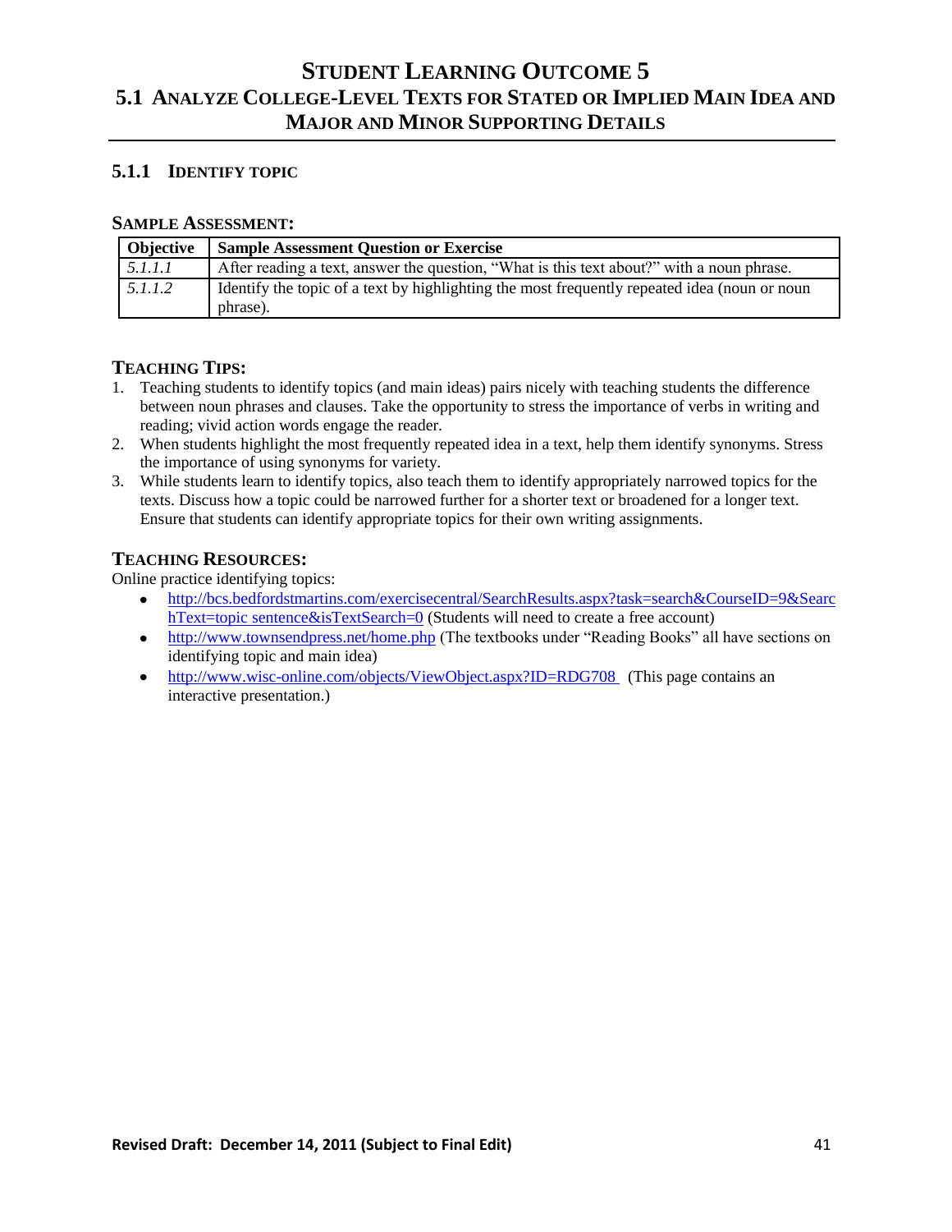# Student Learning Outcome 5

## 5.1 Analyze College-Level Texts for Stated or Implied Main Idea and Major and Minor Supporting Details

### 5.1.1 Identify Topic

**Sample Assessment:**

| Objective | Sample Assessment Question or Exercise |
|---|---|
| *5.1.1.1* | After reading a text, answer the question, "What is this text about?" with a noun phrase. |
| *5.1.1.2* | Identify the topic of a text by highlighting the most frequently repeated idea (noun or noun phrase). |

**Teaching Tips:**

1. Teaching students to identify topics (and main ideas) pairs nicely with teaching students the difference between noun phrases and clauses. Take the opportunity to stress the importance of verbs in writing and reading; vivid action words engage the reader.
2. When students highlight the most frequently repeated idea in a text, help them identify synonyms. Stress the importance of using synonyms for variety.
3. While students learn to identify topics, also teach them to identify appropriately narrowed topics for the texts. Discuss how a topic could be narrowed further for a shorter text or broadened for a longer text. Ensure that students can identify appropriate topics for their own writing assignments.

**Teaching Resources:**

Online practice identifying topics:

- http://bcs.bedfordstmartins.com/exercisecentral/SearchResults.aspx?task=search&CourseID=9&SearchText=topic sentence&isTextSearch=0 (Students will need to create a free account)
- http://www.townsendpress.net/home.php (The textbooks under "Reading Books" all have sections on identifying topic and main idea)
- http://www.wisc-online.com/objects/ViewObject.aspx?ID=RDG708 (This page contains an interactive presentation.)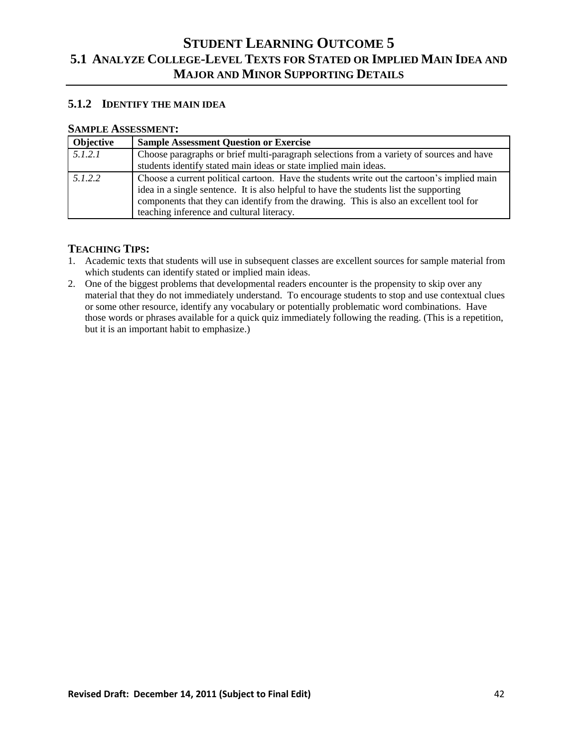# Student Learning Outcome 5

## 5.1 Analyze College-Level Texts for Stated or Implied Main Idea and Major and Minor Supporting Details

### 5.1.2 Identify the Main Idea

**Sample Assessment:**

| Objective | Sample Assessment Question or Exercise |
|---|---|
| *5.1.2.1* | Choose paragraphs or brief multi-paragraph selections from a variety of sources and have students identify stated main ideas or state implied main ideas. |
| *5.1.2.2* | Choose a current political cartoon. Have the students write out the cartoon's implied main idea in a single sentence. It is also helpful to have the students list the supporting components that they can identify from the drawing. This is also an excellent tool for teaching inference and cultural literacy. |

**Teaching Tips:**

1. Academic texts that students will use in subsequent classes are excellent sources for sample material from which students can identify stated or implied main ideas.
2. One of the biggest problems that developmental readers encounter is the propensity to skip over any material that they do not immediately understand. To encourage students to stop and use contextual clues or some other resource, identify any vocabulary or potentially problematic word combinations. Have those words or phrases available for a quick quiz immediately following the reading. (This is a repetition, but it is an important habit to emphasize.)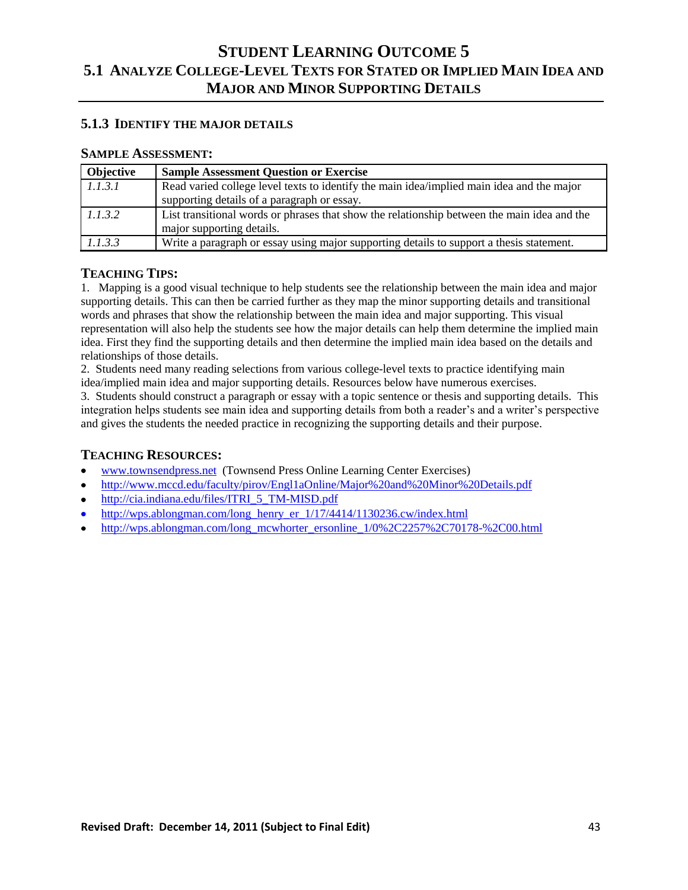# Student Learning Outcome 5

## 5.1 Analyze College-Level Texts for Stated or Implied Main Idea and Major and Minor Supporting Details

### 5.1.3 Identify the Major Details

**Sample Assessment:**

| Objective | Sample Assessment Question or Exercise |
|---|---|
| *1.1.3.1* | Read varied college level texts to identify the main idea/implied main idea and the major supporting details of a paragraph or essay. |
| *1.1.3.2* | List transitional words or phrases that show the relationship between the main idea and the major supporting details. |
| *1.1.3.3* | Write a paragraph or essay using major supporting details to support a thesis statement. |

### Teaching Tips:

1. Mapping is a good visual technique to help students see the relationship between the main idea and major supporting details. This can then be carried further as they map the minor supporting details and transitional words and phrases that show the relationship between the main idea and major supporting. This visual representation will also help the students see how the major details can help them determine the implied main idea. First they find the supporting details and then determine the implied main idea based on the details and relationships of those details.
2. Students need many reading selections from various college-level texts to practice identifying main idea/implied main idea and major supporting details. Resources below have numerous exercises.
3. Students should construct a paragraph or essay with a topic sentence or thesis and supporting details. This integration helps students see main idea and supporting details from both a reader's and a writer's perspective and gives the students the needed practice in recognizing the supporting details and their purpose.

### Teaching Resources:

- www.townsendpress.net (Townsend Press Online Learning Center Exercises)
- http://www.mccd.edu/faculty/pirov/Engl1aOnline/Major%20and%20Minor%20Details.pdf
- http://cia.indiana.edu/files/ITRI_5_TM-MISD.pdf
- http://wps.ablongman.com/long_henry_er_1/17/4414/1130236.cw/index.html
- http://wps.ablongman.com/long_mcwhorter_ersonline_1/0%2C2257%2C70178-%2C00.html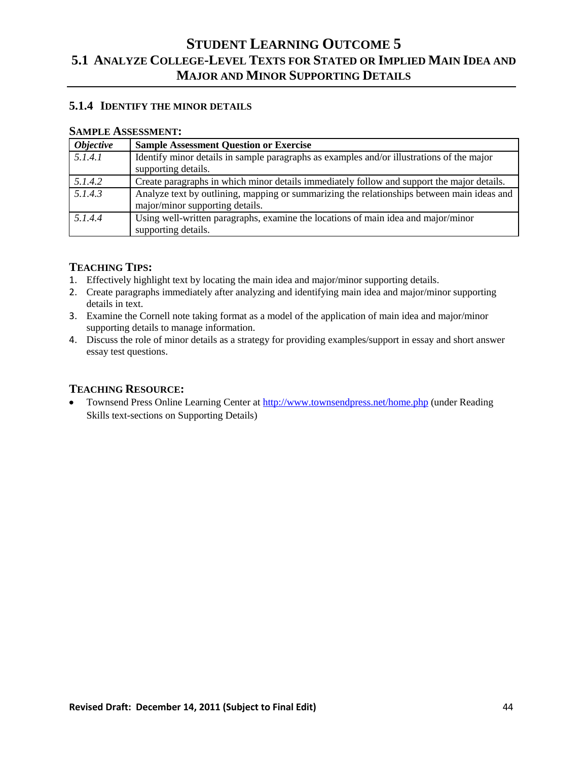# STUDENT LEARNING OUTCOME 5

## 5.1 ANALYZE COLLEGE-LEVEL TEXTS FOR STATED OR IMPLIED MAIN IDEA AND MAJOR AND MINOR SUPPORTING DETAILS

### 5.1.4 IDENTIFY THE MINOR DETAILS

**SAMPLE ASSESSMENT:**

| *Objective* | **Sample Assessment Question or Exercise** |
|---|---|
| *5.1.4.1* | Identify minor details in sample paragraphs as examples and/or illustrations of the major supporting details. |
| *5.1.4.2* | Create paragraphs in which minor details immediately follow and support the major details. |
| *5.1.4.3* | Analyze text by outlining, mapping or summarizing the relationships between main ideas and major/minor supporting details. |
| *5.1.4.4* | Using well-written paragraphs, examine the locations of main idea and major/minor supporting details. |

**TEACHING TIPS:**

1. Effectively highlight text by locating the main idea and major/minor supporting details.
2. Create paragraphs immediately after analyzing and identifying main idea and major/minor supporting details in text.
3. Examine the Cornell note taking format as a model of the application of main idea and major/minor supporting details to manage information.
4. Discuss the role of minor details as a strategy for providing examples/support in essay and short answer essay test questions.

**TEACHING RESOURCE:**

- Townsend Press Online Learning Center at http://www.townsendpress.net/home.php (under Reading Skills text-sections on Supporting Details)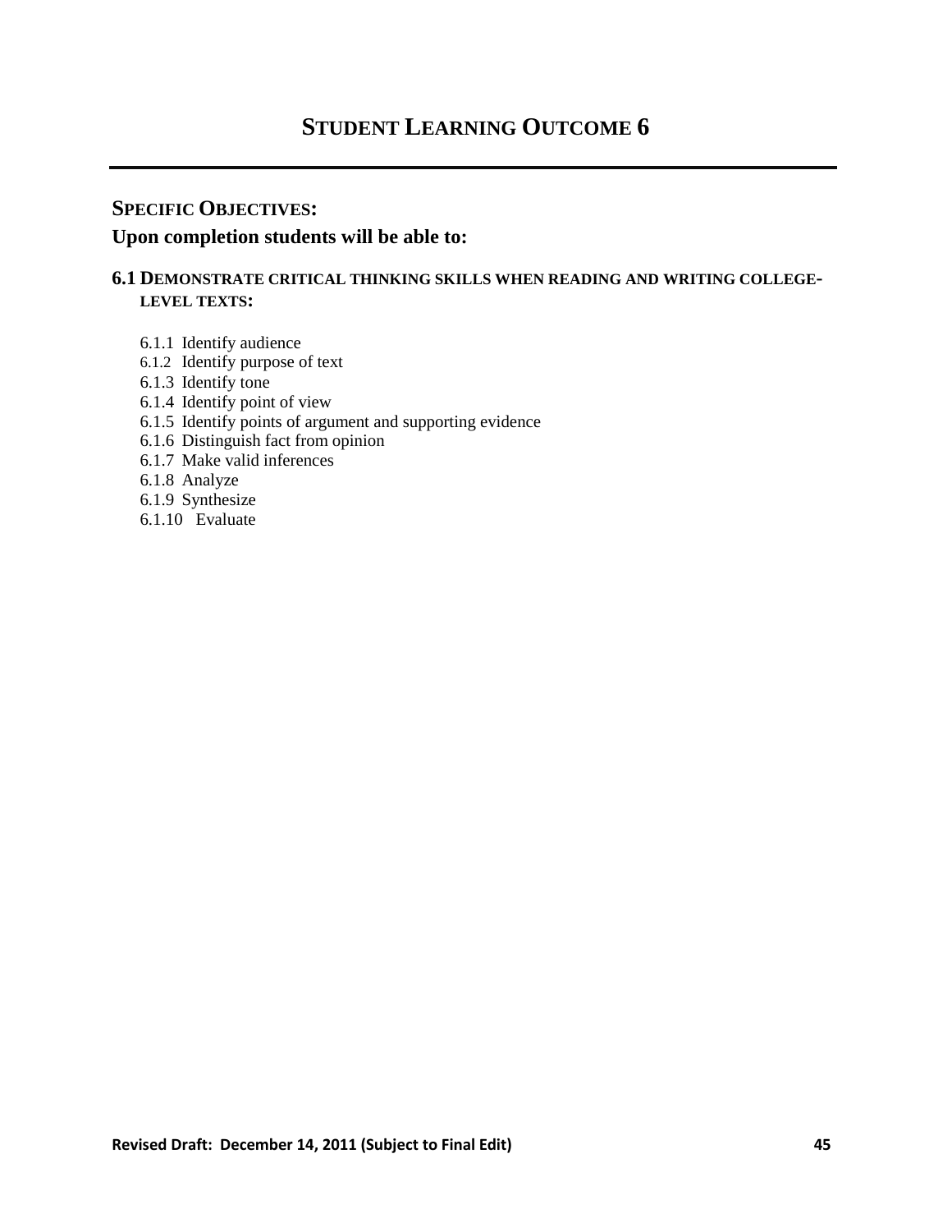# STUDENT LEARNING OUTCOME 6

---

## SPECIFIC OBJECTIVES:

**Upon completion students will be able to:**

### 6.1 DEMONSTRATE CRITICAL THINKING SKILLS WHEN READING AND WRITING COLLEGE-LEVEL TEXTS:

- 6.1.1 Identify audience
- 6.1.2 Identify purpose of text
- 6.1.3 Identify tone
- 6.1.4 Identify point of view
- 6.1.5 Identify points of argument and supporting evidence
- 6.1.6 Distinguish fact from opinion
- 6.1.7 Make valid inferences
- 6.1.8 Analyze
- 6.1.9 Synthesize
- 6.1.10 Evaluate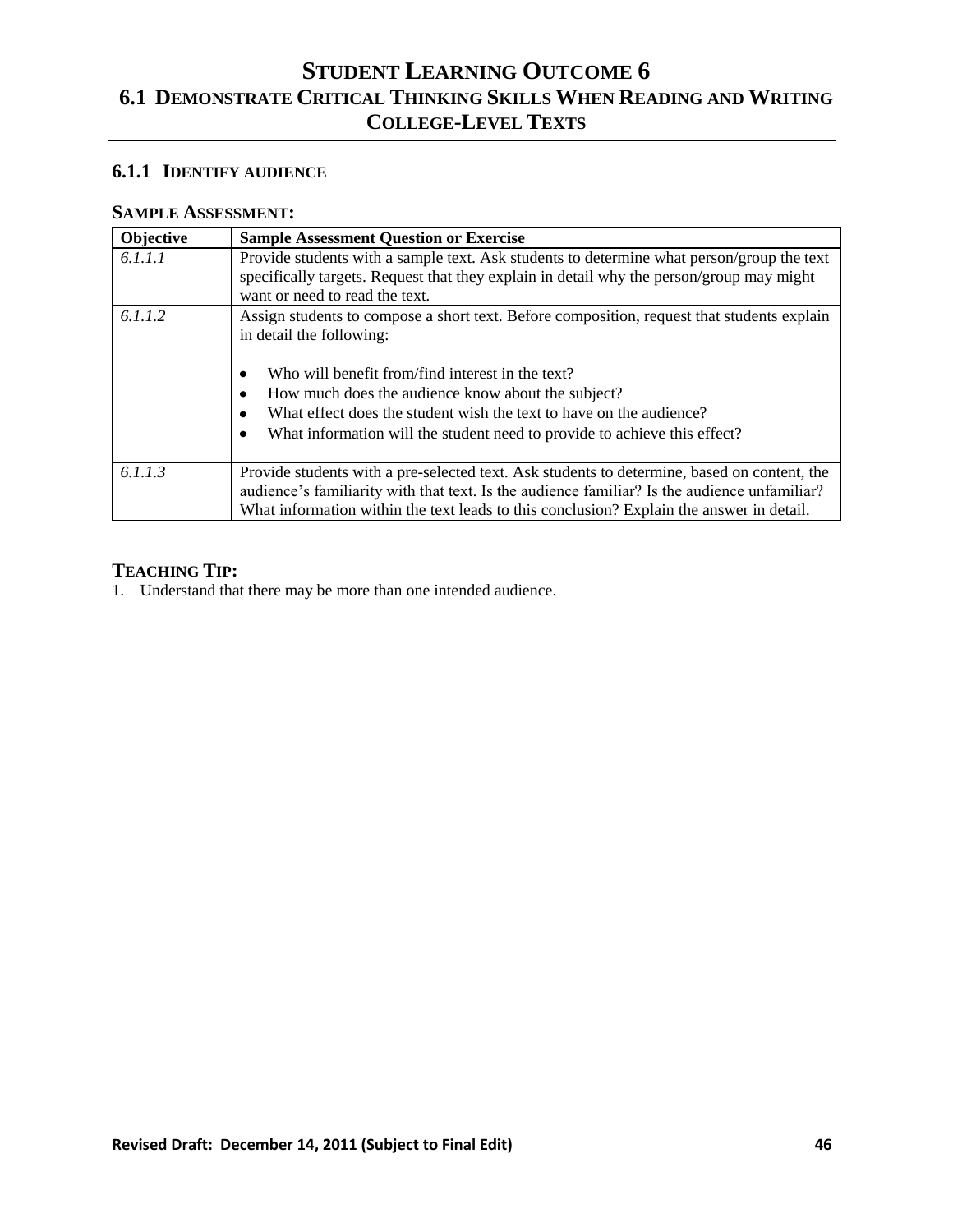# STUDENT LEARNING OUTCOME 6

## 6.1 DEMONSTRATE CRITICAL THINKING SKILLS WHEN READING AND WRITING COLLEGE-LEVEL TEXTS

### 6.1.1 IDENTIFY AUDIENCE

**SAMPLE ASSESSMENT:**

| Objective | Sample Assessment Question or Exercise |
|---|---|
| *6.1.1.1* | Provide students with a sample text. Ask students to determine what person/group the text specifically targets. Request that they explain in detail why the person/group may might want or need to read the text. |
| *6.1.1.2* | Assign students to compose a short text. Before composition, request that students explain in detail the following:<br><br>• Who will benefit from/find interest in the text?<br>• How much does the audience know about the subject?<br>• What effect does the student wish the text to have on the audience?<br>• What information will the student need to provide to achieve this effect? |
| *6.1.1.3* | Provide students with a pre-selected text. Ask students to determine, based on content, the audience's familiarity with that text. Is the audience familiar? Is the audience unfamiliar? What information within the text leads to this conclusion? Explain the answer in detail. |

**TEACHING TIP:**

1. Understand that there may be more than one intended audience.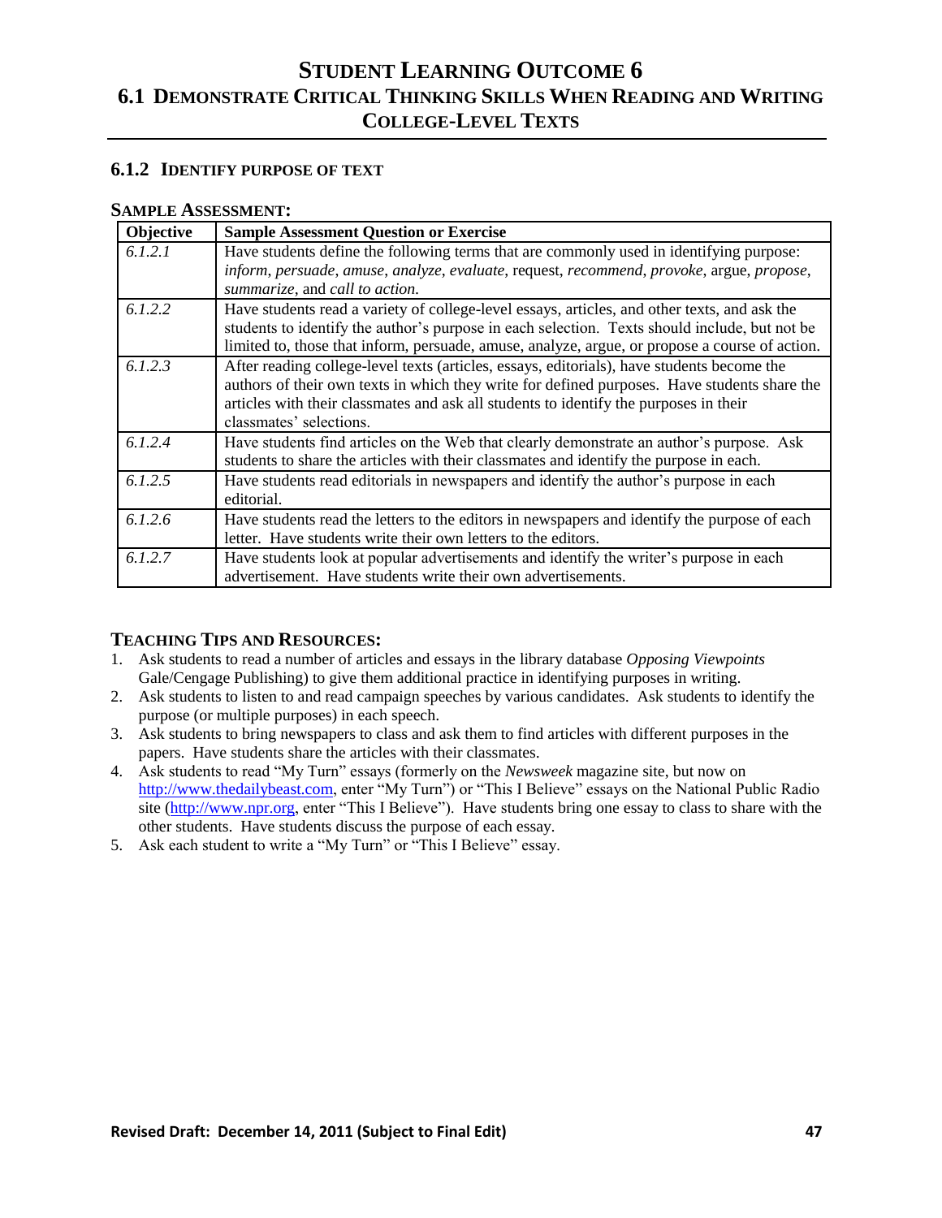# STUDENT LEARNING OUTCOME 6

## 6.1 DEMONSTRATE CRITICAL THINKING SKILLS WHEN READING AND WRITING COLLEGE-LEVEL TEXTS

### 6.1.2 IDENTIFY PURPOSE OF TEXT

**SAMPLE ASSESSMENT:**

| Objective | Sample Assessment Question or Exercise |
|---|---|
| *6.1.2.1* | Have students define the following terms that are commonly used in identifying purpose: *inform*, *persuade*, *amuse*, *analyze*, *evaluate*, request, *recommend*, *provoke*, argue, *propose*, *summarize*, and *call to action*. |
| *6.1.2.2* | Have students read a variety of college-level essays, articles, and other texts, and ask the students to identify the author's purpose in each selection. Texts should include, but not be limited to, those that inform, persuade, amuse, analyze, argue, or propose a course of action. |
| *6.1.2.3* | After reading college-level texts (articles, essays, editorials), have students become the authors of their own texts in which they write for defined purposes. Have students share the articles with their classmates and ask all students to identify the purposes in their classmates' selections. |
| *6.1.2.4* | Have students find articles on the Web that clearly demonstrate an author's purpose. Ask students to share the articles with their classmates and identify the purpose in each. |
| *6.1.2.5* | Have students read editorials in newspapers and identify the author's purpose in each editorial. |
| *6.1.2.6* | Have students read the letters to the editors in newspapers and identify the purpose of each letter. Have students write their own letters to the editors. |
| *6.1.2.7* | Have students look at popular advertisements and identify the writer's purpose in each advertisement. Have students write their own advertisements. |

**TEACHING TIPS AND RESOURCES:**

1. Ask students to read a number of articles and essays in the library database *Opposing Viewpoints* Gale/Cengage Publishing) to give them additional practice in identifying purposes in writing.
2. Ask students to listen to and read campaign speeches by various candidates. Ask students to identify the purpose (or multiple purposes) in each speech.
3. Ask students to bring newspapers to class and ask them to find articles with different purposes in the papers. Have students share the articles with their classmates.
4. Ask students to read "My Turn" essays (formerly on the *Newsweek* magazine site, but now on http://www.thedailybeast.com, enter "My Turn") or "This I Believe" essays on the National Public Radio site (http://www.npr.org, enter "This I Believe"). Have students bring one essay to class to share with the other students. Have students discuss the purpose of each essay.
5. Ask each student to write a "My Turn" or "This I Believe" essay.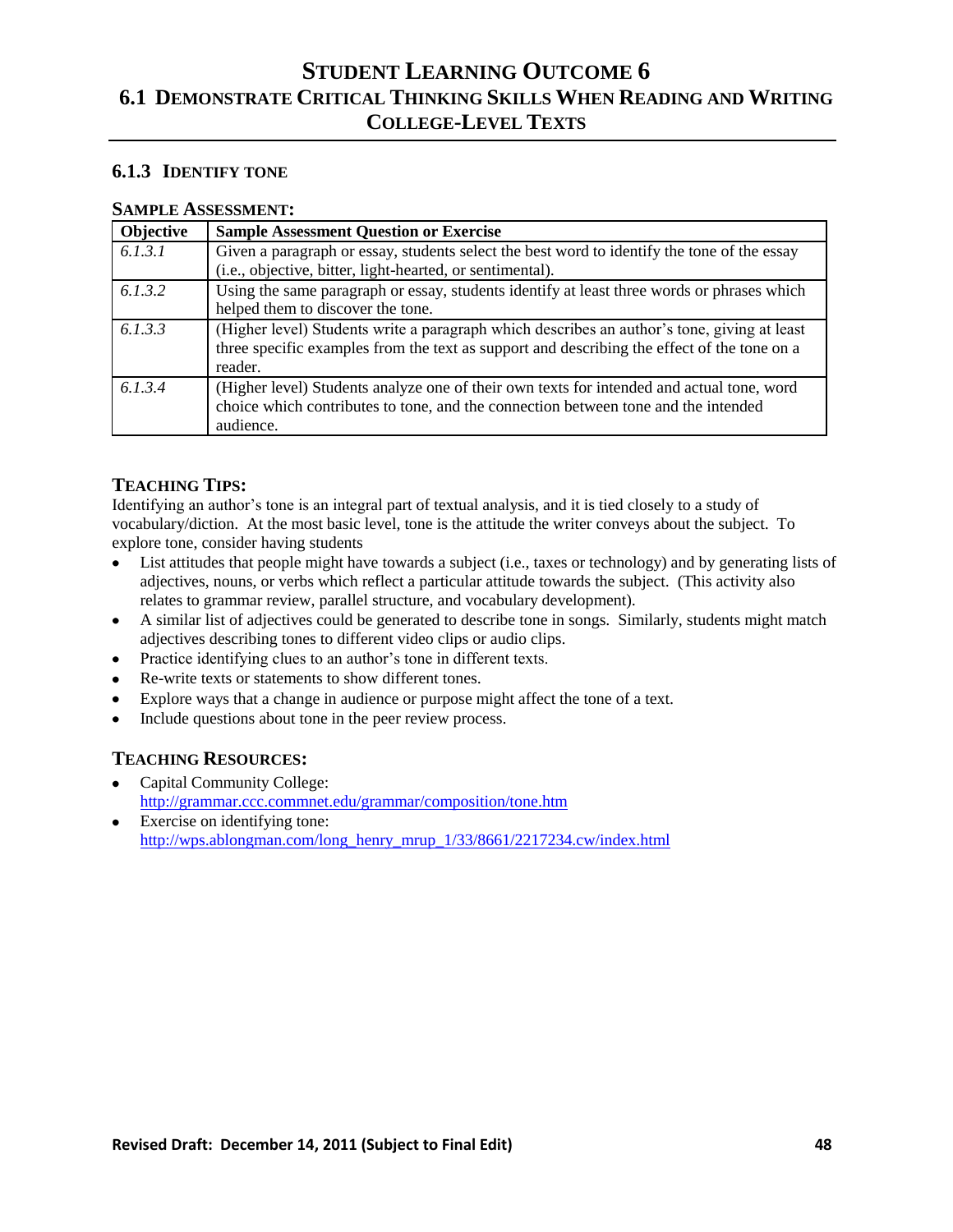# Student Learning Outcome 6

## 6.1 Demonstrate Critical Thinking Skills When Reading and Writing College-Level Texts

### 6.1.3 Identify Tone

**Sample Assessment:**

| Objective | Sample Assessment Question or Exercise |
|---|---|
| *6.1.3.1* | Given a paragraph or essay, students select the best word to identify the tone of the essay (i.e., objective, bitter, light-hearted, or sentimental). |
| *6.1.3.2* | Using the same paragraph or essay, students identify at least three words or phrases which helped them to discover the tone. |
| *6.1.3.3* | (Higher level) Students write a paragraph which describes an author's tone, giving at least three specific examples from the text as support and describing the effect of the tone on a reader. |
| *6.1.3.4* | (Higher level) Students analyze one of their own texts for intended and actual tone, word choice which contributes to tone, and the connection between tone and the intended audience. |

**Teaching Tips:**

Identifying an author's tone is an integral part of textual analysis, and it is tied closely to a study of vocabulary/diction. At the most basic level, tone is the attitude the writer conveys about the subject. To explore tone, consider having students

- List attitudes that people might have towards a subject (i.e., taxes or technology) and by generating lists of adjectives, nouns, or verbs which reflect a particular attitude towards the subject. (This activity also relates to grammar review, parallel structure, and vocabulary development).
- A similar list of adjectives could be generated to describe tone in songs. Similarly, students might match adjectives describing tones to different video clips or audio clips.
- Practice identifying clues to an author's tone in different texts.
- Re-write texts or statements to show different tones.
- Explore ways that a change in audience or purpose might affect the tone of a text.
- Include questions about tone in the peer review process.

**Teaching Resources:**

- Capital Community College: http://grammar.ccc.commnet.edu/grammar/composition/tone.htm
- Exercise on identifying tone: http://wps.ablongman.com/long_henry_mrup_1/33/8661/2217234.cw/index.html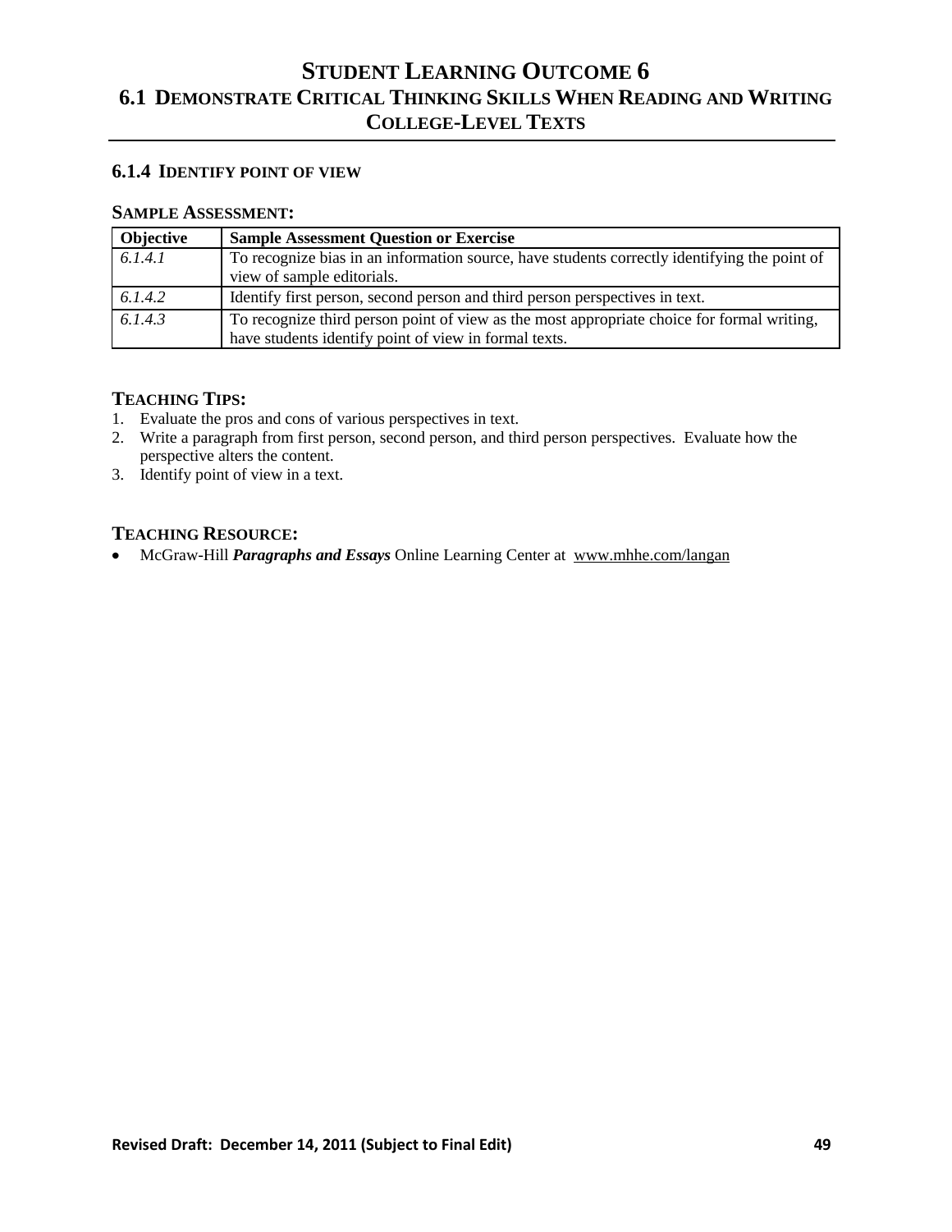# STUDENT LEARNING OUTCOME 6

## 6.1 DEMONSTRATE CRITICAL THINKING SKILLS WHEN READING AND WRITING COLLEGE-LEVEL TEXTS

### 6.1.4 IDENTIFY POINT OF VIEW

**SAMPLE ASSESSMENT:**

| Objective | Sample Assessment Question or Exercise |
|---|---|
| *6.1.4.1* | To recognize bias in an information source, have students correctly identifying the point of view of sample editorials. |
| *6.1.4.2* | Identify first person, second person and third person perspectives in text. |
| *6.1.4.3* | To recognize third person point of view as the most appropriate choice for formal writing, have students identify point of view in formal texts. |

**TEACHING TIPS:**

1. Evaluate the pros and cons of various perspectives in text.
2. Write a paragraph from first person, second person, and third person perspectives. Evaluate how the perspective alters the content.
3. Identify point of view in a text.

**TEACHING RESOURCE:**

- McGraw-Hill ***Paragraphs and Essays*** Online Learning Center at www.mhhe.com/langan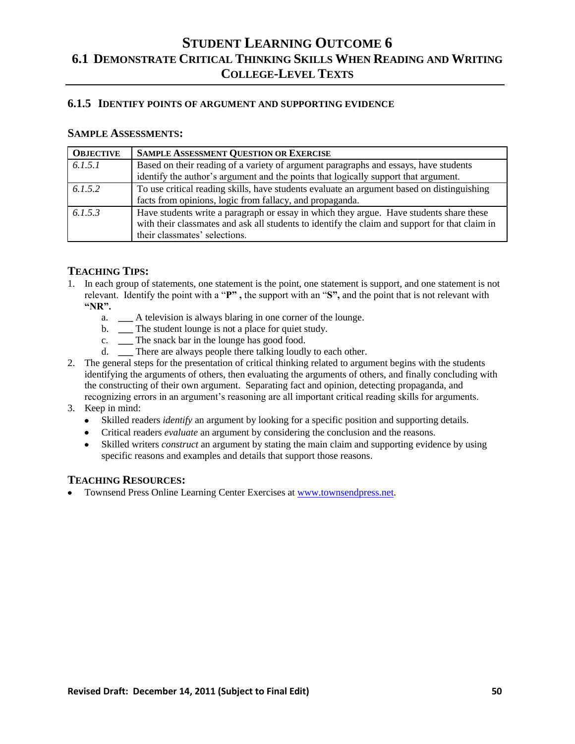# Student Learning Outcome 6

## 6.1 Demonstrate Critical Thinking Skills When Reading and Writing College-Level Texts

### 6.1.5 Identify points of argument and supporting evidence

#### Sample Assessments:

| Objective | Sample Assessment Question or Exercise |
|---|---|
| *6.1.5.1* | Based on their reading of a variety of argument paragraphs and essays, have students identify the author's argument and the points that logically support that argument. |
| *6.1.5.2* | To use critical reading skills, have students evaluate an argument based on distinguishing facts from opinions, logic from fallacy, and propaganda. |
| *6.1.5.3* | Have students write a paragraph or essay in which they argue. Have students share these with their classmates and ask all students to identify the claim and support for that claim in their classmates' selections. |

#### Teaching Tips:

1. In each group of statements, one statement is the point, one statement is support, and one statement is not relevant. Identify the point with a "**P"** , the support with an "**S",** and the point that is not relevant with **"NR".**
   a. ___ A television is always blaring in one corner of the lounge.
   b. ___ The student lounge is not a place for quiet study.
   c. ___ The snack bar in the lounge has good food.
   d. ___ There are always people there talking loudly to each other.
2. The general steps for the presentation of critical thinking related to argument begins with the students identifying the arguments of others, then evaluating the arguments of others, and finally concluding with the constructing of their own argument. Separating fact and opinion, detecting propaganda, and recognizing errors in an argument's reasoning are all important critical reading skills for arguments.
3. Keep in mind:
   - Skilled readers *identify* an argument by looking for a specific position and supporting details.
   - Critical readers *evaluate* an argument by considering the conclusion and the reasons.
   - Skilled writers *construct* an argument by stating the main claim and supporting evidence by using specific reasons and examples and details that support those reasons.

#### Teaching Resources:

- Townsend Press Online Learning Center Exercises at www.townsendpress.net.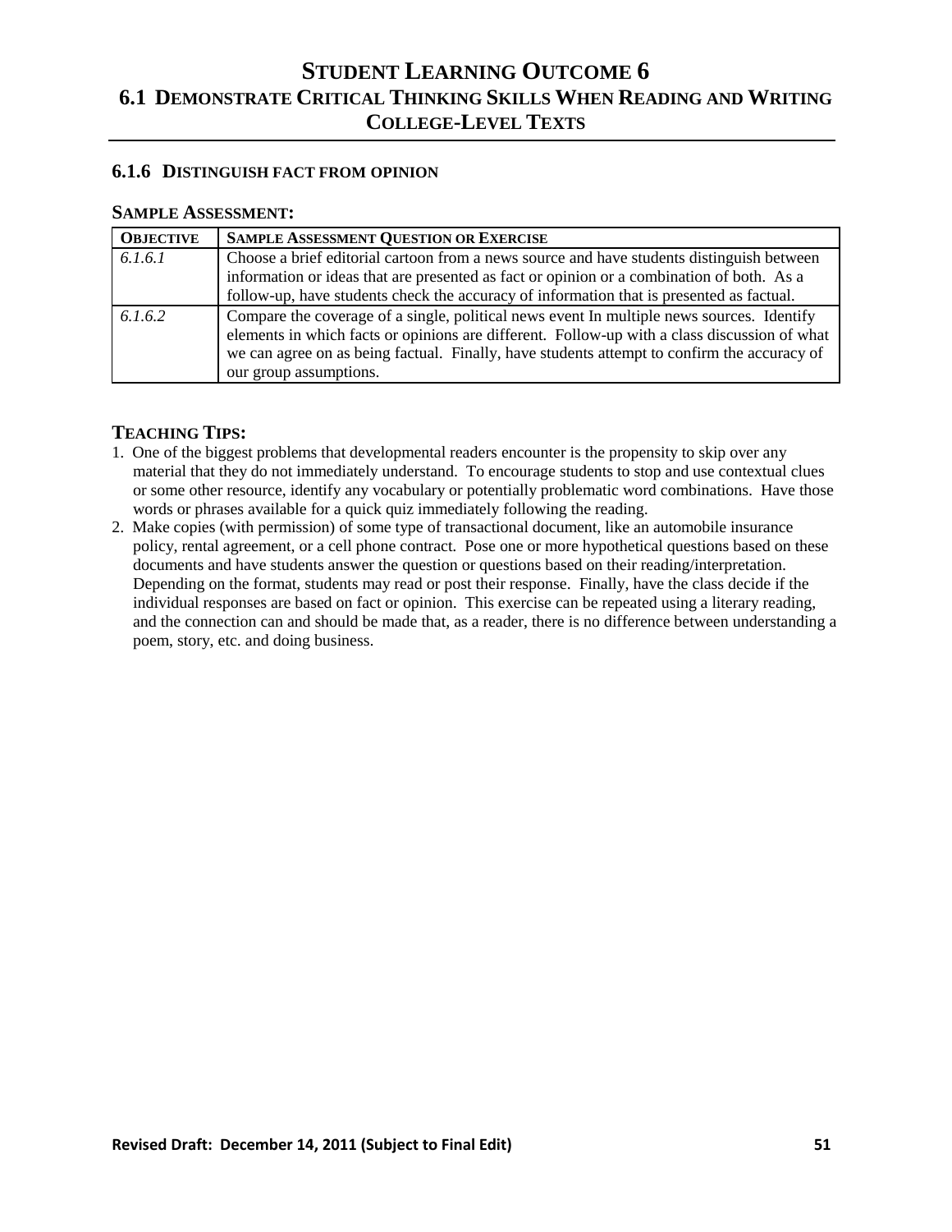# Student Learning Outcome 6

## 6.1 Demonstrate Critical Thinking Skills When Reading and Writing College-Level Texts

### 6.1.6 Distinguish fact from opinion

**Sample Assessment:**

| **Objective** | **Sample Assessment Question or Exercise** |
|---|---|
| *6.1.6.1* | Choose a brief editorial cartoon from a news source and have students distinguish between information or ideas that are presented as fact or opinion or a combination of both. As a follow-up, have students check the accuracy of information that is presented as factual. |
| *6.1.6.2* | Compare the coverage of a single, political news event In multiple news sources. Identify elements in which facts or opinions are different. Follow-up with a class discussion of what we can agree on as being factual. Finally, have students attempt to confirm the accuracy of our group assumptions. |

**Teaching Tips:**

1. One of the biggest problems that developmental readers encounter is the propensity to skip over any material that they do not immediately understand. To encourage students to stop and use contextual clues or some other resource, identify any vocabulary or potentially problematic word combinations. Have those words or phrases available for a quick quiz immediately following the reading.
2. Make copies (with permission) of some type of transactional document, like an automobile insurance policy, rental agreement, or a cell phone contract. Pose one or more hypothetical questions based on these documents and have students answer the question or questions based on their reading/interpretation. Depending on the format, students may read or post their response. Finally, have the class decide if the individual responses are based on fact or opinion. This exercise can be repeated using a literary reading, and the connection can and should be made that, as a reader, there is no difference between understanding a poem, story, etc. and doing business.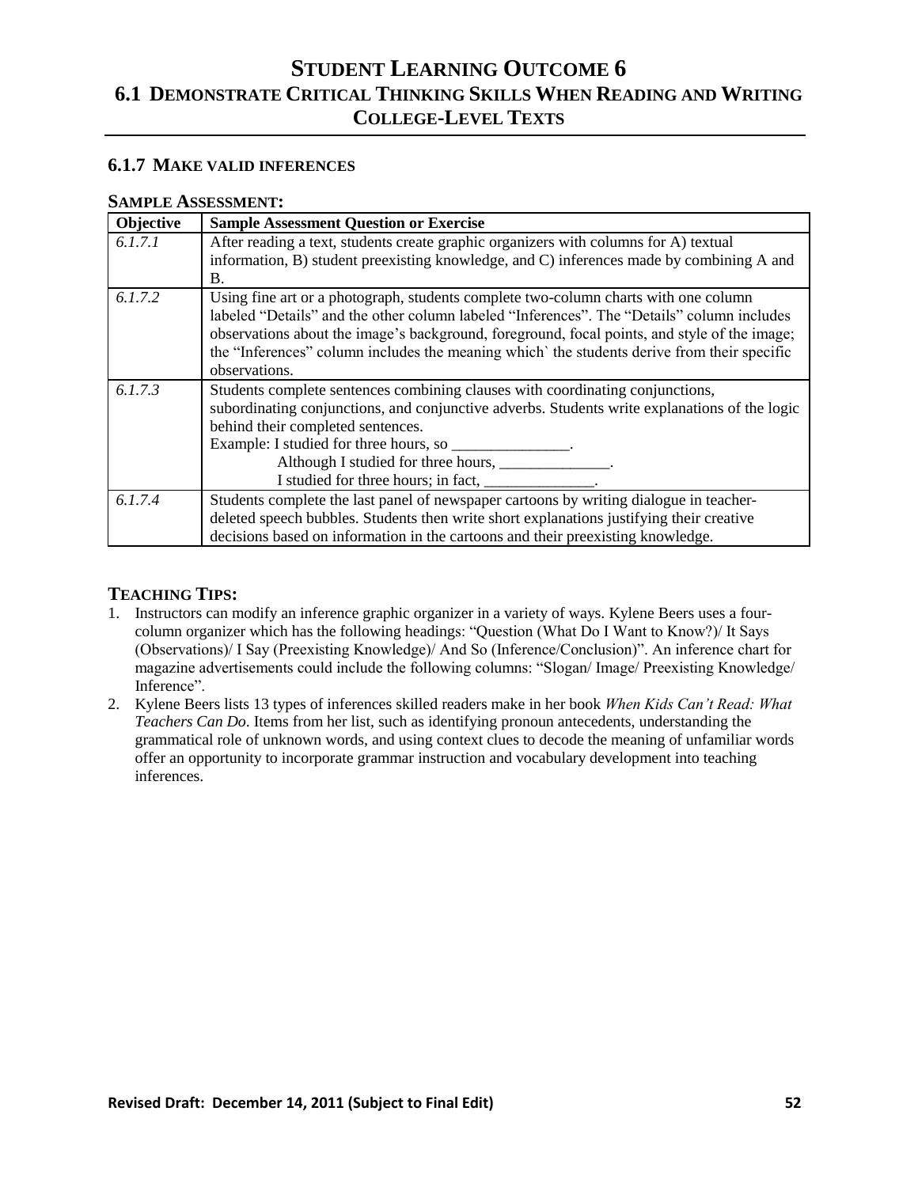# STUDENT LEARNING OUTCOME 6

## 6.1 DEMONSTRATE CRITICAL THINKING SKILLS WHEN READING AND WRITING COLLEGE-LEVEL TEXTS

### 6.1.7 MAKE VALID INFERENCES

**SAMPLE ASSESSMENT:**

| Objective | Sample Assessment Question or Exercise |
|---|---|
| *6.1.7.1* | After reading a text, students create graphic organizers with columns for A) textual information, B) student preexisting knowledge, and C) inferences made by combining A and B. |
| *6.1.7.2* | Using fine art or a photograph, students complete two-column charts with one column labeled "Details" and the other column labeled "Inferences". The "Details" column includes observations about the image's background, foreground, focal points, and style of the image; the "Inferences" column includes the meaning which` the students derive from their specific observations. |
| *6.1.7.3* | Students complete sentences combining clauses with coordinating conjunctions, subordinating conjunctions, and conjunctive adverbs. Students write explanations of the logic behind their completed sentences.<br>Example: I studied for three hours, so _______________.<br>Although I studied for three hours, ______________.<br>I studied for three hours; in fact, ______________. |
| *6.1.7.4* | Students complete the last panel of newspaper cartoons by writing dialogue in teacher-deleted speech bubbles. Students then write short explanations justifying their creative decisions based on information in the cartoons and their preexisting knowledge. |

**TEACHING TIPS:**

1. Instructors can modify an inference graphic organizer in a variety of ways. Kylene Beers uses a four-column organizer which has the following headings: "Question (What Do I Want to Know?)/ It Says (Observations)/ I Say (Preexisting Knowledge)/ And So (Inference/Conclusion)". An inference chart for magazine advertisements could include the following columns: "Slogan/ Image/ Preexisting Knowledge/ Inference".
2. Kylene Beers lists 13 types of inferences skilled readers make in her book *When Kids Can't Read: What Teachers Can Do*. Items from her list, such as identifying pronoun antecedents, understanding the grammatical role of unknown words, and using context clues to decode the meaning of unfamiliar words offer an opportunity to incorporate grammar instruction and vocabulary development into teaching inferences.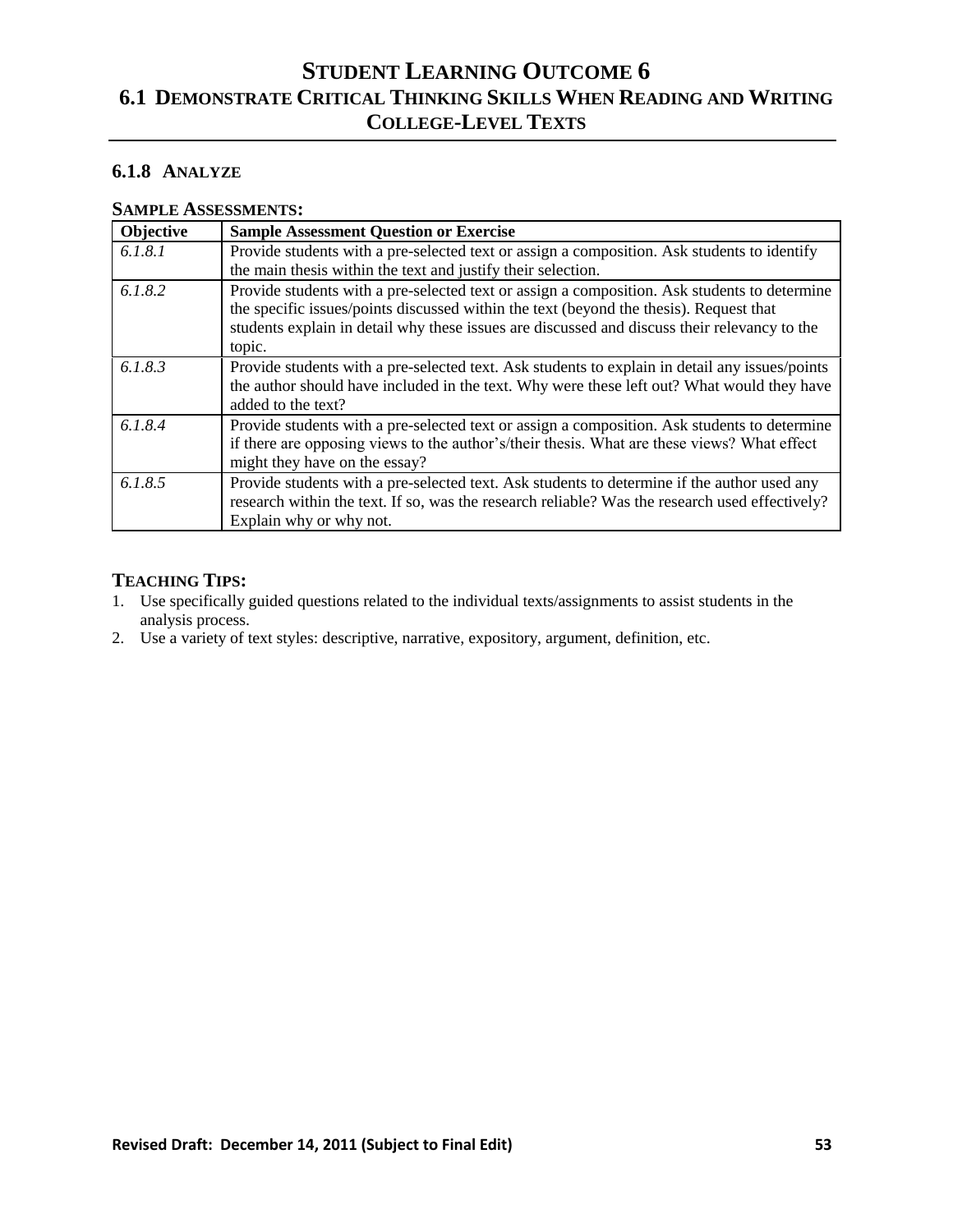# STUDENT LEARNING OUTCOME 6

## 6.1 DEMONSTRATE CRITICAL THINKING SKILLS WHEN READING AND WRITING COLLEGE-LEVEL TEXTS

### 6.1.8 ANALYZE

**SAMPLE ASSESSMENTS:**

| Objective | Sample Assessment Question or Exercise |
|---|---|
| *6.1.8.1* | Provide students with a pre-selected text or assign a composition. Ask students to identify the main thesis within the text and justify their selection. |
| *6.1.8.2* | Provide students with a pre-selected text or assign a composition. Ask students to determine the specific issues/points discussed within the text (beyond the thesis). Request that students explain in detail why these issues are discussed and discuss their relevancy to the topic. |
| *6.1.8.3* | Provide students with a pre-selected text. Ask students to explain in detail any issues/points the author should have included in the text. Why were these left out? What would they have added to the text? |
| *6.1.8.4* | Provide students with a pre-selected text or assign a composition. Ask students to determine if there are opposing views to the author's/their thesis. What are these views? What effect might they have on the essay? |
| *6.1.8.5* | Provide students with a pre-selected text. Ask students to determine if the author used any research within the text. If so, was the research reliable? Was the research used effectively? Explain why or why not. |

**TEACHING TIPS:**

1. Use specifically guided questions related to the individual texts/assignments to assist students in the analysis process.
2. Use a variety of text styles: descriptive, narrative, expository, argument, definition, etc.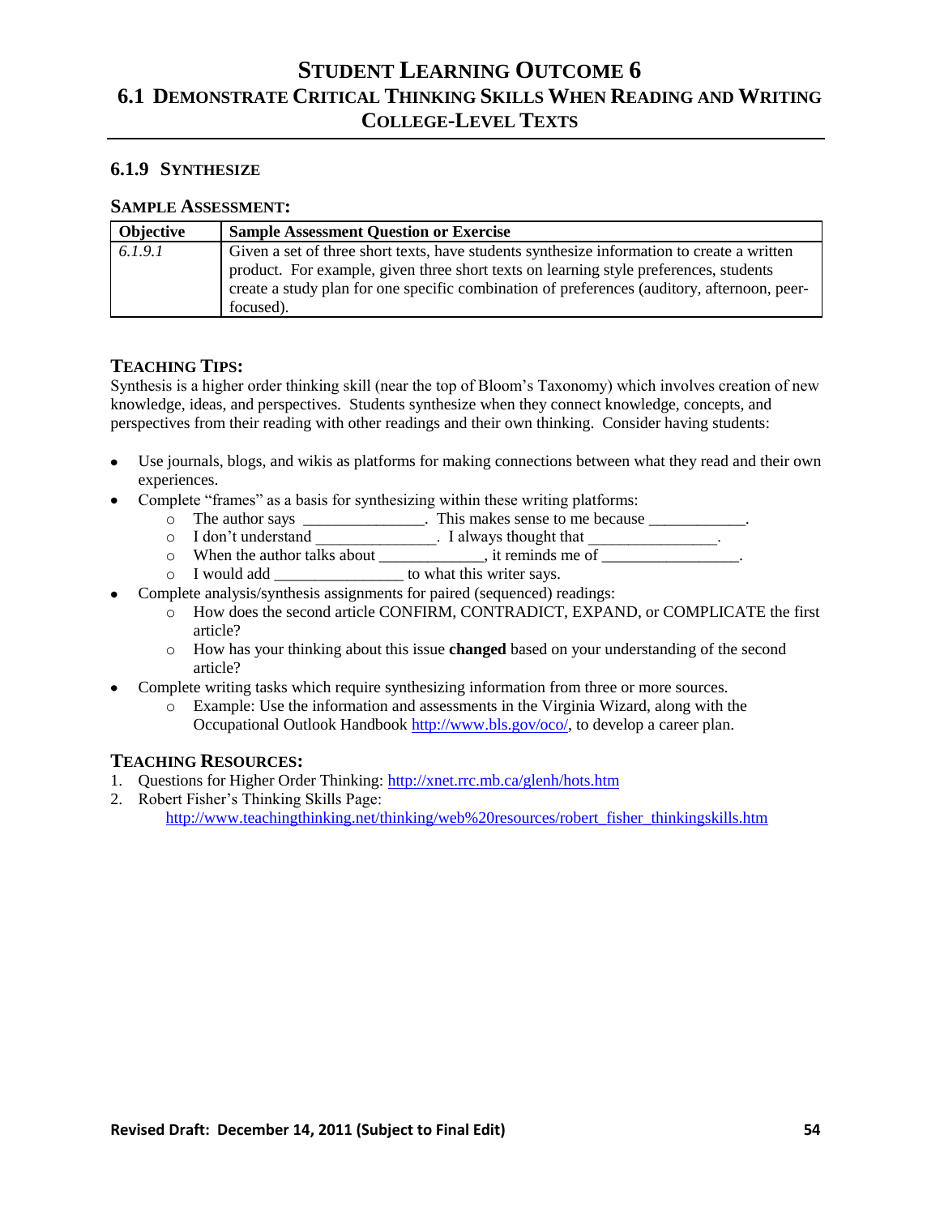# Student Learning Outcome 6

## 6.1 Demonstrate Critical Thinking Skills When Reading and Writing College-Level Texts

### 6.1.9 Synthesize

**Sample Assessment:**

| Objective | Sample Assessment Question or Exercise |
|---|---|
| *6.1.9.1* | Given a set of three short texts, have students synthesize information to create a written product. For example, given three short texts on learning style preferences, students create a study plan for one specific combination of preferences (auditory, afternoon, peer-focused). |

**Teaching Tips:**

Synthesis is a higher order thinking skill (near the top of Bloom's Taxonomy) which involves creation of new knowledge, ideas, and perspectives. Students synthesize when they connect knowledge, concepts, and perspectives from their reading with other readings and their own thinking. Consider having students:

- Use journals, blogs, and wikis as platforms for making connections between what they read and their own experiences.
- Complete "frames" as a basis for synthesizing within these writing platforms:
  - The author says _______________. This makes sense to me because ____________.
  - I don't understand _______________. I always thought that ________________.
  - When the author talks about _____________, it reminds me of _________________.
  - I would add ________________ to what this writer says.
- Complete analysis/synthesis assignments for paired (sequenced) readings:
  - How does the second article CONFIRM, CONTRADICT, EXPAND, or COMPLICATE the first article?
  - How has your thinking about this issue **changed** based on your understanding of the second article?
- Complete writing tasks which require synthesizing information from three or more sources.
  - Example: Use the information and assessments in the Virginia Wizard, along with the Occupational Outlook Handbook http://www.bls.gov/oco/, to develop a career plan.

**Teaching Resources:**

1. Questions for Higher Order Thinking: http://xnet.rrc.mb.ca/glenh/hots.htm
2. Robert Fisher's Thinking Skills Page: http://www.teachingthinking.net/thinking/web%20resources/robert_fisher_thinkingskills.htm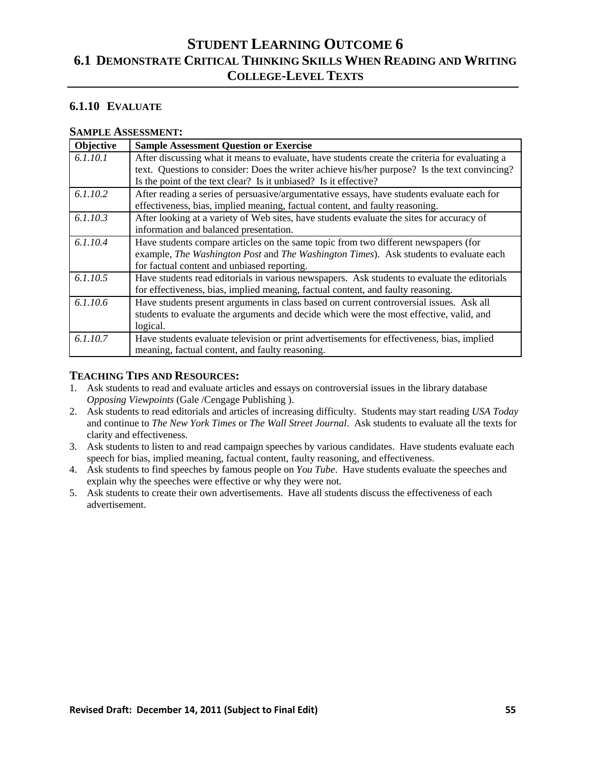# Student Learning Outcome 6

## 6.1 Demonstrate Critical Thinking Skills When Reading and Writing College-Level Texts

### 6.1.10 Evaluate

**Sample Assessment:**

| Objective | Sample Assessment Question or Exercise |
|---|---|
| *6.1.10.1* | After discussing what it means to evaluate, have students create the criteria for evaluating a text. Questions to consider: Does the writer achieve his/her purpose? Is the text convincing? Is the point of the text clear? Is it unbiased? Is it effective? |
| *6.1.10.2* | After reading a series of persuasive/argumentative essays, have students evaluate each for effectiveness, bias, implied meaning, factual content, and faulty reasoning. |
| *6.1.10.3* | After looking at a variety of Web sites, have students evaluate the sites for accuracy of information and balanced presentation. |
| *6.1.10.4* | Have students compare articles on the same topic from two different newspapers (for example, *The Washington Post* and *The Washington Times*). Ask students to evaluate each for factual content and unbiased reporting. |
| *6.1.10.5* | Have students read editorials in various newspapers. Ask students to evaluate the editorials for effectiveness, bias, implied meaning, factual content, and faulty reasoning. |
| *6.1.10.6* | Have students present arguments in class based on current controversial issues. Ask all students to evaluate the arguments and decide which were the most effective, valid, and logical. |
| *6.1.10.7* | Have students evaluate television or print advertisements for effectiveness, bias, implied meaning, factual content, and faulty reasoning. |

**Teaching Tips and Resources:**

1. Ask students to read and evaluate articles and essays on controversial issues in the library database *Opposing Viewpoints* (Gale /Cengage Publishing ).
2. Ask students to read editorials and articles of increasing difficulty. Students may start reading *USA Today* and continue to *The New York Times* or *The Wall Street Journal*. Ask students to evaluate all the texts for clarity and effectiveness.
3. Ask students to listen to and read campaign speeches by various candidates. Have students evaluate each speech for bias, implied meaning, factual content, faulty reasoning, and effectiveness.
4. Ask students to find speeches by famous people on *You Tube*. Have students evaluate the speeches and explain why the speeches were effective or why they were not.
5. Ask students to create their own advertisements. Have all students discuss the effectiveness of each advertisement.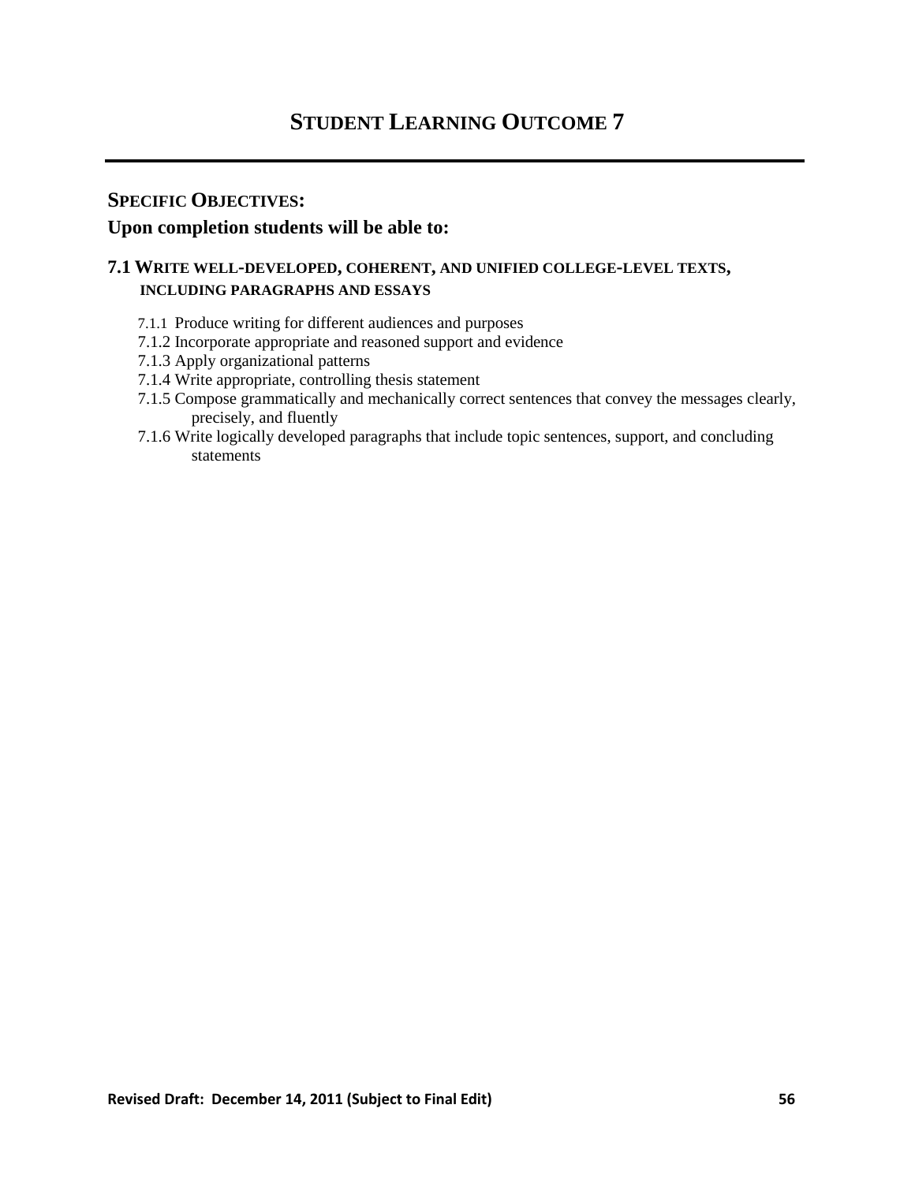# Student Learning Outcome 7

## Specific Objectives:

**Upon completion students will be able to:**

### 7.1 Write well-developed, coherent, and unified college-level texts, including paragraphs and essays

- 7.1.1 Produce writing for different audiences and purposes
- 7.1.2 Incorporate appropriate and reasoned support and evidence
- 7.1.3 Apply organizational patterns
- 7.1.4 Write appropriate, controlling thesis statement
- 7.1.5 Compose grammatically and mechanically correct sentences that convey the messages clearly, precisely, and fluently
- 7.1.6 Write logically developed paragraphs that include topic sentences, support, and concluding statements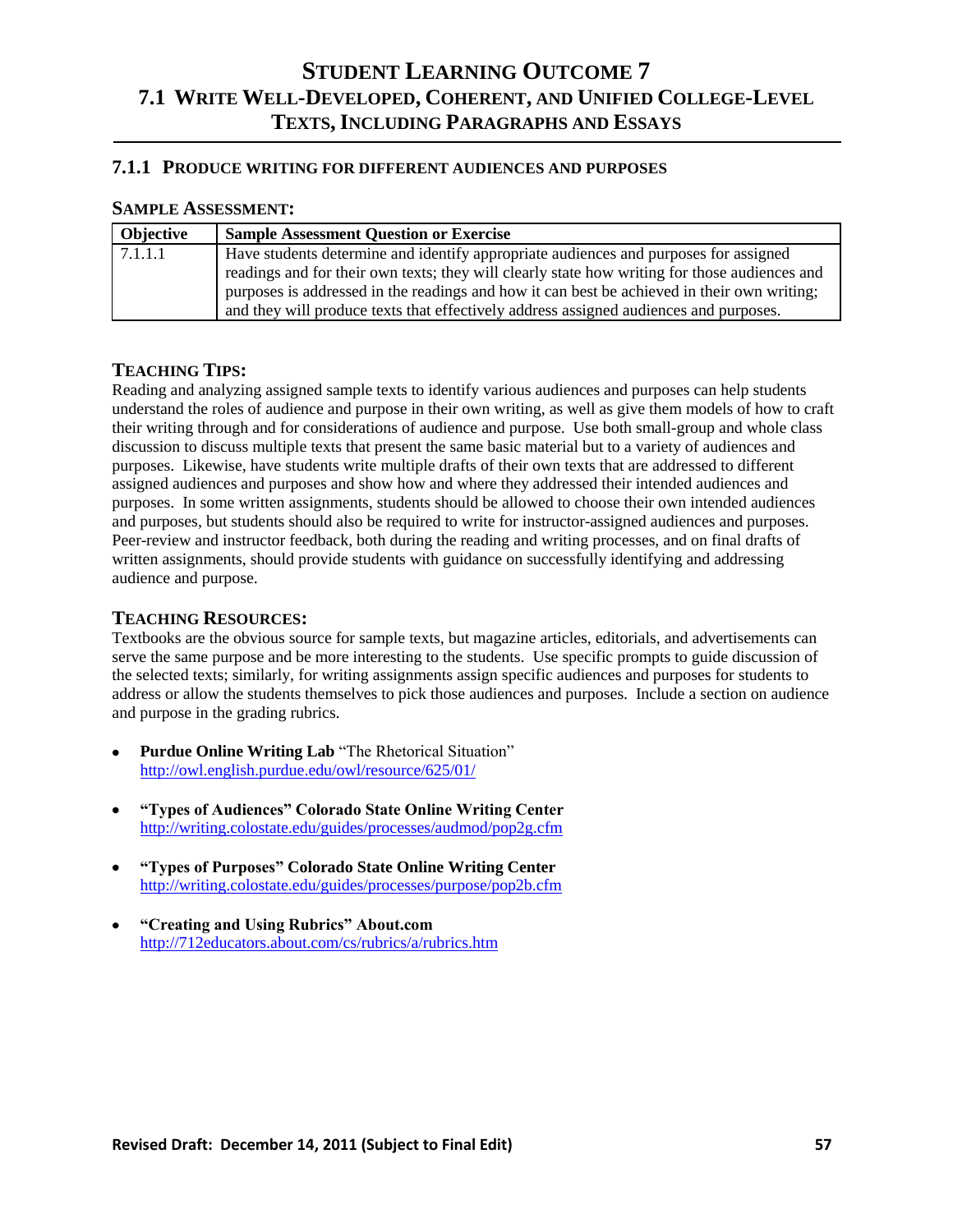# Student Learning Outcome 7

## 7.1 Write Well-Developed, Coherent, and Unified College-Level Texts, Including Paragraphs and Essays

### 7.1.1 Produce writing for different audiences and purposes

**Sample Assessment:**

| Objective | Sample Assessment Question or Exercise |
|---|---|
| 7.1.1.1 | Have students determine and identify appropriate audiences and purposes for assigned readings and for their own texts; they will clearly state how writing for those audiences and purposes is addressed in the readings and how it can best be achieved in their own writing; and they will produce texts that effectively address assigned audiences and purposes. |

**Teaching Tips:**

Reading and analyzing assigned sample texts to identify various audiences and purposes can help students understand the roles of audience and purpose in their own writing, as well as give them models of how to craft their writing through and for considerations of audience and purpose. Use both small-group and whole class discussion to discuss multiple texts that present the same basic material but to a variety of audiences and purposes. Likewise, have students write multiple drafts of their own texts that are addressed to different assigned audiences and purposes and show how and where they addressed their intended audiences and purposes. In some written assignments, students should be allowed to choose their own intended audiences and purposes, but students should also be required to write for instructor-assigned audiences and purposes. Peer-review and instructor feedback, both during the reading and writing processes, and on final drafts of written assignments, should provide students with guidance on successfully identifying and addressing audience and purpose.

**Teaching Resources:**

Textbooks are the obvious source for sample texts, but magazine articles, editorials, and advertisements can serve the same purpose and be more interesting to the students. Use specific prompts to guide discussion of the selected texts; similarly, for writing assignments assign specific audiences and purposes for students to address or allow the students themselves to pick those audiences and purposes. Include a section on audience and purpose in the grading rubrics.

- **Purdue Online Writing Lab** "The Rhetorical Situation"
  http://owl.english.purdue.edu/owl/resource/625/01/
- **"Types of Audiences" Colorado State Online Writing Center**
  http://writing.colostate.edu/guides/processes/audmod/pop2g.cfm
- **"Types of Purposes" Colorado State Online Writing Center**
  http://writing.colostate.edu/guides/processes/purpose/pop2b.cfm
- **"Creating and Using Rubrics" About.com**
  http://712educators.about.com/cs/rubrics/a/rubrics.htm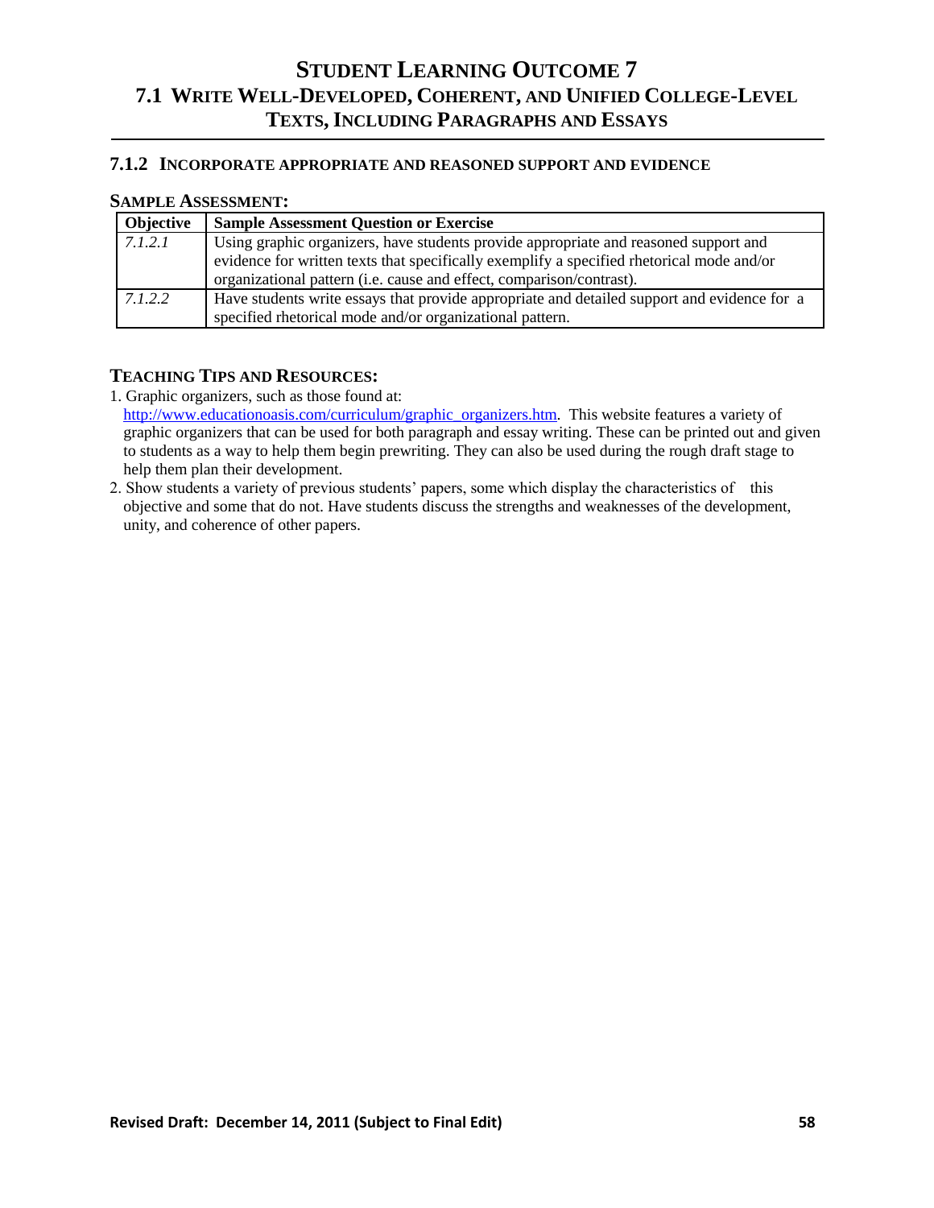# STUDENT LEARNING OUTCOME 7

## 7.1 WRITE WELL-DEVELOPED, COHERENT, AND UNIFIED COLLEGE-LEVEL TEXTS, INCLUDING PARAGRAPHS AND ESSAYS

### 7.1.2 INCORPORATE APPROPRIATE AND REASONED SUPPORT AND EVIDENCE

**SAMPLE ASSESSMENT:**

| Objective | Sample Assessment Question or Exercise |
|---|---|
| *7.1.2.1* | Using graphic organizers, have students provide appropriate and reasoned support and evidence for written texts that specifically exemplify a specified rhetorical mode and/or organizational pattern (i.e. cause and effect, comparison/contrast). |
| *7.1.2.2* | Have students write essays that provide appropriate and detailed support and evidence for a specified rhetorical mode and/or organizational pattern. |

**TEACHING TIPS AND RESOURCES:**

1. Graphic organizers, such as those found at: http://www.educationoasis.com/curriculum/graphic_organizers.htm. This website features a variety of graphic organizers that can be used for both paragraph and essay writing. These can be printed out and given to students as a way to help them begin prewriting. They can also be used during the rough draft stage to help them plan their development.
2. Show students a variety of previous students' papers, some which display the characteristics of this objective and some that do not. Have students discuss the strengths and weaknesses of the development, unity, and coherence of other papers.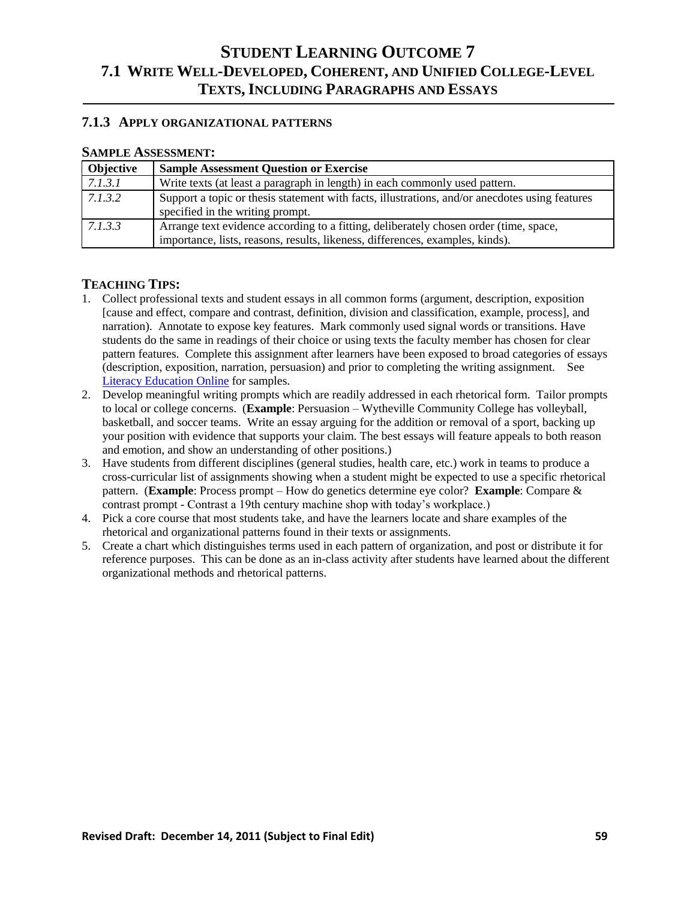# STUDENT LEARNING OUTCOME 7

## 7.1 WRITE WELL-DEVELOPED, COHERENT, AND UNIFIED COLLEGE-LEVEL TEXTS, INCLUDING PARAGRAPHS AND ESSAYS

### 7.1.3 APPLY ORGANIZATIONAL PATTERNS

**SAMPLE ASSESSMENT:**

| Objective | Sample Assessment Question or Exercise |
|---|---|
| *7.1.3.1* | Write texts (at least a paragraph in length) in each commonly used pattern. |
| *7.1.3.2* | Support a topic or thesis statement with facts, illustrations, and/or anecdotes using features specified in the writing prompt. |
| *7.1.3.3* | Arrange text evidence according to a fitting, deliberately chosen order (time, space, importance, lists, reasons, results, likeness, differences, examples, kinds). |

**TEACHING TIPS:**

1. Collect professional texts and student essays in all common forms (argument, description, exposition [cause and effect, compare and contrast, definition, division and classification, example, process], and narration). Annotate to expose key features. Mark commonly used signal words or transitions. Have students do the same in readings of their choice or using texts the faculty member has chosen for clear pattern features. Complete this assignment after learners have been exposed to broad categories of essays (description, exposition, narration, persuasion) and prior to completing the writing assignment. See Literacy Education Online for samples.
2. Develop meaningful writing prompts which are readily addressed in each rhetorical form. Tailor prompts to local or college concerns. (**Example**: Persuasion – Wytheville Community College has volleyball, basketball, and soccer teams. Write an essay arguing for the addition or removal of a sport, backing up your position with evidence that supports your claim. The best essays will feature appeals to both reason and emotion, and show an understanding of other positions.)
3. Have students from different disciplines (general studies, health care, etc.) work in teams to produce a cross-curricular list of assignments showing when a student might be expected to use a specific rhetorical pattern. (**Example**: Process prompt – How do genetics determine eye color? **Example**: Compare & contrast prompt - Contrast a 19th century machine shop with today's workplace.)
4. Pick a core course that most students take, and have the learners locate and share examples of the rhetorical and organizational patterns found in their texts or assignments.
5. Create a chart which distinguishes terms used in each pattern of organization, and post or distribute it for reference purposes. This can be done as an in-class activity after students have learned about the different organizational methods and rhetorical patterns.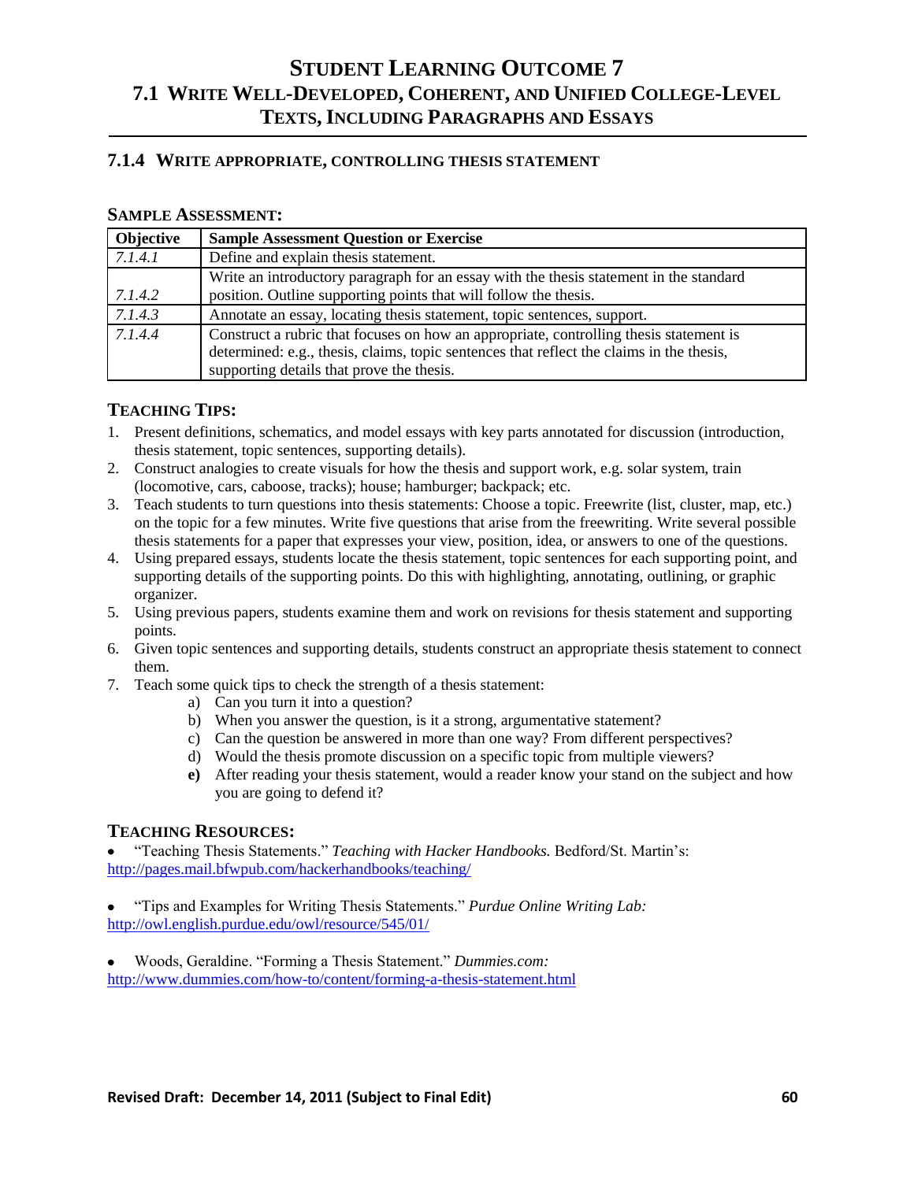# Student Learning Outcome 7
## 7.1 Write Well-Developed, Coherent, and Unified College-Level Texts, Including Paragraphs and Essays

### 7.1.4 Write appropriate, controlling thesis statement

**Sample Assessment:**

| Objective | Sample Assessment Question or Exercise |
|---|---|
| *7.1.4.1* | Define and explain thesis statement. |
| *7.1.4.2* | Write an introductory paragraph for an essay with the thesis statement in the standard position. Outline supporting points that will follow the thesis. |
| *7.1.4.3* | Annotate an essay, locating thesis statement, topic sentences, support. |
| *7.1.4.4* | Construct a rubric that focuses on how an appropriate, controlling thesis statement is determined: e.g., thesis, claims, topic sentences that reflect the claims in the thesis, supporting details that prove the thesis. |

### Teaching Tips:

1. Present definitions, schematics, and model essays with key parts annotated for discussion (introduction, thesis statement, topic sentences, supporting details).
2. Construct analogies to create visuals for how the thesis and support work, e.g. solar system, train (locomotive, cars, caboose, tracks); house; hamburger; backpack; etc.
3. Teach students to turn questions into thesis statements: Choose a topic. Freewrite (list, cluster, map, etc.) on the topic for a few minutes. Write five questions that arise from the freewriting. Write several possible thesis statements for a paper that expresses your view, position, idea, or answers to one of the questions.
4. Using prepared essays, students locate the thesis statement, topic sentences for each supporting point, and supporting details of the supporting points. Do this with highlighting, annotating, outlining, or graphic organizer.
5. Using previous papers, students examine them and work on revisions for thesis statement and supporting points.
6. Given topic sentences and supporting details, students construct an appropriate thesis statement to connect them.
7. Teach some quick tips to check the strength of a thesis statement:
   a) Can you turn it into a question?
   b) When you answer the question, is it a strong, argumentative statement?
   c) Can the question be answered in more than one way? From different perspectives?
   d) Would the thesis promote discussion on a specific topic from multiple viewers?
   **e)** After reading your thesis statement, would a reader know your stand on the subject and how you are going to defend it?

### Teaching Resources:

- "Teaching Thesis Statements." *Teaching with Hacker Handbooks.* Bedford/St. Martin's: http://pages.mail.bfwpub.com/hackerhandbooks/teaching/

- "Tips and Examples for Writing Thesis Statements." *Purdue Online Writing Lab:* http://owl.english.purdue.edu/owl/resource/545/01/

- Woods, Geraldine. "Forming a Thesis Statement." *Dummies.com:* http://www.dummies.com/how-to/content/forming-a-thesis-statement.html

**Revised Draft: December 14, 2011 (Subject to Final Edit)**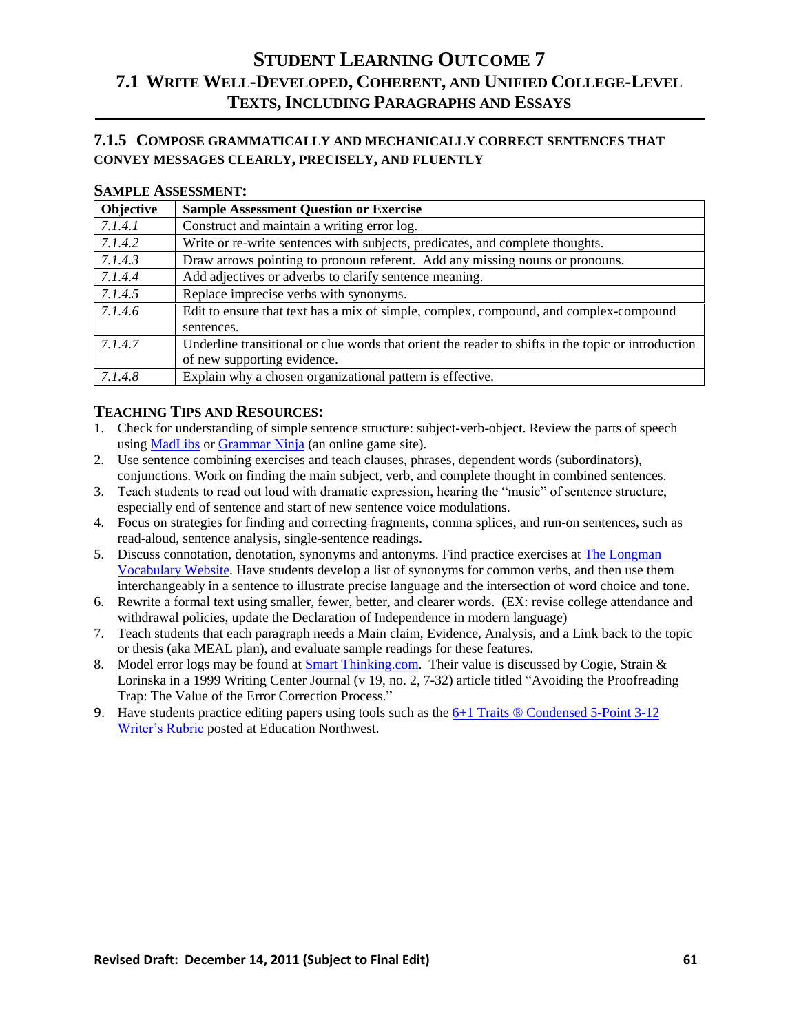# Student Learning Outcome 7

## 7.1 Write Well-Developed, Coherent, and Unified College-Level Texts, Including Paragraphs and Essays

### 7.1.5 Compose grammatically and mechanically correct sentences that convey messages clearly, precisely, and fluently

**Sample Assessment:**

| Objective | Sample Assessment Question or Exercise |
|---|---|
| *7.1.4.1* | Construct and maintain a writing error log. |
| *7.1.4.2* | Write or re-write sentences with subjects, predicates, and complete thoughts. |
| *7.1.4.3* | Draw arrows pointing to pronoun referent. Add any missing nouns or pronouns. |
| *7.1.4.4* | Add adjectives or adverbs to clarify sentence meaning. |
| *7.1.4.5* | Replace imprecise verbs with synonyms. |
| *7.1.4.6* | Edit to ensure that text has a mix of simple, complex, compound, and complex-compound sentences. |
| *7.1.4.7* | Underline transitional or clue words that orient the reader to shifts in the topic or introduction of new supporting evidence. |
| *7.1.4.8* | Explain why a chosen organizational pattern is effective. |

**Teaching Tips and Resources:**

1. Check for understanding of simple sentence structure: subject-verb-object. Review the parts of speech using MadLibs or Grammar Ninja (an online game site).
2. Use sentence combining exercises and teach clauses, phrases, dependent words (subordinators), conjunctions. Work on finding the main subject, verb, and complete thought in combined sentences.
3. Teach students to read out loud with dramatic expression, hearing the "music" of sentence structure, especially end of sentence and start of new sentence voice modulations.
4. Focus on strategies for finding and correcting fragments, comma splices, and run-on sentences, such as read-aloud, sentence analysis, single-sentence readings.
5. Discuss connotation, denotation, synonyms and antonyms. Find practice exercises at The Longman Vocabulary Website. Have students develop a list of synonyms for common verbs, and then use them interchangeably in a sentence to illustrate precise language and the intersection of word choice and tone.
6. Rewrite a formal text using smaller, fewer, better, and clearer words. (EX: revise college attendance and withdrawal policies, update the Declaration of Independence in modern language)
7. Teach students that each paragraph needs a Main claim, Evidence, Analysis, and a Link back to the topic or thesis (aka MEAL plan), and evaluate sample readings for these features.
8. Model error logs may be found at Smart Thinking.com. Their value is discussed by Cogie, Strain & Lorinska in a 1999 Writing Center Journal (v 19, no. 2, 7-32) article titled "Avoiding the Proofreading Trap: The Value of the Error Correction Process."
9. Have students practice editing papers using tools such as the 6+1 Traits ® Condensed 5-Point 3-12 Writer's Rubric posted at Education Northwest.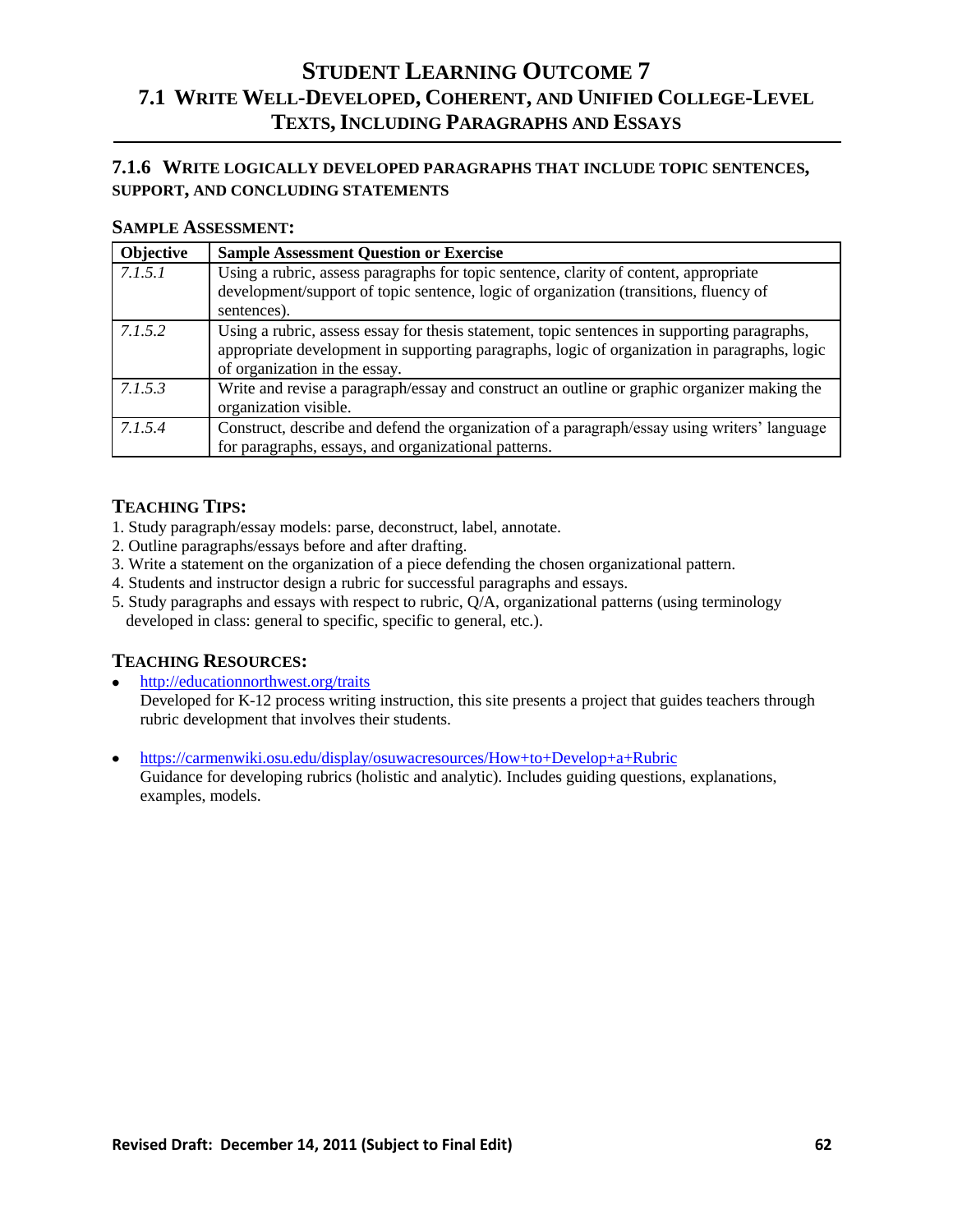# STUDENT LEARNING OUTCOME 7

## 7.1 WRITE WELL-DEVELOPED, COHERENT, AND UNIFIED COLLEGE-LEVEL TEXTS, INCLUDING PARAGRAPHS AND ESSAYS

### 7.1.6 WRITE LOGICALLY DEVELOPED PARAGRAPHS THAT INCLUDE TOPIC SENTENCES, SUPPORT, AND CONCLUDING STATEMENTS

**SAMPLE ASSESSMENT:**

| Objective | Sample Assessment Question or Exercise |
|---|---|
| *7.1.5.1* | Using a rubric, assess paragraphs for topic sentence, clarity of content, appropriate development/support of topic sentence, logic of organization (transitions, fluency of sentences). |
| *7.1.5.2* | Using a rubric, assess essay for thesis statement, topic sentences in supporting paragraphs, appropriate development in supporting paragraphs, logic of organization in paragraphs, logic of organization in the essay. |
| *7.1.5.3* | Write and revise a paragraph/essay and construct an outline or graphic organizer making the organization visible. |
| *7.1.5.4* | Construct, describe and defend the organization of a paragraph/essay using writers' language for paragraphs, essays, and organizational patterns. |

**TEACHING TIPS:**

1. Study paragraph/essay models: parse, deconstruct, label, annotate.
2. Outline paragraphs/essays before and after drafting.
3. Write a statement on the organization of a piece defending the chosen organizational pattern.
4. Students and instructor design a rubric for successful paragraphs and essays.
5. Study paragraphs and essays with respect to rubric, Q/A, organizational patterns (using terminology developed in class: general to specific, specific to general, etc.).

**TEACHING RESOURCES:**

- http://educationnorthwest.org/traits
  Developed for K-12 process writing instruction, this site presents a project that guides teachers through rubric development that involves their students.

- https://carmenwiki.osu.edu/display/osuwacresources/How+to+Develop+a+Rubric
  Guidance for developing rubrics (holistic and analytic). Includes guiding questions, explanations, examples, models.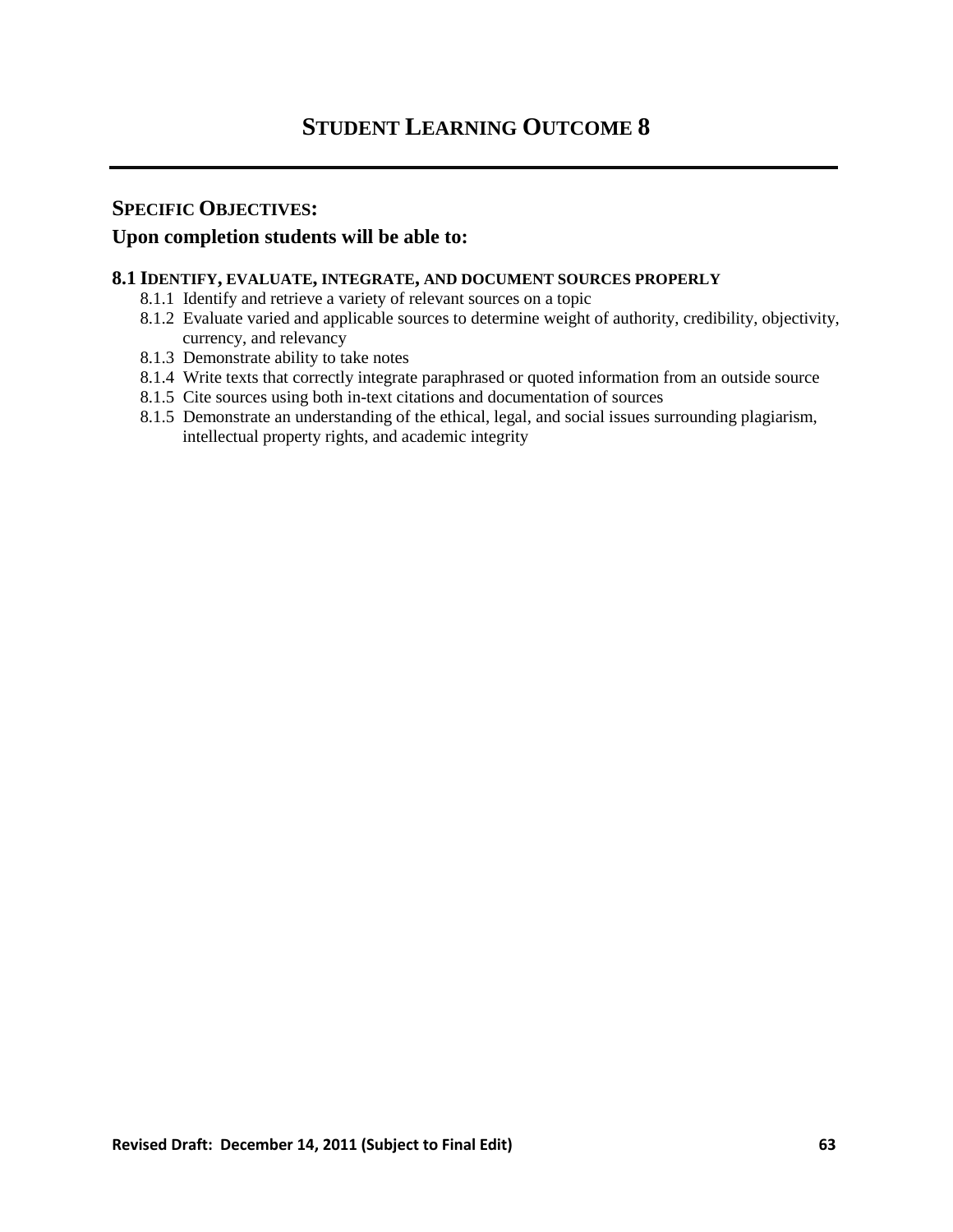# Student Learning Outcome 8

## Specific Objectives:

### Upon completion students will be able to:

**8.1 Identify, evaluate, integrate, and document sources properly**

- 8.1.1 Identify and retrieve a variety of relevant sources on a topic
- 8.1.2 Evaluate varied and applicable sources to determine weight of authority, credibility, objectivity, currency, and relevancy
- 8.1.3 Demonstrate ability to take notes
- 8.1.4 Write texts that correctly integrate paraphrased or quoted information from an outside source
- 8.1.5 Cite sources using both in-text citations and documentation of sources
- 8.1.5 Demonstrate an understanding of the ethical, legal, and social issues surrounding plagiarism, intellectual property rights, and academic integrity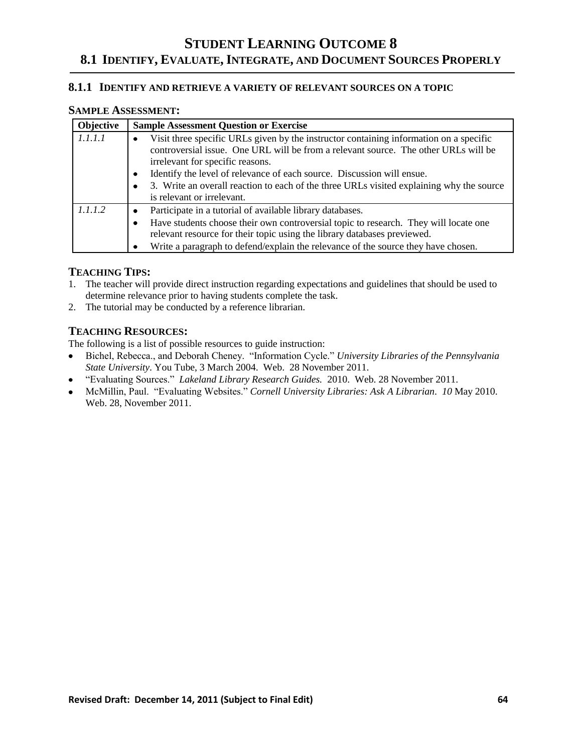# STUDENT LEARNING OUTCOME 8
## 8.1 IDENTIFY, EVALUATE, INTEGRATE, AND DOCUMENT SOURCES PROPERLY

### 8.1.1 IDENTIFY AND RETRIEVE A VARIETY OF RELEVANT SOURCES ON A TOPIC

**SAMPLE ASSESSMENT:**

| Objective | Sample Assessment Question or Exercise |
|---|---|
| *1.1.1.1* | • Visit three specific URLs given by the instructor containing information on a specific controversial issue. One URL will be from a relevant source. The other URLs will be irrelevant for specific reasons.<br>• Identify the level of relevance of each source. Discussion will ensue.<br>• 3. Write an overall reaction to each of the three URLs visited explaining why the source is relevant or irrelevant. |
| *1.1.1.2* | • Participate in a tutorial of available library databases.<br>• Have students choose their own controversial topic to research. They will locate one relevant resource for their topic using the library databases previewed.<br>• Write a paragraph to defend/explain the relevance of the source they have chosen. |

**TEACHING TIPS:**

1. The teacher will provide direct instruction regarding expectations and guidelines that should be used to determine relevance prior to having students complete the task.
2. The tutorial may be conducted by a reference librarian.

**TEACHING RESOURCES:**

The following is a list of possible resources to guide instruction:

- Bichel, Rebecca., and Deborah Cheney. "Information Cycle." *University Libraries of the Pennsylvania State University*. You Tube, 3 March 2004. Web. 28 November 2011.
- "Evaluating Sources." *Lakeland Library Research Guides.* 2010. Web. 28 November 2011.
- McMillin, Paul. "Evaluating Websites." *Cornell University Libraries: Ask A Librarian*. *10* May 2010. Web. 28, November 2011.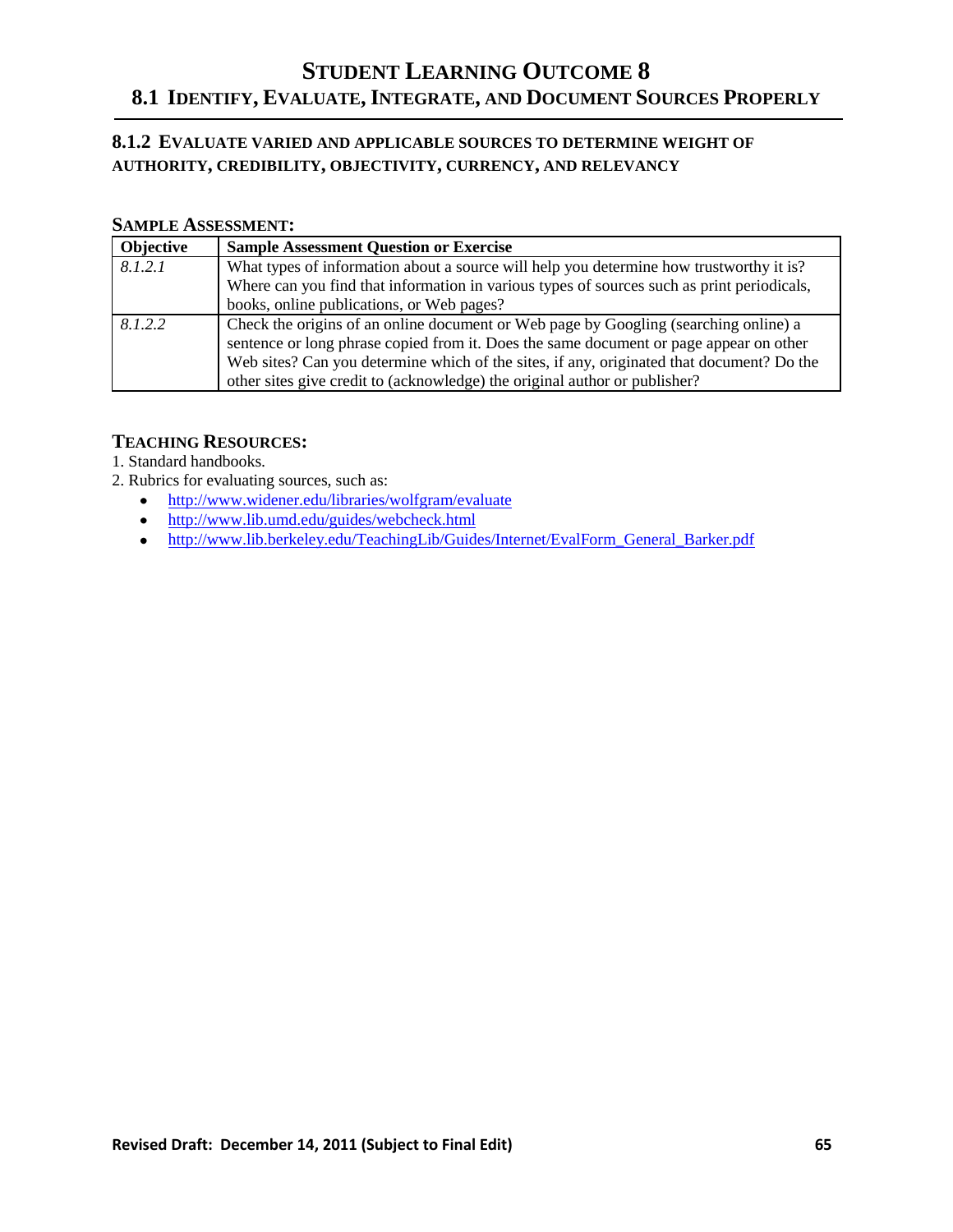# Student Learning Outcome 8

## 8.1 Identify, Evaluate, Integrate, and Document Sources Properly

### 8.1.2 Evaluate varied and applicable sources to determine weight of authority, credibility, objectivity, currency, and relevancy

**Sample Assessment:**

| Objective | Sample Assessment Question or Exercise |
|---|---|
| *8.1.2.1* | What types of information about a source will help you determine how trustworthy it is? Where can you find that information in various types of sources such as print periodicals, books, online publications, or Web pages? |
| *8.1.2.2* | Check the origins of an online document or Web page by Googling (searching online) a sentence or long phrase copied from it. Does the same document or page appear on other Web sites? Can you determine which of the sites, if any, originated that document? Do the other sites give credit to (acknowledge) the original author or publisher? |

**Teaching Resources:**

1. Standard handbooks.
2. Rubrics for evaluating sources, such as:
   - http://www.widener.edu/libraries/wolfgram/evaluate
   - http://www.lib.umd.edu/guides/webcheck.html
   - http://www.lib.berkeley.edu/TeachingLib/Guides/Internet/EvalForm_General_Barker.pdf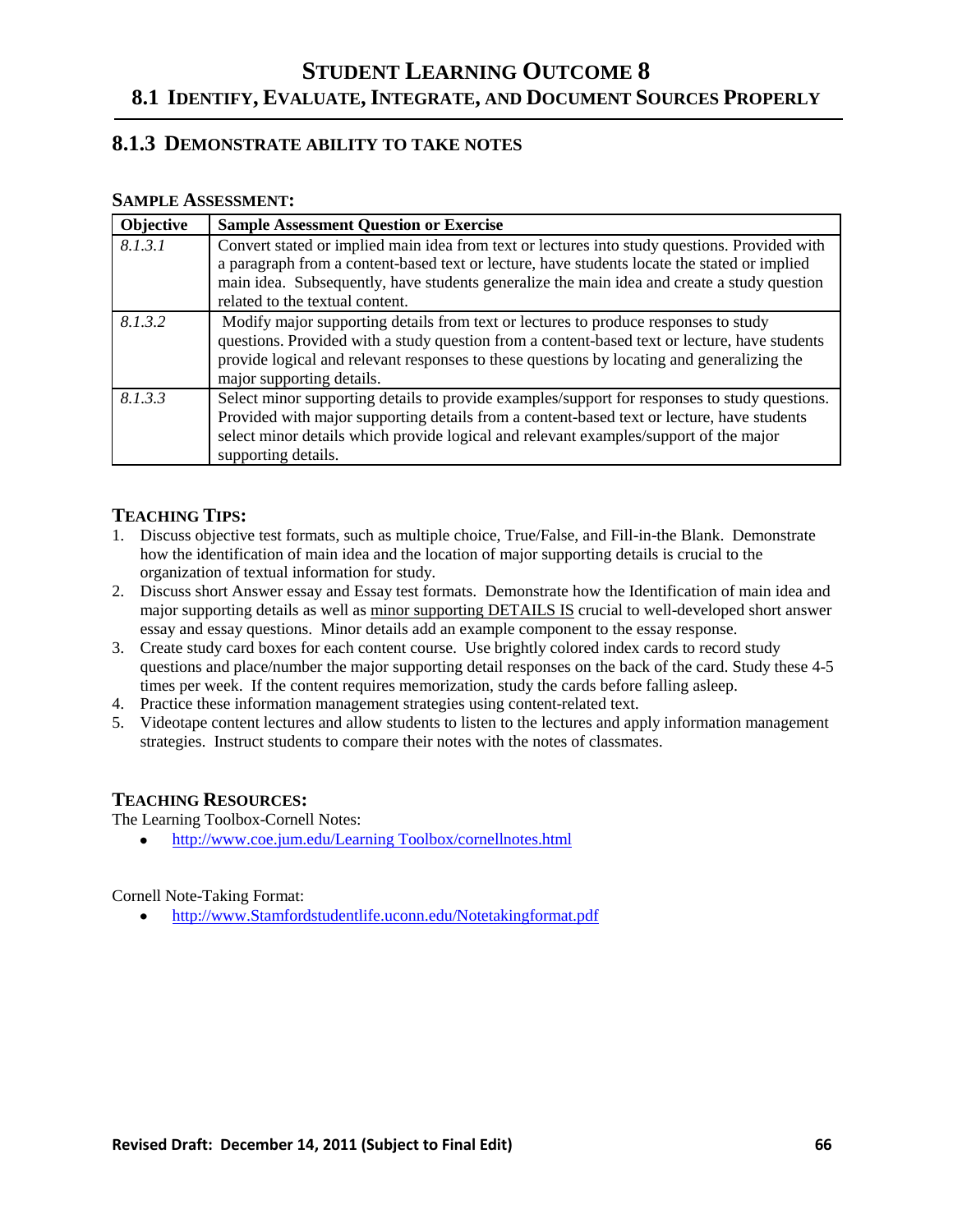# STUDENT LEARNING OUTCOME 8

## 8.1 IDENTIFY, EVALUATE, INTEGRATE, AND DOCUMENT SOURCES PROPERLY

### 8.1.3 DEMONSTRATE ABILITY TO TAKE NOTES

**SAMPLE ASSESSMENT:**

| Objective | Sample Assessment Question or Exercise |
|---|---|
| *8.1.3.1* | Convert stated or implied main idea from text or lectures into study questions. Provided with a paragraph from a content-based text or lecture, have students locate the stated or implied main idea. Subsequently, have students generalize the main idea and create a study question related to the textual content. |
| *8.1.3.2* | Modify major supporting details from text or lectures to produce responses to study questions. Provided with a study question from a content-based text or lecture, have students provide logical and relevant responses to these questions by locating and generalizing the major supporting details. |
| *8.1.3.3* | Select minor supporting details to provide examples/support for responses to study questions. Provided with major supporting details from a content-based text or lecture, have students select minor details which provide logical and relevant examples/support of the major supporting details. |

**TEACHING TIPS:**

1. Discuss objective test formats, such as multiple choice, True/False, and Fill-in-the Blank. Demonstrate how the identification of main idea and the location of major supporting details is crucial to the organization of textual information for study.
2. Discuss short Answer essay and Essay test formats. Demonstrate how the Identification of main idea and major supporting details as well as <u>minor supporting DETAILS IS</u> crucial to well-developed short answer essay and essay questions. Minor details add an example component to the essay response.
3. Create study card boxes for each content course. Use brightly colored index cards to record study questions and place/number the major supporting detail responses on the back of the card. Study these 4-5 times per week. If the content requires memorization, study the cards before falling asleep.
4. Practice these information management strategies using content-related text.
5. Videotape content lectures and allow students to listen to the lectures and apply information management strategies. Instruct students to compare their notes with the notes of classmates.

**TEACHING RESOURCES:**

The Learning Toolbox-Cornell Notes:

- http://www.coe.jum.edu/Learning Toolbox/cornellnotes.html

Cornell Note-Taking Format:

- http://www.Stamfordstudentlife.uconn.edu/Notetakingformat.pdf

Revised Draft: December 14, 2011 (Subject to Final Edit)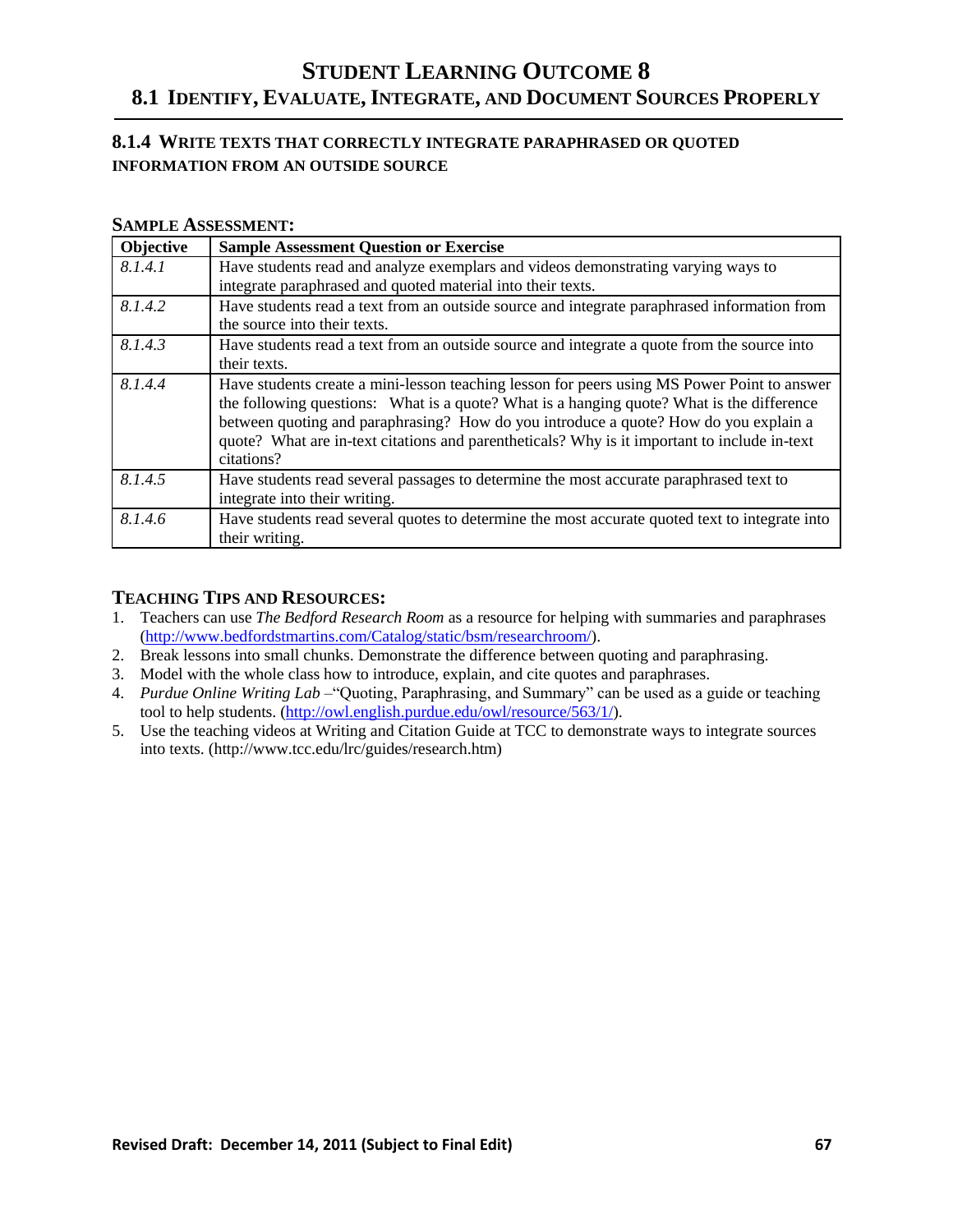# Student Learning Outcome 8

## 8.1 Identify, Evaluate, Integrate, and Document Sources Properly

### 8.1.4 Write texts that correctly integrate paraphrased or quoted information from an outside source

**Sample Assessment:**

| Objective | Sample Assessment Question or Exercise |
|---|---|
| *8.1.4.1* | Have students read and analyze exemplars and videos demonstrating varying ways to integrate paraphrased and quoted material into their texts. |
| *8.1.4.2* | Have students read a text from an outside source and integrate paraphrased information from the source into their texts. |
| *8.1.4.3* | Have students read a text from an outside source and integrate a quote from the source into their texts. |
| *8.1.4.4* | Have students create a mini-lesson teaching lesson for peers using MS Power Point to answer the following questions: What is a quote? What is a hanging quote? What is the difference between quoting and paraphrasing? How do you introduce a quote? How do you explain a quote? What are in-text citations and parentheticals? Why is it important to include in-text citations? |
| *8.1.4.5* | Have students read several passages to determine the most accurate paraphrased text to integrate into their writing. |
| *8.1.4.6* | Have students read several quotes to determine the most accurate quoted text to integrate into their writing. |

**Teaching Tips and Resources:**

1. Teachers can use *The Bedford Research Room* as a resource for helping with summaries and paraphrases (http://www.bedfordstmartins.com/Catalog/static/bsm/researchroom/).
2. Break lessons into small chunks. Demonstrate the difference between quoting and paraphrasing.
3. Model with the whole class how to introduce, explain, and cite quotes and paraphrases.
4. *Purdue Online Writing Lab* –"Quoting, Paraphrasing, and Summary" can be used as a guide or teaching tool to help students. (http://owl.english.purdue.edu/owl/resource/563/1/).
5. Use the teaching videos at Writing and Citation Guide at TCC to demonstrate ways to integrate sources into texts. (http://www.tcc.edu/lrc/guides/research.htm)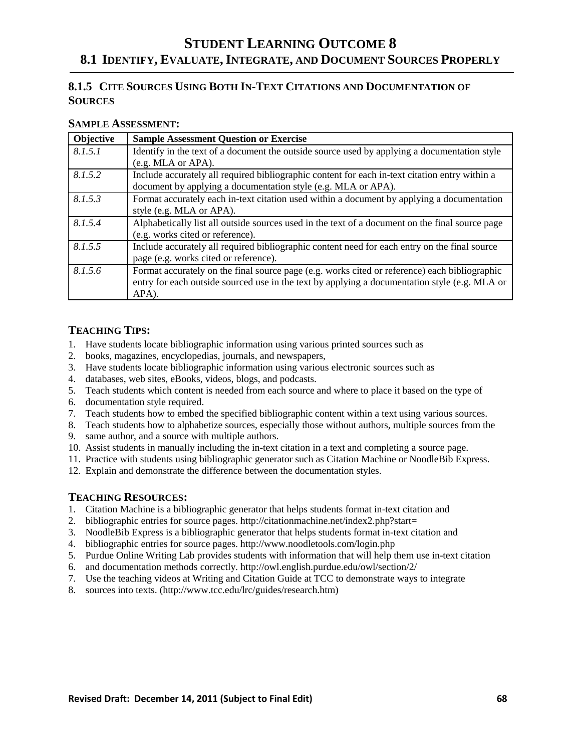# STUDENT LEARNING OUTCOME 8

## 8.1 IDENTIFY, EVALUATE, INTEGRATE, AND DOCUMENT SOURCES PROPERLY

### 8.1.5 CITE SOURCES USING BOTH IN-TEXT CITATIONS AND DOCUMENTATION OF SOURCES

**SAMPLE ASSESSMENT:**

| Objective | Sample Assessment Question or Exercise |
|---|---|
| *8.1.5.1* | Identify in the text of a document the outside source used by applying a documentation style (e.g. MLA or APA). |
| *8.1.5.2* | Include accurately all required bibliographic content for each in-text citation entry within a document by applying a documentation style (e.g. MLA or APA). |
| *8.1.5.3* | Format accurately each in-text citation used within a document by applying a documentation style (e.g. MLA or APA). |
| *8.1.5.4* | Alphabetically list all outside sources used in the text of a document on the final source page (e.g. works cited or reference). |
| *8.1.5.5* | Include accurately all required bibliographic content need for each entry on the final source page (e.g. works cited or reference). |
| *8.1.5.6* | Format accurately on the final source page (e.g. works cited or reference) each bibliographic entry for each outside sourced use in the text by applying a documentation style (e.g. MLA or APA). |

### TEACHING TIPS:

1. Have students locate bibliographic information using various printed sources such as
2. books, magazines, encyclopedias, journals, and newspapers,
3. Have students locate bibliographic information using various electronic sources such as
4. databases, web sites, eBooks, videos, blogs, and podcasts.
5. Teach students which content is needed from each source and where to place it based on the type of
6. documentation style required.
7. Teach students how to embed the specified bibliographic content within a text using various sources.
8. Teach students how to alphabetize sources, especially those without authors, multiple sources from the
9. same author, and a source with multiple authors.
10. Assist students in manually including the in-text citation in a text and completing a source page.
11. Practice with students using bibliographic generator such as Citation Machine or NoodleBib Express.
12. Explain and demonstrate the difference between the documentation styles.

### TEACHING RESOURCES:

1. Citation Machine is a bibliographic generator that helps students format in-text citation and
2. bibliographic entries for source pages. http://citationmachine.net/index2.php?start=
3. NoodleBib Express is a bibliographic generator that helps students format in-text citation and
4. bibliographic entries for source pages. http://www.noodletools.com/login.php
5. Purdue Online Writing Lab provides students with information that will help them use in-text citation
6. and documentation methods correctly. http://owl.english.purdue.edu/owl/section/2/
7. Use the teaching videos at Writing and Citation Guide at TCC to demonstrate ways to integrate
8. sources into texts. (http://www.tcc.edu/lrc/guides/research.htm)

**Revised Draft: December 14, 2011 (Subject to Final Edit)**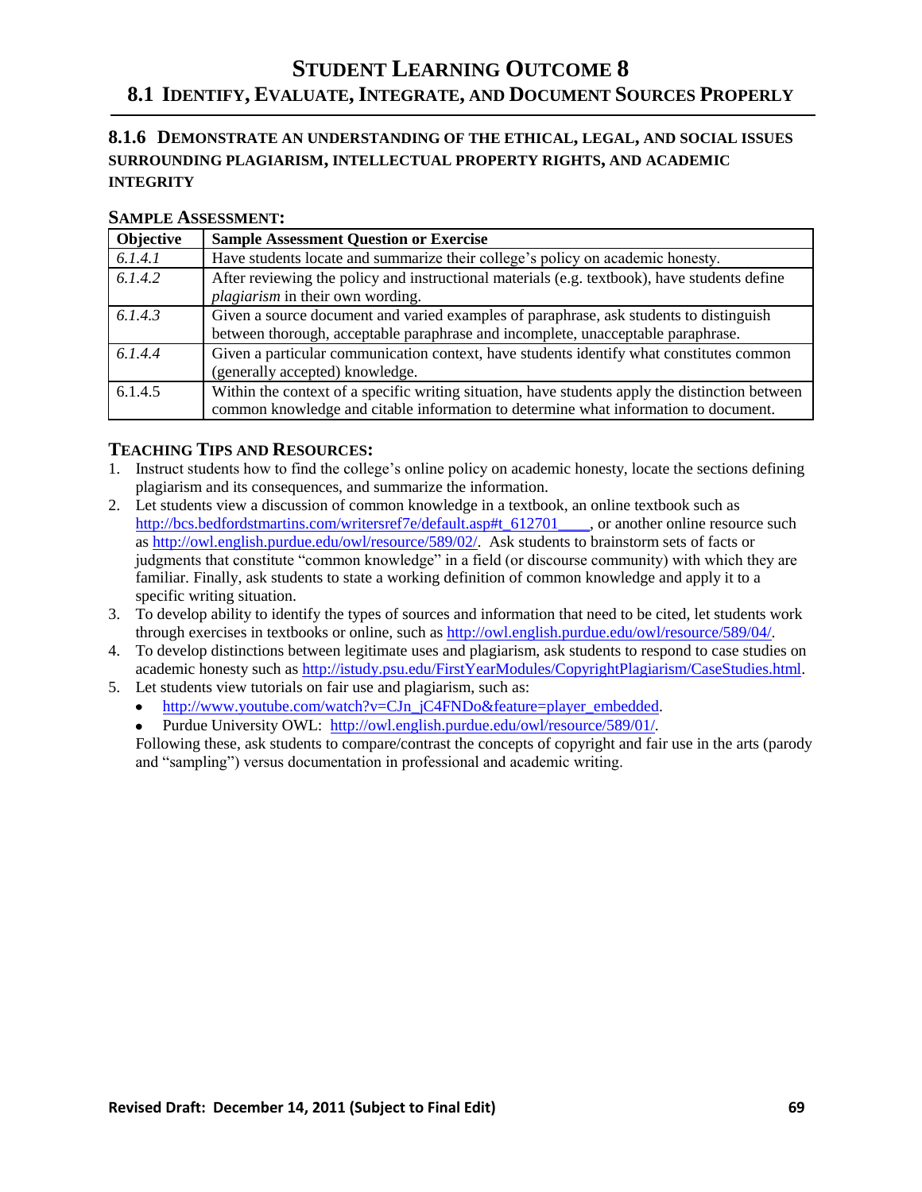# STUDENT LEARNING OUTCOME 8

## 8.1 IDENTIFY, EVALUATE, INTEGRATE, AND DOCUMENT SOURCES PROPERLY

### 8.1.6 DEMONSTRATE AN UNDERSTANDING OF THE ETHICAL, LEGAL, AND SOCIAL ISSUES SURROUNDING PLAGIARISM, INTELLECTUAL PROPERTY RIGHTS, AND ACADEMIC INTEGRITY

**SAMPLE ASSESSMENT:**

| Objective | Sample Assessment Question or Exercise |
|---|---|
| *6.1.4.1* | Have students locate and summarize their college's policy on academic honesty. |
| *6.1.4.2* | After reviewing the policy and instructional materials (e.g. textbook), have students define *plagiarism* in their own wording. |
| *6.1.4.3* | Given a source document and varied examples of paraphrase, ask students to distinguish between thorough, acceptable paraphrase and incomplete, unacceptable paraphrase. |
| *6.1.4.4* | Given a particular communication context, have students identify what constitutes common (generally accepted) knowledge. |
| 6.1.4.5 | Within the context of a specific writing situation, have students apply the distinction between common knowledge and citable information to determine what information to document. |

**TEACHING TIPS AND RESOURCES:**

1. Instruct students how to find the college's online policy on academic honesty, locate the sections defining plagiarism and its consequences, and summarize the information.
2. Let students view a discussion of common knowledge in a textbook, an online textbook such as http://bcs.bedfordstmartins.com/writersref7e/default.asp#t_612701____, or another online resource such as http://owl.english.purdue.edu/owl/resource/589/02/. Ask students to brainstorm sets of facts or judgments that constitute "common knowledge" in a field (or discourse community) with which they are familiar. Finally, ask students to state a working definition of common knowledge and apply it to a specific writing situation.
3. To develop ability to identify the types of sources and information that need to be cited, let students work through exercises in textbooks or online, such as http://owl.english.purdue.edu/owl/resource/589/04/.
4. To develop distinctions between legitimate uses and plagiarism, ask students to respond to case studies on academic honesty such as http://istudy.psu.edu/FirstYearModules/CopyrightPlagiarism/CaseStudies.html.
5. Let students view tutorials on fair use and plagiarism, such as:
   - http://www.youtube.com/watch?v=CJn_jC4FNDo&feature=player_embedded.
   - Purdue University OWL: http://owl.english.purdue.edu/owl/resource/589/01/.

   Following these, ask students to compare/contrast the concepts of copyright and fair use in the arts (parody and "sampling") versus documentation in professional and academic writing.

**Revised Draft: December 14, 2011 (Subject to Final Edit)**